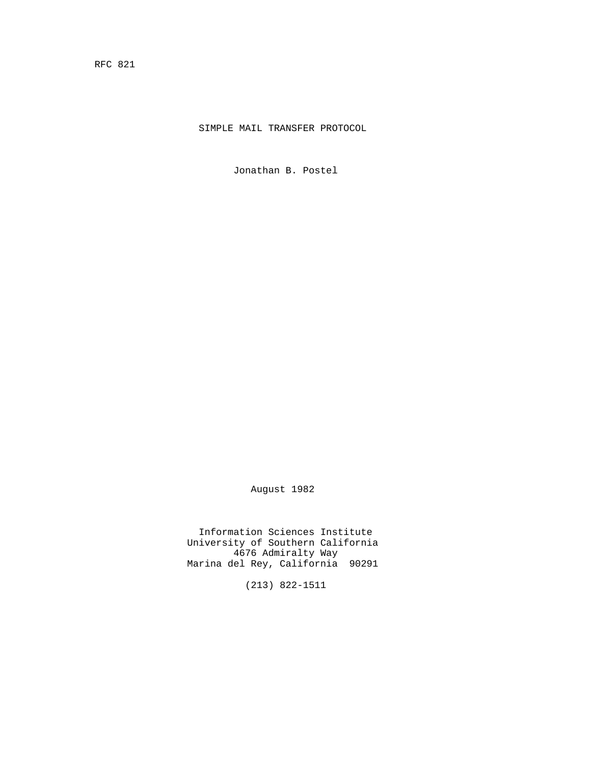RFC 821

# SIMPLE MAIL TRANSFER PROTOCOL

Jonathan B. Postel

August 1982

Information Sciences Institute
University of Southern California
4676 Admiralty Way
Marina del Rey, California 90291

(213) 822-1511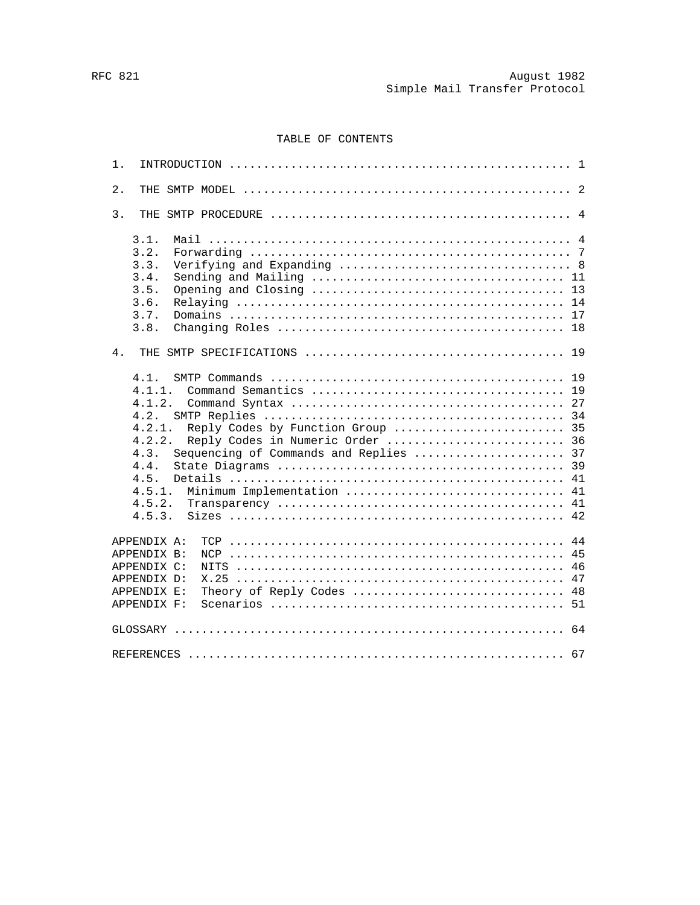## TABLE OF CONTENTS

```
1.  INTRODUCTION .................................................. 1

2.  THE SMTP MODEL ................................................ 2

3.  THE SMTP PROCEDURE ............................................ 4

   3.1.  Mail ..................................................... 4
   3.2.  Forwarding ............................................... 7
   3.3.  Verifying and Expanding .................................. 8
   3.4.  Sending and Mailing ..................................... 11
   3.5.  Opening and Closing ..................................... 13
   3.6.  Relaying ................................................ 14
   3.7.  Domains ................................................. 17
   3.8.  Changing Roles .......................................... 18

4.  THE SMTP SPECIFICATIONS ...................................... 19

   4.1.  SMTP Commands ........................................... 19
   4.1.1.  Command Semantics ..................................... 19
   4.1.2.  Command Syntax ........................................ 27
   4.2.  SMTP Replies ............................................ 34
   4.2.1.  Reply Codes by Function Group ......................... 35
   4.2.2.  Reply Codes in Numeric Order .......................... 36
   4.3.  Sequencing of Commands and Replies ...................... 37
   4.4.  State Diagrams .......................................... 39
   4.5.  Details ................................................. 41
   4.5.1.  Minimum Implementation ................................ 41
   4.5.2.  Transparency .......................................... 41
   4.5.3.  Sizes ................................................. 42

APPENDIX A:  TCP ................................................. 44
APPENDIX B:  NCP ................................................. 45
APPENDIX C:  NITS ................................................ 46
APPENDIX D:  X.25 ................................................ 47
APPENDIX E:  Theory of Reply Codes ............................... 48
APPENDIX F:  Scenarios ........................................... 51

GLOSSARY ......................................................... 64

REFERENCES ....................................................... 67
```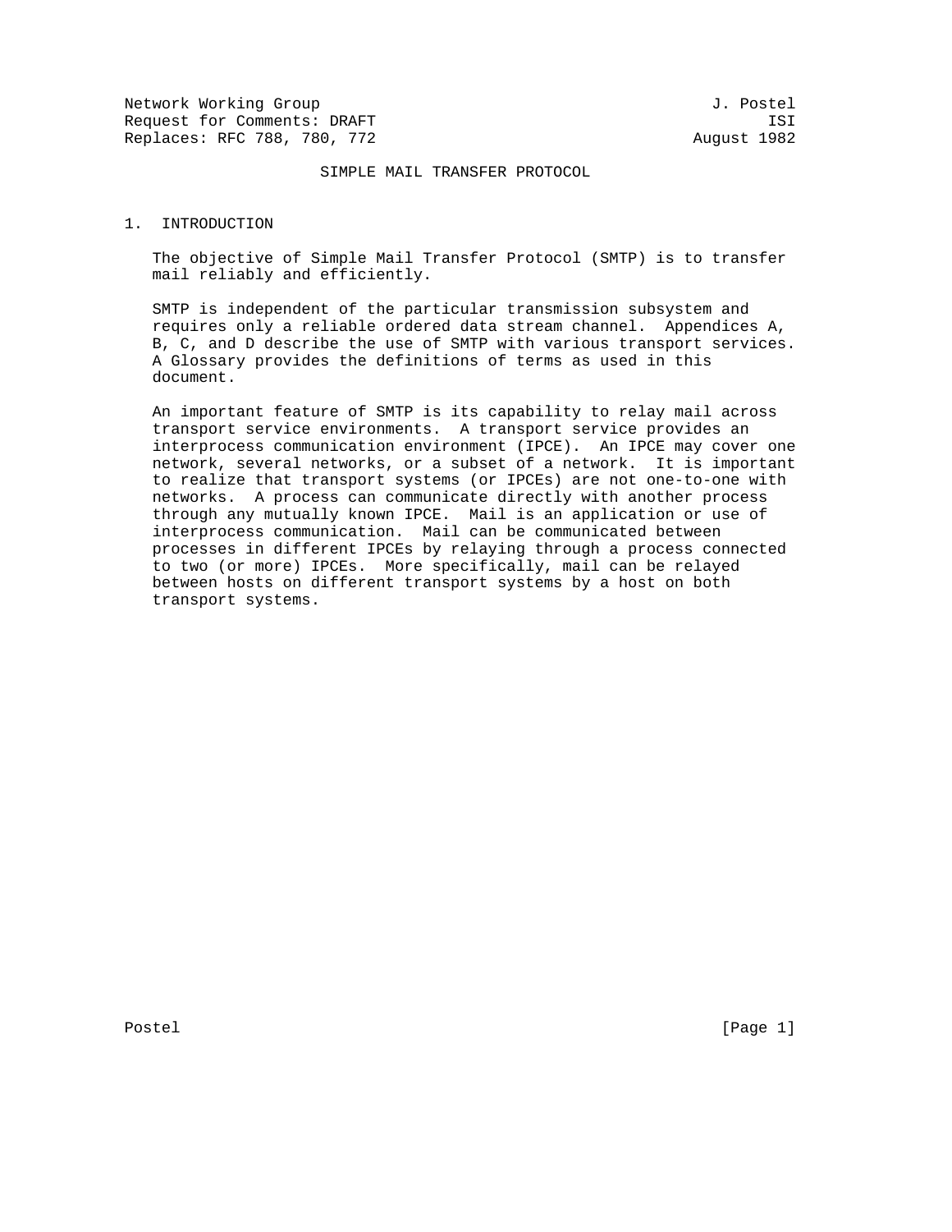Network Working Group J. Postel
Request for Comments: DRAFT ISI
Replaces: RFC 788, 780, 772 August 1982

# SIMPLE MAIL TRANSFER PROTOCOL

## 1. INTRODUCTION

The objective of Simple Mail Transfer Protocol (SMTP) is to transfer mail reliably and efficiently.

SMTP is independent of the particular transmission subsystem and requires only a reliable ordered data stream channel. Appendices A, B, C, and D describe the use of SMTP with various transport services. A Glossary provides the definitions of terms as used in this document.

An important feature of SMTP is its capability to relay mail across transport service environments. A transport service provides an interprocess communication environment (IPCE). An IPCE may cover one network, several networks, or a subset of a network. It is important to realize that transport systems (or IPCEs) are not one-to-one with networks. A process can communicate directly with another process through any mutually known IPCE. Mail is an application or use of interprocess communication. Mail can be communicated between processes in different IPCEs by relaying through a process connected to two (or more) IPCEs. More specifically, mail can be relayed between hosts on different transport systems by a host on both transport systems.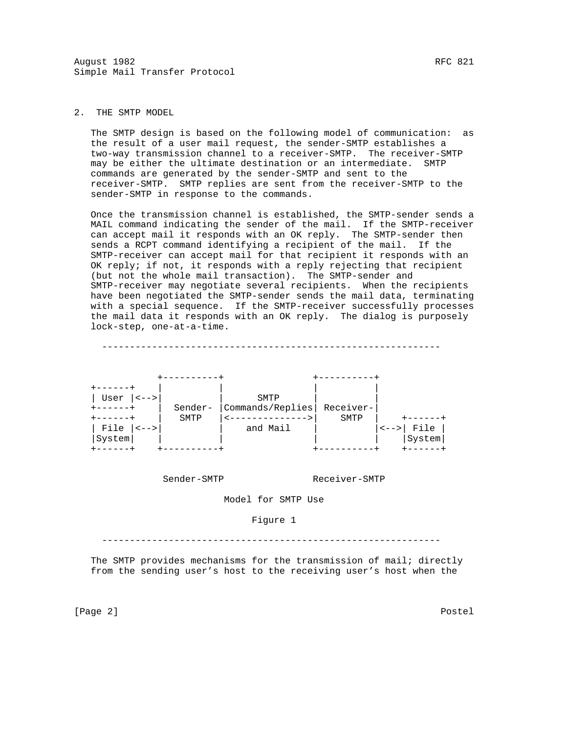## 2. THE SMTP MODEL

The SMTP design is based on the following model of communication: as the result of a user mail request, the sender-SMTP establishes a two-way transmission channel to a receiver-SMTP. The receiver-SMTP may be either the ultimate destination or an intermediate. SMTP commands are generated by the sender-SMTP and sent to the receiver-SMTP. SMTP replies are sent from the receiver-SMTP to the sender-SMTP in response to the commands.

Once the transmission channel is established, the SMTP-sender sends a MAIL command indicating the sender of the mail. If the SMTP-receiver can accept mail it responds with an OK reply. The SMTP-sender then sends a RCPT command identifying a recipient of the mail. If the SMTP-receiver can accept mail for that recipient it responds with an OK reply; if not, it responds with a reply rejecting that recipient (but not the whole mail transaction). The SMTP-sender and SMTP-receiver may negotiate several recipients. When the recipients have been negotiated the SMTP-sender sends the mail data, terminating with a special sequence. If the SMTP-receiver successfully processes the mail data it responds with an OK reply. The dialog is purposely lock-step, one-at-a-time.

```
    -------------------------------------------------------------


               +----------+                +----------+
   +------+    |          |                |          |
   | User |<-->|          |      SMTP      |          |
   +------+    |  Sender- |Commands/Replies| Receiver-|
   +------+    |   SMTP   |<-------------->|    SMTP  |    +------+
   | File |<-->|          |    and Mail    |          |<-->| File |
   |System|    |          |                |          |    |System|
   +------+    +----------+                +----------+    +------+


                Sender-SMTP                Receiver-SMTP

                          Model for SMTP Use

                               Figure 1

    -------------------------------------------------------------
```

The SMTP provides mechanisms for the transmission of mail; directly from the sending user's host to the receiving user's host when the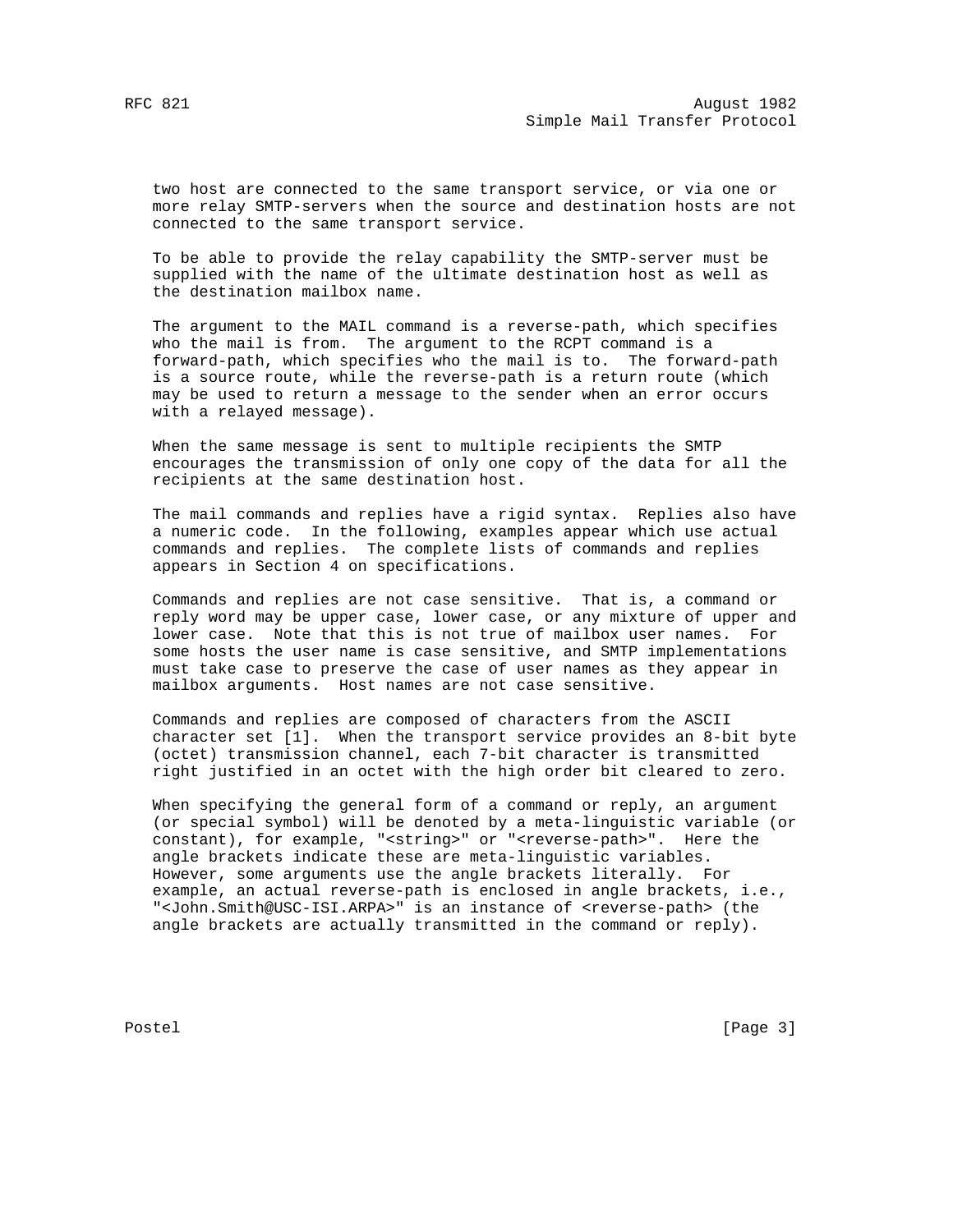two host are connected to the same transport service, or via one or more relay SMTP-servers when the source and destination hosts are not connected to the same transport service.

To be able to provide the relay capability the SMTP-server must be supplied with the name of the ultimate destination host as well as the destination mailbox name.

The argument to the MAIL command is a reverse-path, which specifies who the mail is from. The argument to the RCPT command is a forward-path, which specifies who the mail is to. The forward-path is a source route, while the reverse-path is a return route (which may be used to return a message to the sender when an error occurs with a relayed message).

When the same message is sent to multiple recipients the SMTP encourages the transmission of only one copy of the data for all the recipients at the same destination host.

The mail commands and replies have a rigid syntax. Replies also have a numeric code. In the following, examples appear which use actual commands and replies. The complete lists of commands and replies appears in Section 4 on specifications.

Commands and replies are not case sensitive. That is, a command or reply word may be upper case, lower case, or any mixture of upper and lower case. Note that this is not true of mailbox user names. For some hosts the user name is case sensitive, and SMTP implementations must take case to preserve the case of user names as they appear in mailbox arguments. Host names are not case sensitive.

Commands and replies are composed of characters from the ASCII character set [1]. When the transport service provides an 8-bit byte (octet) transmission channel, each 7-bit character is transmitted right justified in an octet with the high order bit cleared to zero.

When specifying the general form of a command or reply, an argument (or special symbol) will be denoted by a meta-linguistic variable (or constant), for example, "<string>" or "<reverse-path>". Here the angle brackets indicate these are meta-linguistic variables. However, some arguments use the angle brackets literally. For example, an actual reverse-path is enclosed in angle brackets, i.e., "<John.Smith@USC-ISI.ARPA>" is an instance of <reverse-path> (the angle brackets are actually transmitted in the command or reply).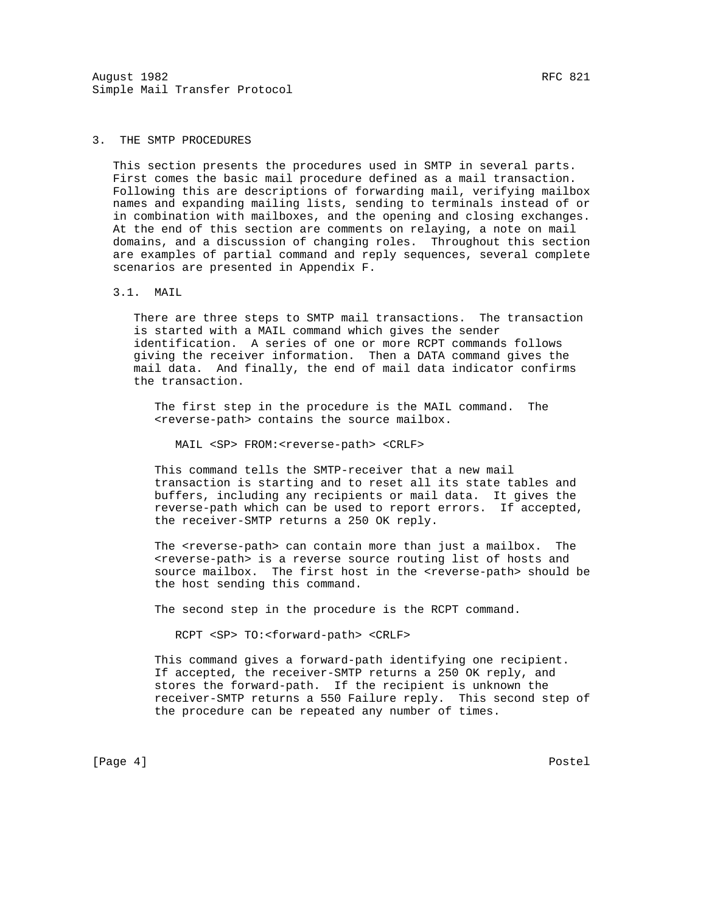## 3. THE SMTP PROCEDURES

This section presents the procedures used in SMTP in several parts. First comes the basic mail procedure defined as a mail transaction. Following this are descriptions of forwarding mail, verifying mailbox names and expanding mailing lists, sending to terminals instead of or in combination with mailboxes, and the opening and closing exchanges. At the end of this section are comments on relaying, a note on mail domains, and a discussion of changing roles. Throughout this section are examples of partial command and reply sequences, several complete scenarios are presented in Appendix F.

### 3.1. MAIL

There are three steps to SMTP mail transactions. The transaction is started with a MAIL command which gives the sender identification. A series of one or more RCPT commands follows giving the receiver information. Then a DATA command gives the mail data. And finally, the end of mail data indicator confirms the transaction.

The first step in the procedure is the MAIL command. The <reverse-path> contains the source mailbox.

```
MAIL <SP> FROM:<reverse-path> <CRLF>
```

This command tells the SMTP-receiver that a new mail transaction is starting and to reset all its state tables and buffers, including any recipients or mail data. It gives the reverse-path which can be used to report errors. If accepted, the receiver-SMTP returns a 250 OK reply.

The <reverse-path> can contain more than just a mailbox. The <reverse-path> is a reverse source routing list of hosts and source mailbox. The first host in the <reverse-path> should be the host sending this command.

The second step in the procedure is the RCPT command.

```
RCPT <SP> TO:<forward-path> <CRLF>
```

This command gives a forward-path identifying one recipient. If accepted, the receiver-SMTP returns a 250 OK reply, and stores the forward-path. If the recipient is unknown the receiver-SMTP returns a 550 Failure reply. This second step of the procedure can be repeated any number of times.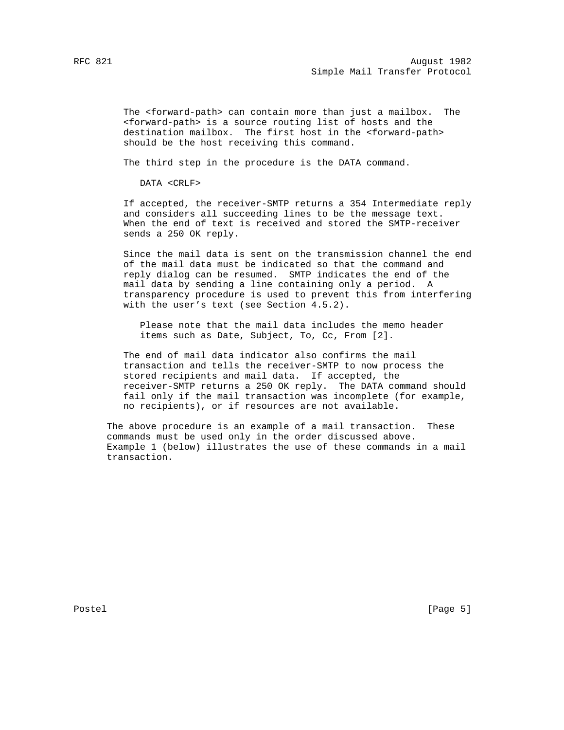The <forward-path> can contain more than just a mailbox. The <forward-path> is a source routing list of hosts and the destination mailbox. The first host in the <forward-path> should be the host receiving this command.

The third step in the procedure is the DATA command.

```
DATA <CRLF>
```

If accepted, the receiver-SMTP returns a 354 Intermediate reply and considers all succeeding lines to be the message text. When the end of text is received and stored the SMTP-receiver sends a 250 OK reply.

Since the mail data is sent on the transmission channel the end of the mail data must be indicated so that the command and reply dialog can be resumed. SMTP indicates the end of the mail data by sending a line containing only a period. A transparency procedure is used to prevent this from interfering with the user's text (see Section 4.5.2).

> Please note that the mail data includes the memo header items such as Date, Subject, To, Cc, From [2].

The end of mail data indicator also confirms the mail transaction and tells the receiver-SMTP to now process the stored recipients and mail data. If accepted, the receiver-SMTP returns a 250 OK reply. The DATA command should fail only if the mail transaction was incomplete (for example, no recipients), or if resources are not available.

The above procedure is an example of a mail transaction. These commands must be used only in the order discussed above. Example 1 (below) illustrates the use of these commands in a mail transaction.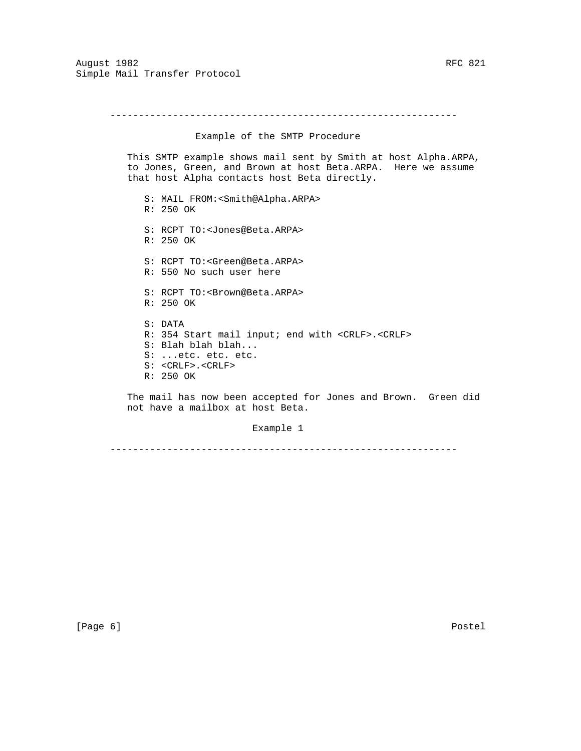---

### Example of the SMTP Procedure

This SMTP example shows mail sent by Smith at host Alpha.ARPA, to Jones, Green, and Brown at host Beta.ARPA. Here we assume that host Alpha contacts host Beta directly.

```
S: MAIL FROM:<Smith@Alpha.ARPA>
R: 250 OK

S: RCPT TO:<Jones@Beta.ARPA>
R: 250 OK

S: RCPT TO:<Green@Beta.ARPA>
R: 550 No such user here

S: RCPT TO:<Brown@Beta.ARPA>
R: 250 OK

S: DATA
R: 354 Start mail input; end with <CRLF>.<CRLF>
S: Blah blah blah...
S: ...etc. etc. etc.
S: <CRLF>.<CRLF>
R: 250 OK
```

The mail has now been accepted for Jones and Brown. Green did not have a mailbox at host Beta.

Example 1

---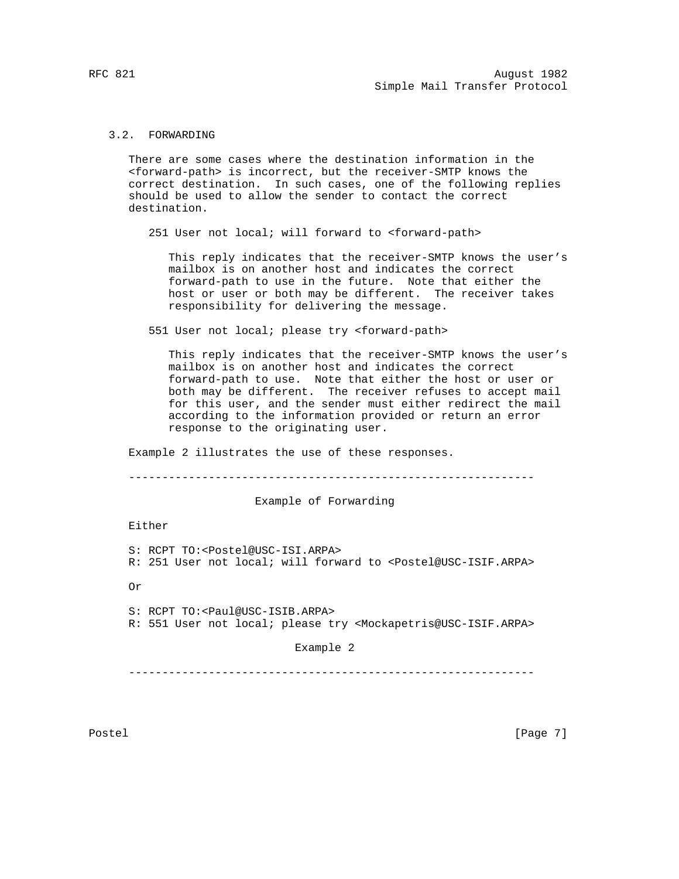### 3.2. FORWARDING

There are some cases where the destination information in the <forward-path> is incorrect, but the receiver-SMTP knows the correct destination. In such cases, one of the following replies should be used to allow the sender to contact the correct destination.

251 User not local; will forward to <forward-path>

This reply indicates that the receiver-SMTP knows the user's mailbox is on another host and indicates the correct forward-path to use in the future. Note that either the host or user or both may be different. The receiver takes responsibility for delivering the message.

551 User not local; please try <forward-path>

This reply indicates that the receiver-SMTP knows the user's mailbox is on another host and indicates the correct forward-path to use. Note that either the host or user or both may be different. The receiver refuses to accept mail for this user, and the sender must either redirect the mail according to the information provided or return an error response to the originating user.

Example 2 illustrates the use of these responses.

```
-------------------------------------------------------------

                    Example of Forwarding

Either

S: RCPT TO:<Postel@USC-ISI.ARPA>
R: 251 User not local; will forward to <Postel@USC-ISIF.ARPA>

Or

S: RCPT TO:<Paul@USC-ISIB.ARPA>
R: 551 User not local; please try <Mockapetris@USC-ISIF.ARPA>

                          Example 2

-------------------------------------------------------------
```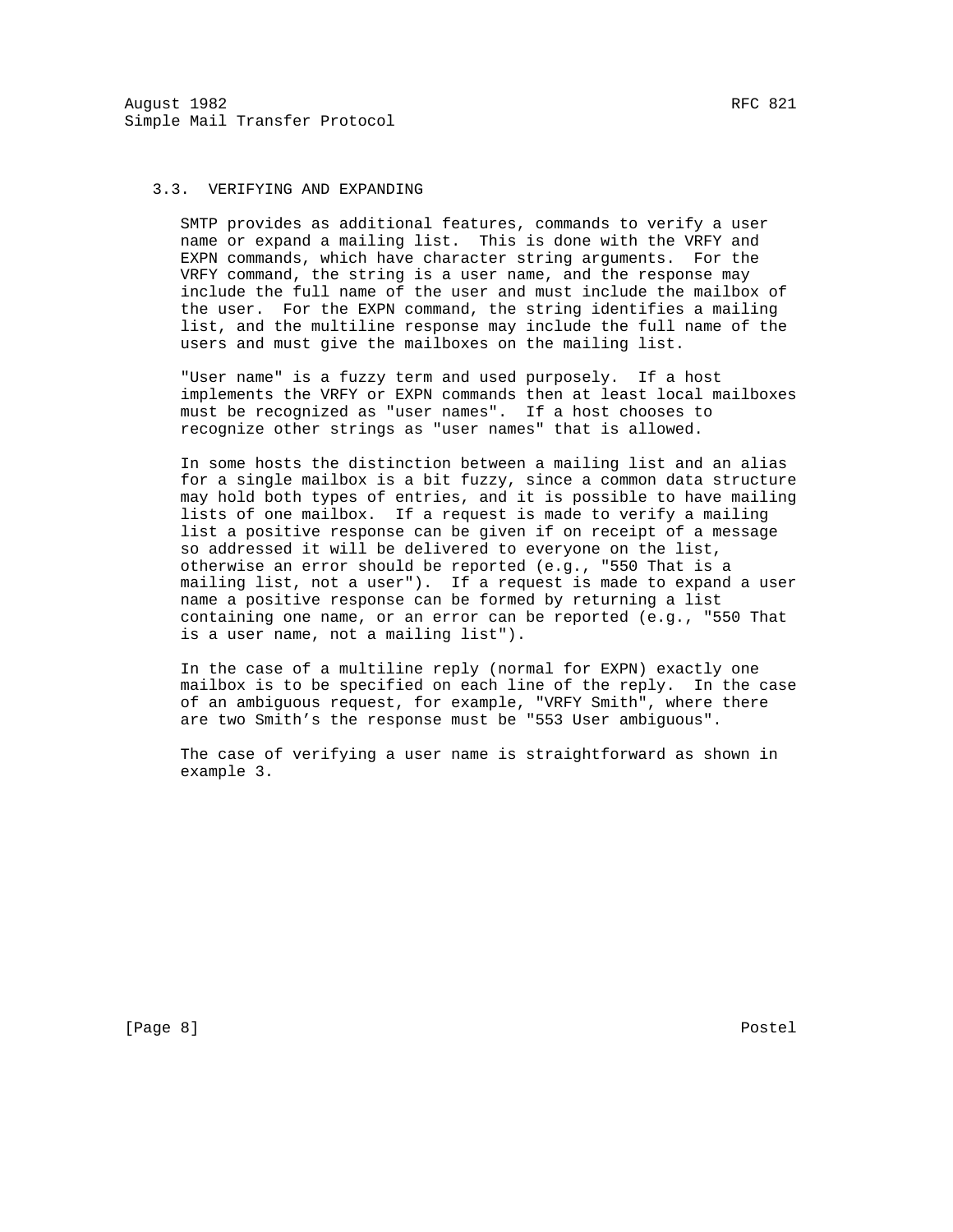### 3.3. VERIFYING AND EXPANDING

SMTP provides as additional features, commands to verify a user name or expand a mailing list. This is done with the VRFY and EXPN commands, which have character string arguments. For the VRFY command, the string is a user name, and the response may include the full name of the user and must include the mailbox of the user. For the EXPN command, the string identifies a mailing list, and the multiline response may include the full name of the users and must give the mailboxes on the mailing list.

"User name" is a fuzzy term and used purposely. If a host implements the VRFY or EXPN commands then at least local mailboxes must be recognized as "user names". If a host chooses to recognize other strings as "user names" that is allowed.

In some hosts the distinction between a mailing list and an alias for a single mailbox is a bit fuzzy, since a common data structure may hold both types of entries, and it is possible to have mailing lists of one mailbox. If a request is made to verify a mailing list a positive response can be given if on receipt of a message so addressed it will be delivered to everyone on the list, otherwise an error should be reported (e.g., "550 That is a mailing list, not a user"). If a request is made to expand a user name a positive response can be formed by returning a list containing one name, or an error can be reported (e.g., "550 That is a user name, not a mailing list").

In the case of a multiline reply (normal for EXPN) exactly one mailbox is to be specified on each line of the reply. In the case of an ambiguous request, for example, "VRFY Smith", where there are two Smith's the response must be "553 User ambiguous".

The case of verifying a user name is straightforward as shown in example 3.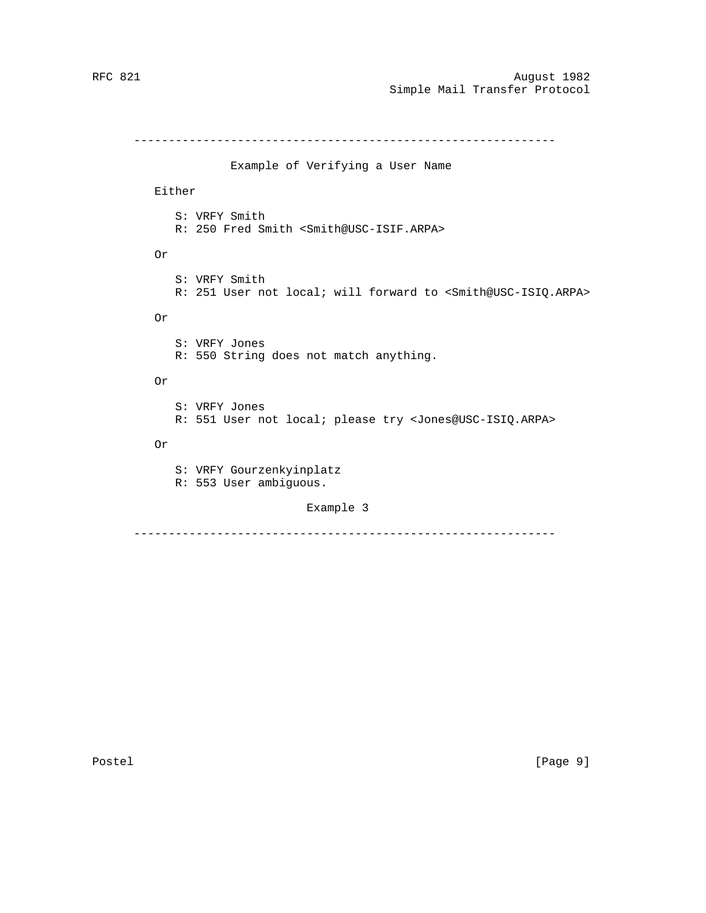---

Example of Verifying a User Name

Either

```
S: VRFY Smith
R: 250 Fred Smith <Smith@USC-ISIF.ARPA>
```

Or

```
S: VRFY Smith
R: 251 User not local; will forward to <Smith@USC-ISIQ.ARPA>
```

Or

```
S: VRFY Jones
R: 550 String does not match anything.
```

Or

```
S: VRFY Jones
R: 551 User not local; please try <Jones@USC-ISIQ.ARPA>
```

Or

```
S: VRFY Gourzenkyinplatz
R: 553 User ambiguous.
```

Example 3

---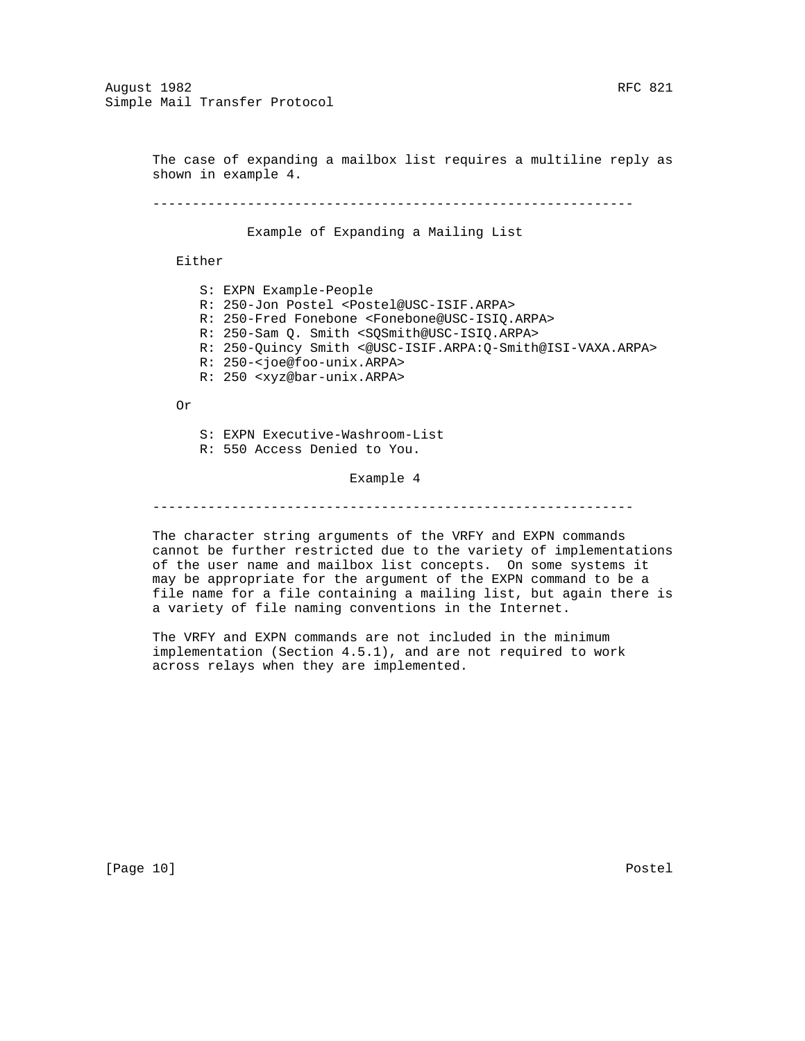The case of expanding a mailbox list requires a multiline reply as shown in example 4.

-------------------------------------------------------------

Example of Expanding a Mailing List

Either

```
S: EXPN Example-People
R: 250-Jon Postel <Postel@USC-ISIF.ARPA>
R: 250-Fred Fonebone <Fonebone@USC-ISIQ.ARPA>
R: 250-Sam Q. Smith <SQSmith@USC-ISIQ.ARPA>
R: 250-Quincy Smith <@USC-ISIF.ARPA:Q-Smith@ISI-VAXA.ARPA>
R: 250-<joe@foo-unix.ARPA>
R: 250 <xyz@bar-unix.ARPA>
```

Or

```
S: EXPN Executive-Washroom-List
R: 550 Access Denied to You.
```

Example 4

-------------------------------------------------------------

The character string arguments of the VRFY and EXPN commands cannot be further restricted due to the variety of implementations of the user name and mailbox list concepts. On some systems it may be appropriate for the argument of the EXPN command to be a file name for a file containing a mailing list, but again there is a variety of file naming conventions in the Internet.

The VRFY and EXPN commands are not included in the minimum implementation (Section 4.5.1), and are not required to work across relays when they are implemented.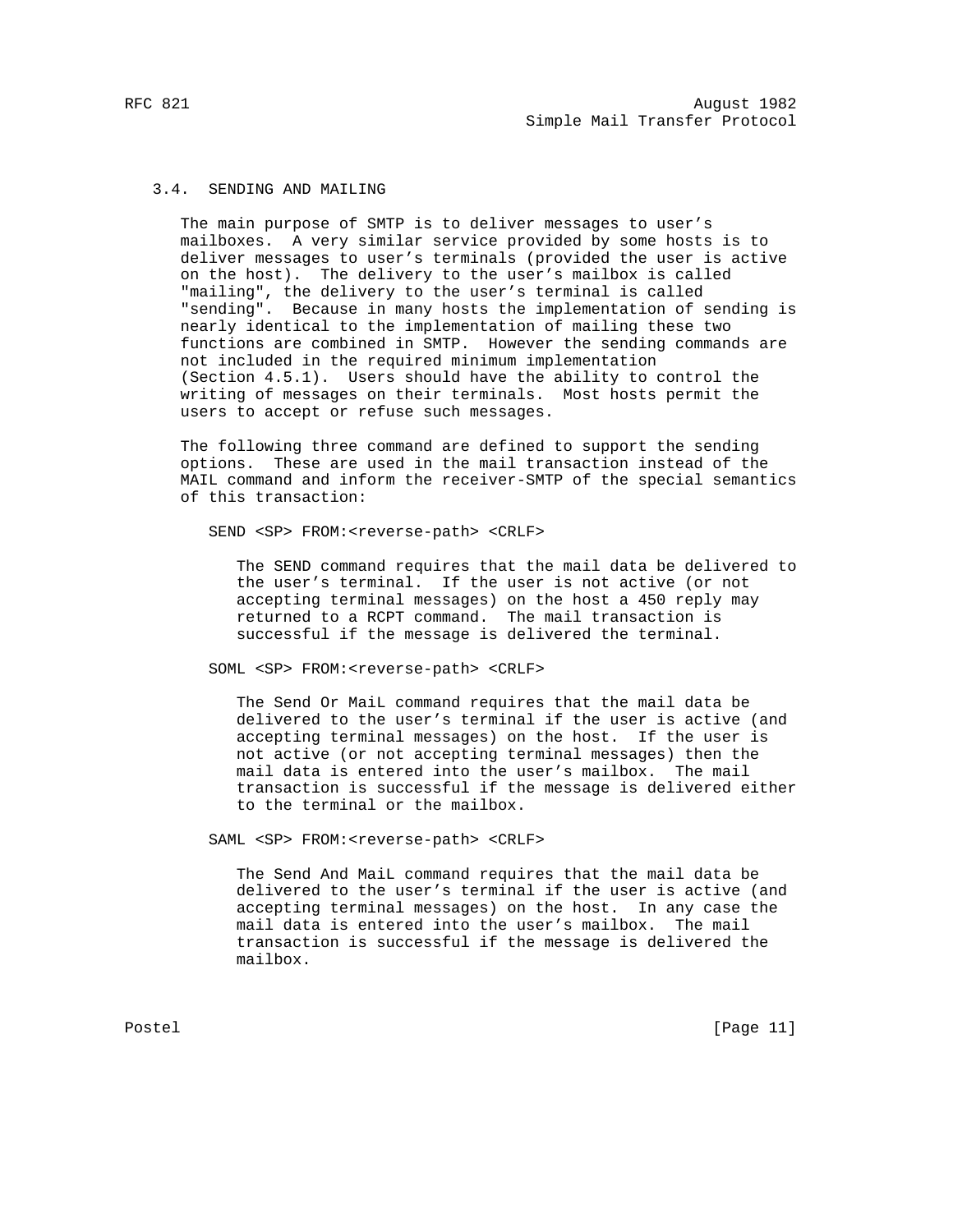### 3.4. SENDING AND MAILING

The main purpose of SMTP is to deliver messages to user's mailboxes. A very similar service provided by some hosts is to deliver messages to user's terminals (provided the user is active on the host). The delivery to the user's mailbox is called "mailing", the delivery to the user's terminal is called "sending". Because in many hosts the implementation of sending is nearly identical to the implementation of mailing these two functions are combined in SMTP. However the sending commands are not included in the required minimum implementation (Section 4.5.1). Users should have the ability to control the writing of messages on their terminals. Most hosts permit the users to accept or refuse such messages.

The following three command are defined to support the sending options. These are used in the mail transaction instead of the MAIL command and inform the receiver-SMTP of the special semantics of this transaction:

```
SEND <SP> FROM:<reverse-path> <CRLF>
```

The SEND command requires that the mail data be delivered to the user's terminal. If the user is not active (or not accepting terminal messages) on the host a 450 reply may returned to a RCPT command. The mail transaction is successful if the message is delivered the terminal.

```
SOML <SP> FROM:<reverse-path> <CRLF>
```

The Send Or MaiL command requires that the mail data be delivered to the user's terminal if the user is active (and accepting terminal messages) on the host. If the user is not active (or not accepting terminal messages) then the mail data is entered into the user's mailbox. The mail transaction is successful if the message is delivered either to the terminal or the mailbox.

```
SAML <SP> FROM:<reverse-path> <CRLF>
```

The Send And MaiL command requires that the mail data be delivered to the user's terminal if the user is active (and accepting terminal messages) on the host. In any case the mail data is entered into the user's mailbox. The mail transaction is successful if the message is delivered the mailbox.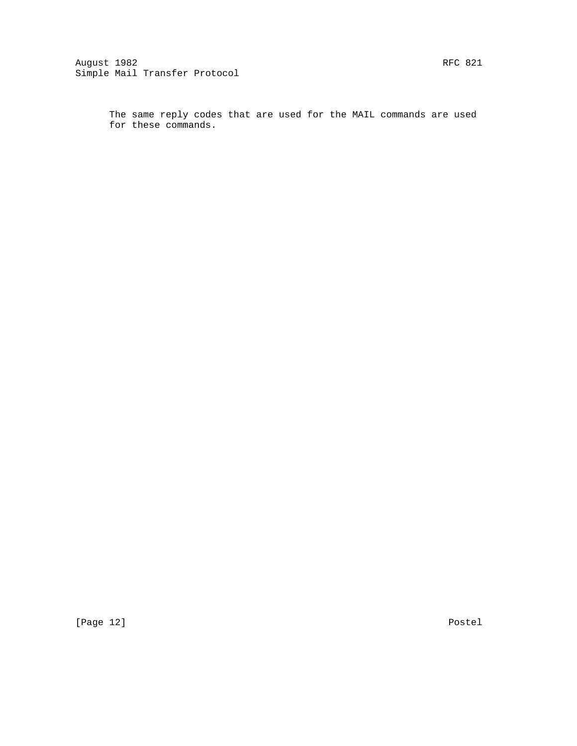The same reply codes that are used for the MAIL commands are used for these commands.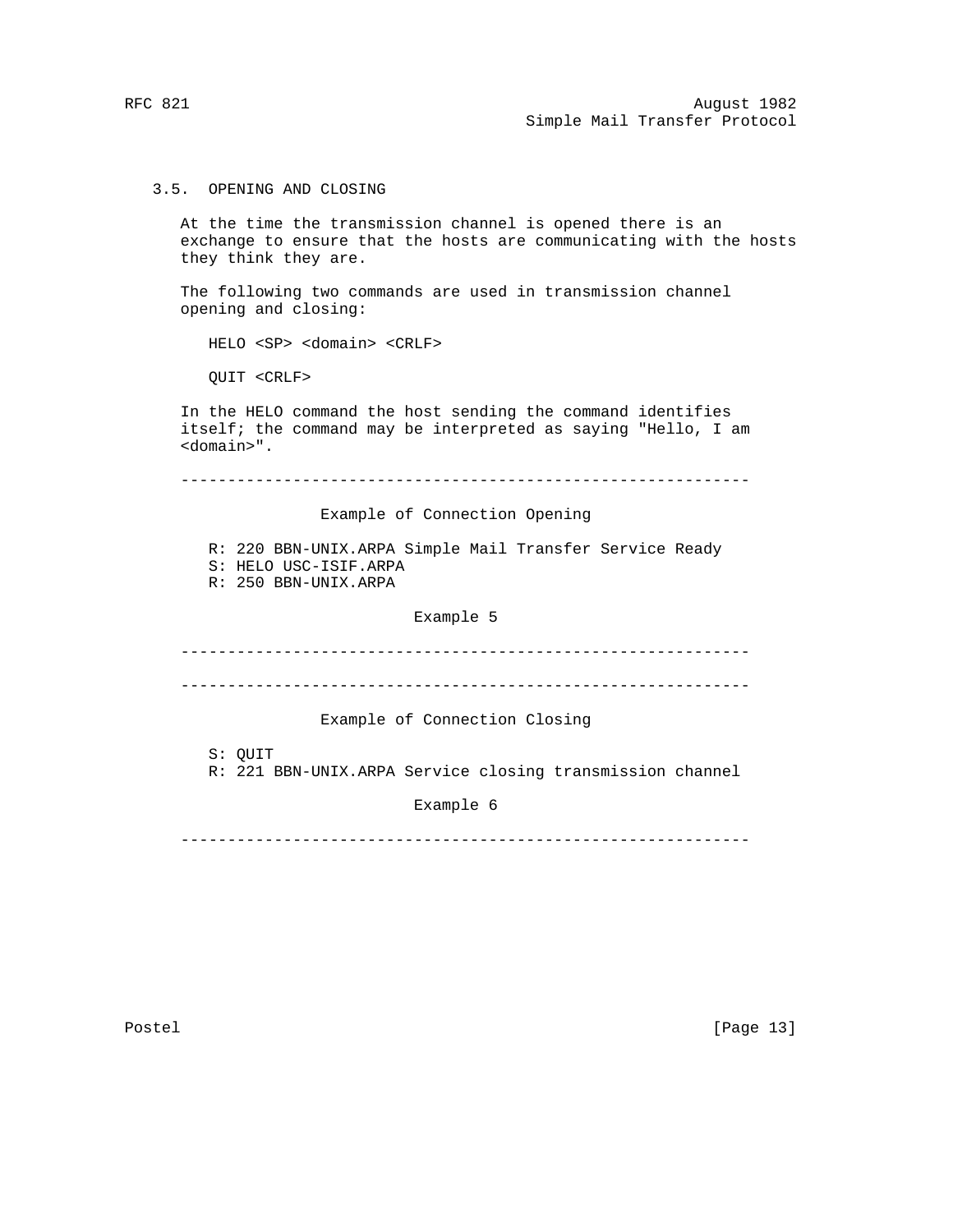### 3.5. OPENING AND CLOSING

At the time the transmission channel is opened there is an exchange to ensure that the hosts are communicating with the hosts they think they are.

The following two commands are used in transmission channel opening and closing:

```
HELO <SP> <domain> <CRLF>

QUIT <CRLF>
```

In the HELO command the host sending the command identifies itself; the command may be interpreted as saying "Hello, I am <domain>".

```
-------------------------------------------------------------

              Example of Connection Opening

   R: 220 BBN-UNIX.ARPA Simple Mail Transfer Service Ready
   S: HELO USC-ISIF.ARPA
   R: 250 BBN-UNIX.ARPA

                        Example 5

-------------------------------------------------------------
```

```
-------------------------------------------------------------

              Example of Connection Closing

   S: QUIT
   R: 221 BBN-UNIX.ARPA Service closing transmission channel

                        Example 6

-------------------------------------------------------------
```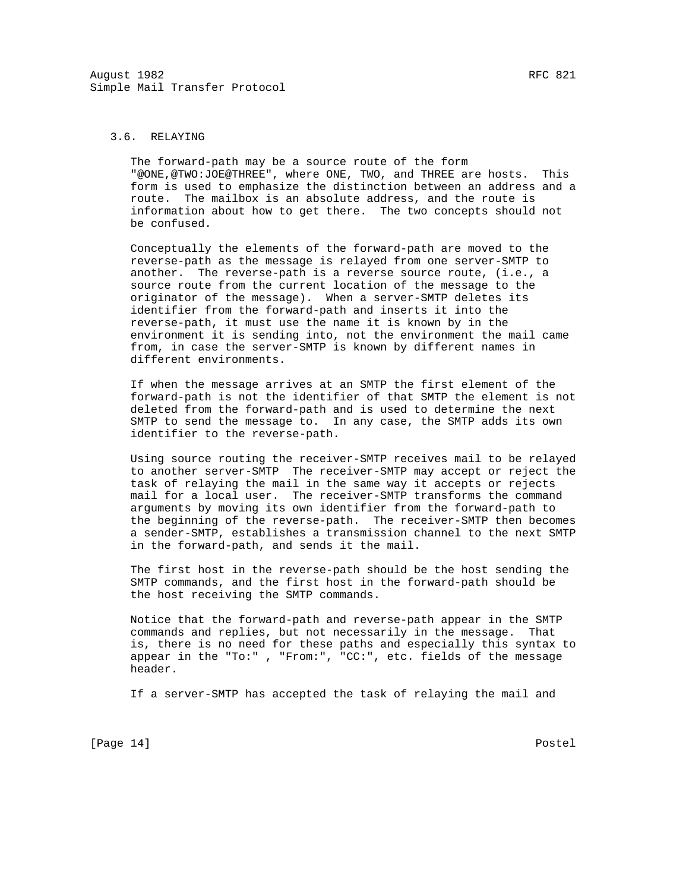### 3.6. RELAYING

The forward-path may be a source route of the form "@ONE,@TWO:JOE@THREE", where ONE, TWO, and THREE are hosts. This form is used to emphasize the distinction between an address and a route. The mailbox is an absolute address, and the route is information about how to get there. The two concepts should not be confused.

Conceptually the elements of the forward-path are moved to the reverse-path as the message is relayed from one server-SMTP to another. The reverse-path is a reverse source route, (i.e., a source route from the current location of the message to the originator of the message). When a server-SMTP deletes its identifier from the forward-path and inserts it into the reverse-path, it must use the name it is known by in the environment it is sending into, not the environment the mail came from, in case the server-SMTP is known by different names in different environments.

If when the message arrives at an SMTP the first element of the forward-path is not the identifier of that SMTP the element is not deleted from the forward-path and is used to determine the next SMTP to send the message to. In any case, the SMTP adds its own identifier to the reverse-path.

Using source routing the receiver-SMTP receives mail to be relayed to another server-SMTP The receiver-SMTP may accept or reject the task of relaying the mail in the same way it accepts or rejects mail for a local user. The receiver-SMTP transforms the command arguments by moving its own identifier from the forward-path to the beginning of the reverse-path. The receiver-SMTP then becomes a sender-SMTP, establishes a transmission channel to the next SMTP in the forward-path, and sends it the mail.

The first host in the reverse-path should be the host sending the SMTP commands, and the first host in the forward-path should be the host receiving the SMTP commands.

Notice that the forward-path and reverse-path appear in the SMTP commands and replies, but not necessarily in the message. That is, there is no need for these paths and especially this syntax to appear in the "To:" , "From:", "CC:", etc. fields of the message header.

If a server-SMTP has accepted the task of relaying the mail and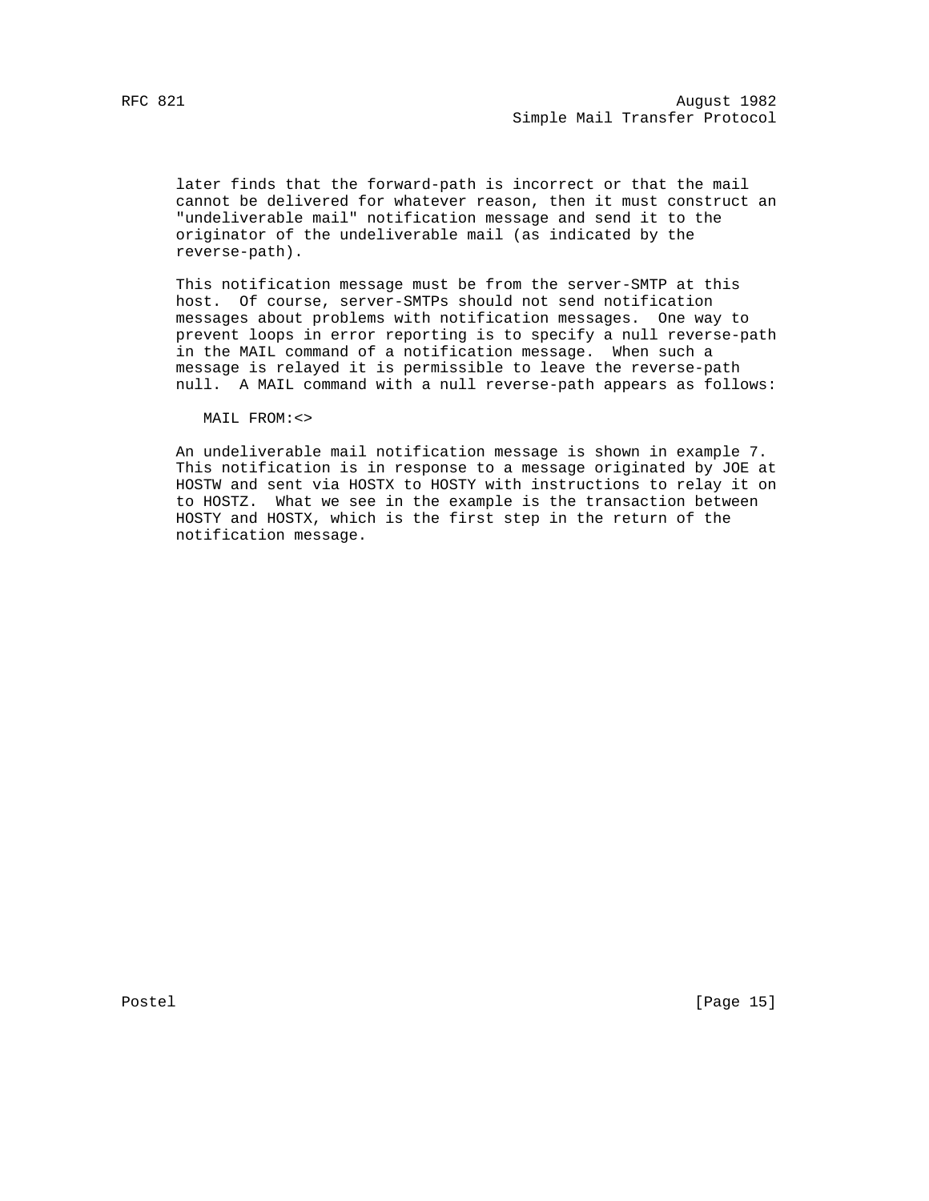later finds that the forward-path is incorrect or that the mail cannot be delivered for whatever reason, then it must construct an "undeliverable mail" notification message and send it to the originator of the undeliverable mail (as indicated by the reverse-path).

This notification message must be from the server-SMTP at this host. Of course, server-SMTPs should not send notification messages about problems with notification messages. One way to prevent loops in error reporting is to specify a null reverse-path in the MAIL command of a notification message. When such a message is relayed it is permissible to leave the reverse-path null. A MAIL command with a null reverse-path appears as follows:

```
MAIL FROM:<>
```

An undeliverable mail notification message is shown in example 7. This notification is in response to a message originated by JOE at HOSTW and sent via HOSTX to HOSTY with instructions to relay it on to HOSTZ. What we see in the example is the transaction between HOSTY and HOSTX, which is the first step in the return of the notification message.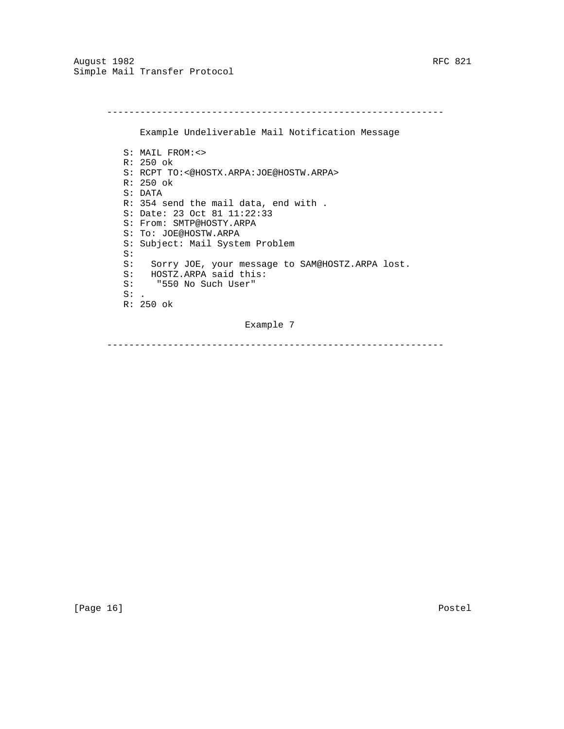```
    -------------------------------------------------------------

         Example Undeliverable Mail Notification Message

      S: MAIL FROM:<>
      R: 250 ok
      S: RCPT TO:<@HOSTX.ARPA:JOE@HOSTW.ARPA>
      R: 250 ok
      S: DATA
      R: 354 send the mail data, end with .
      S: Date: 23 Oct 81 11:22:33
      S: From: SMTP@HOSTY.ARPA
      S: To: JOE@HOSTW.ARPA
      S: Subject: Mail System Problem
      S:
      S:   Sorry JOE, your message to SAM@HOSTZ.ARPA lost.
      S:   HOSTZ.ARPA said this:
      S:    "550 No Such User"
      S: .
      R: 250 ok

                            Example 7

    -------------------------------------------------------------
```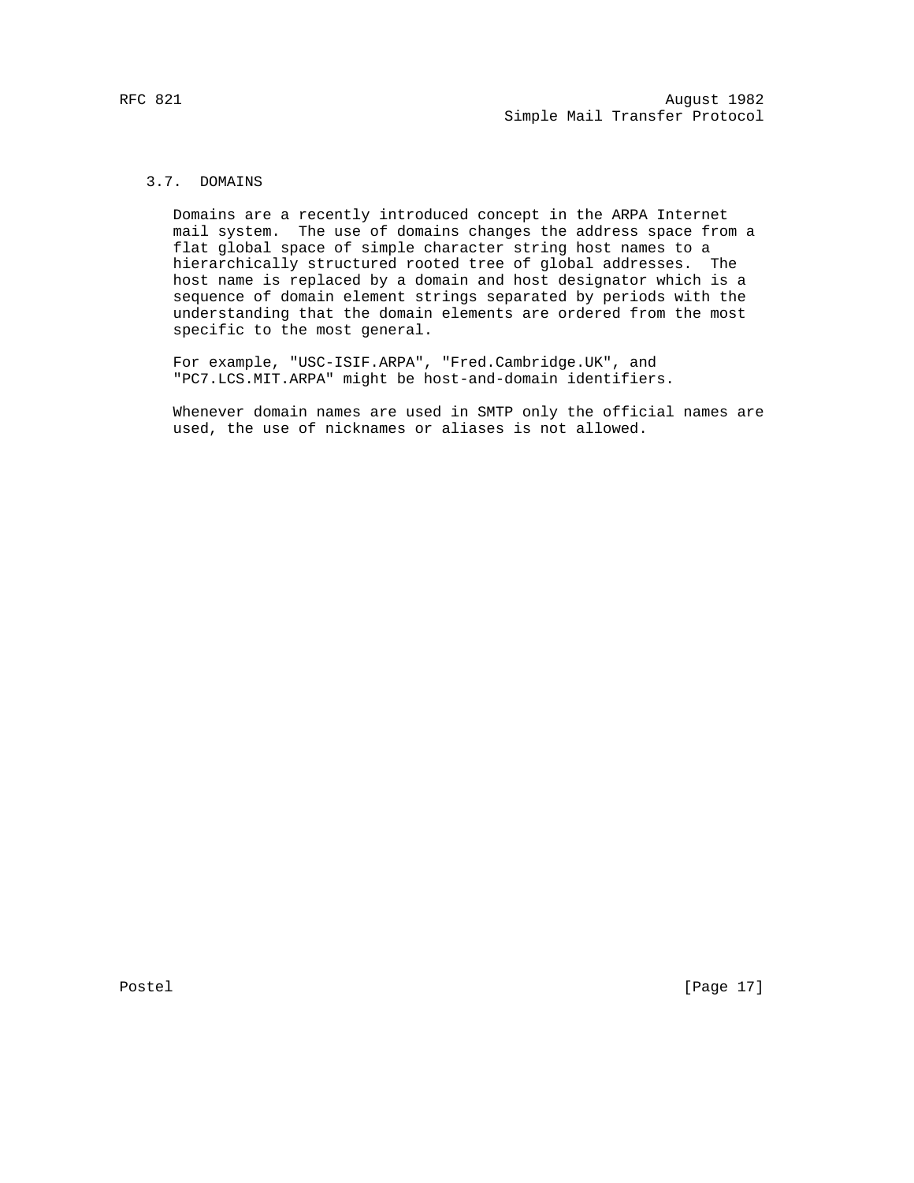### 3.7. DOMAINS

Domains are a recently introduced concept in the ARPA Internet mail system. The use of domains changes the address space from a flat global space of simple character string host names to a hierarchically structured rooted tree of global addresses. The host name is replaced by a domain and host designator which is a sequence of domain element strings separated by periods with the understanding that the domain elements are ordered from the most specific to the most general.

For example, "USC-ISIF.ARPA", "Fred.Cambridge.UK", and "PC7.LCS.MIT.ARPA" might be host-and-domain identifiers.

Whenever domain names are used in SMTP only the official names are used, the use of nicknames or aliases is not allowed.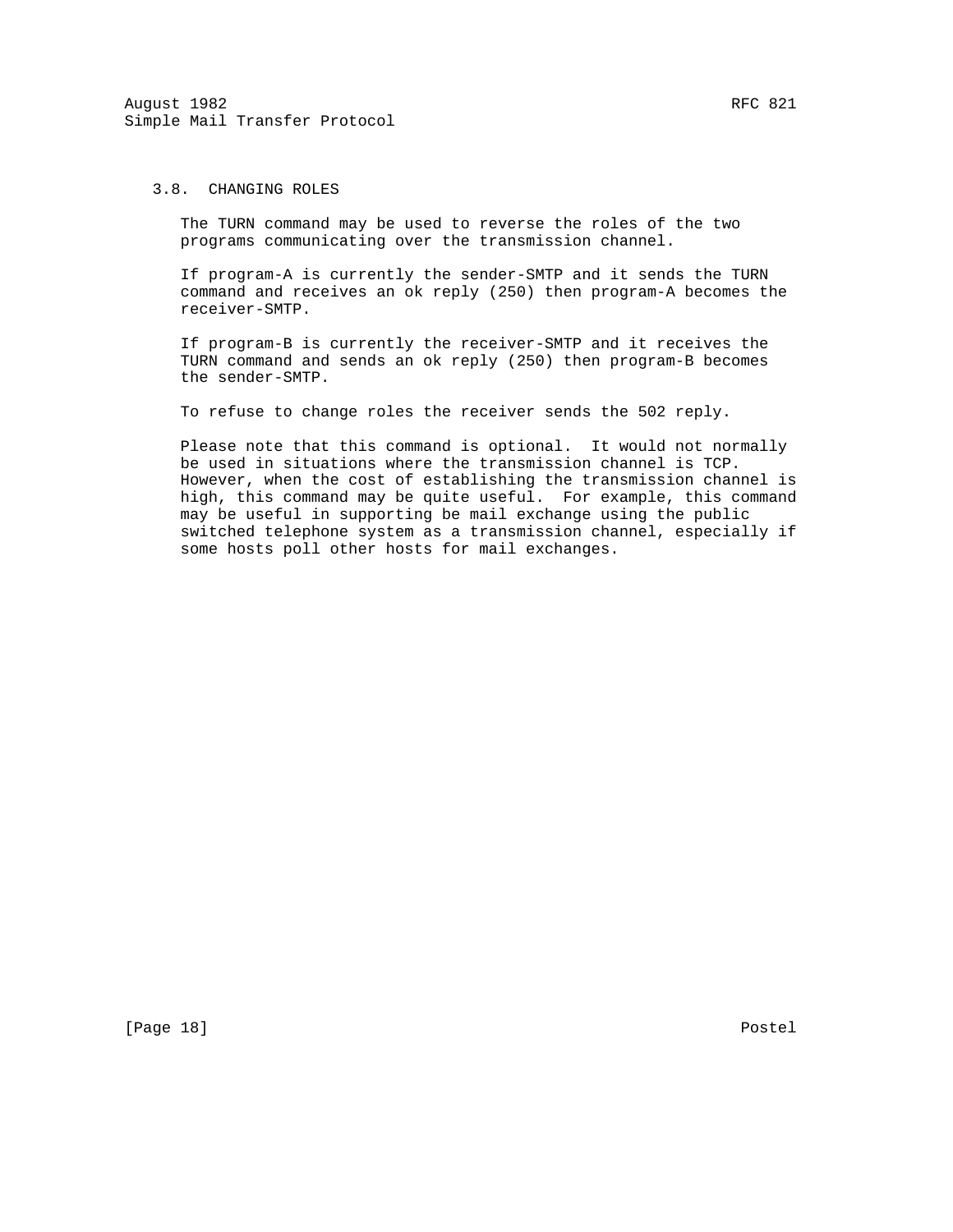### 3.8. CHANGING ROLES

The TURN command may be used to reverse the roles of the two programs communicating over the transmission channel.

If program-A is currently the sender-SMTP and it sends the TURN command and receives an ok reply (250) then program-A becomes the receiver-SMTP.

If program-B is currently the receiver-SMTP and it receives the TURN command and sends an ok reply (250) then program-B becomes the sender-SMTP.

To refuse to change roles the receiver sends the 502 reply.

Please note that this command is optional. It would not normally be used in situations where the transmission channel is TCP. However, when the cost of establishing the transmission channel is high, this command may be quite useful. For example, this command may be useful in supporting be mail exchange using the public switched telephone system as a transmission channel, especially if some hosts poll other hosts for mail exchanges.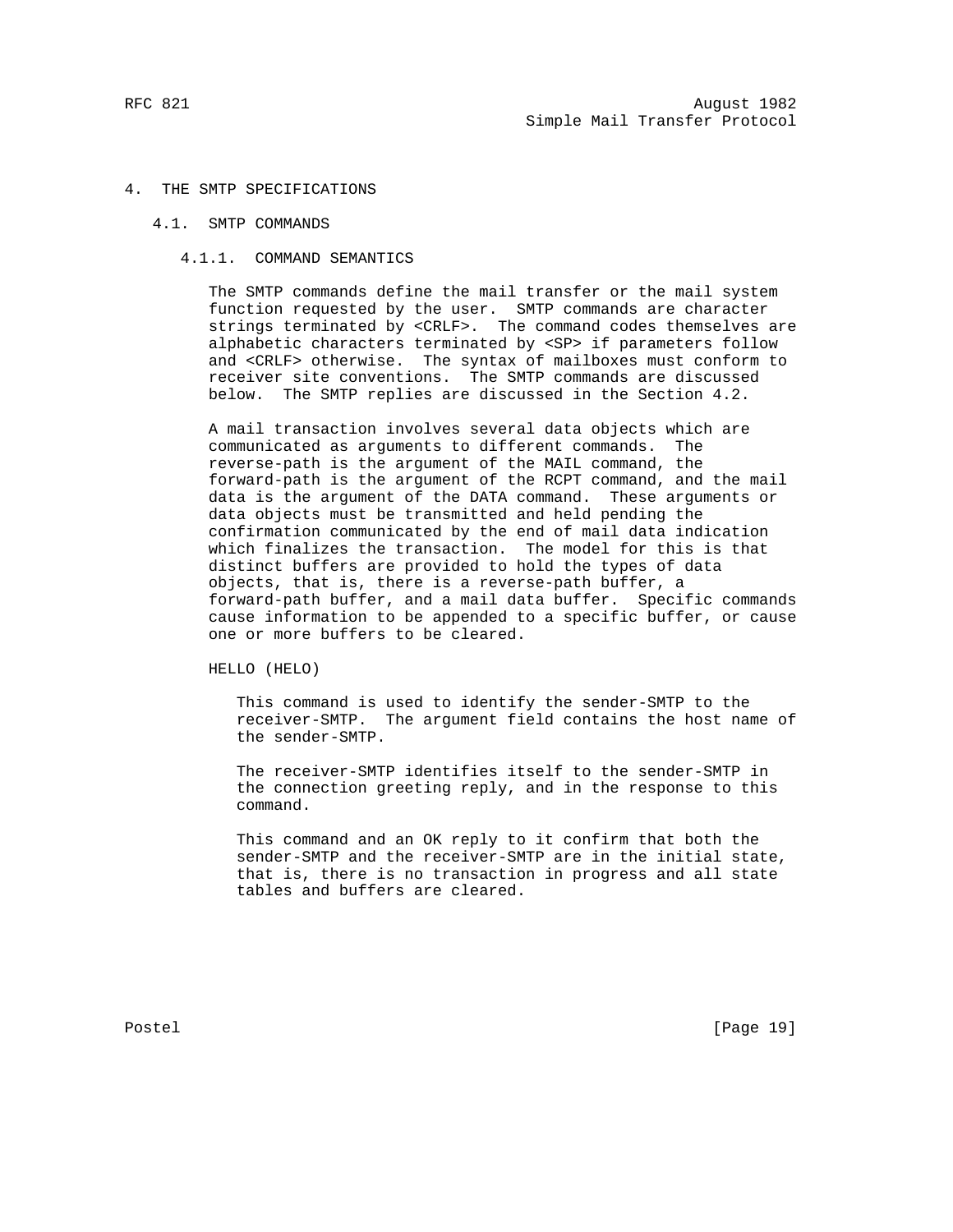# 4. THE SMTP SPECIFICATIONS

## 4.1. SMTP COMMANDS

### 4.1.1. COMMAND SEMANTICS

The SMTP commands define the mail transfer or the mail system function requested by the user. SMTP commands are character strings terminated by <CRLF>. The command codes themselves are alphabetic characters terminated by <SP> if parameters follow and <CRLF> otherwise. The syntax of mailboxes must conform to receiver site conventions. The SMTP commands are discussed below. The SMTP replies are discussed in the Section 4.2.

A mail transaction involves several data objects which are communicated as arguments to different commands. The reverse-path is the argument of the MAIL command, the forward-path is the argument of the RCPT command, and the mail data is the argument of the DATA command. These arguments or data objects must be transmitted and held pending the confirmation communicated by the end of mail data indication which finalizes the transaction. The model for this is that distinct buffers are provided to hold the types of data objects, that is, there is a reverse-path buffer, a forward-path buffer, and a mail data buffer. Specific commands cause information to be appended to a specific buffer, or cause one or more buffers to be cleared.

HELLO (HELO)

This command is used to identify the sender-SMTP to the receiver-SMTP. The argument field contains the host name of the sender-SMTP.

The receiver-SMTP identifies itself to the sender-SMTP in the connection greeting reply, and in the response to this command.

This command and an OK reply to it confirm that both the sender-SMTP and the receiver-SMTP are in the initial state, that is, there is no transaction in progress and all state tables and buffers are cleared.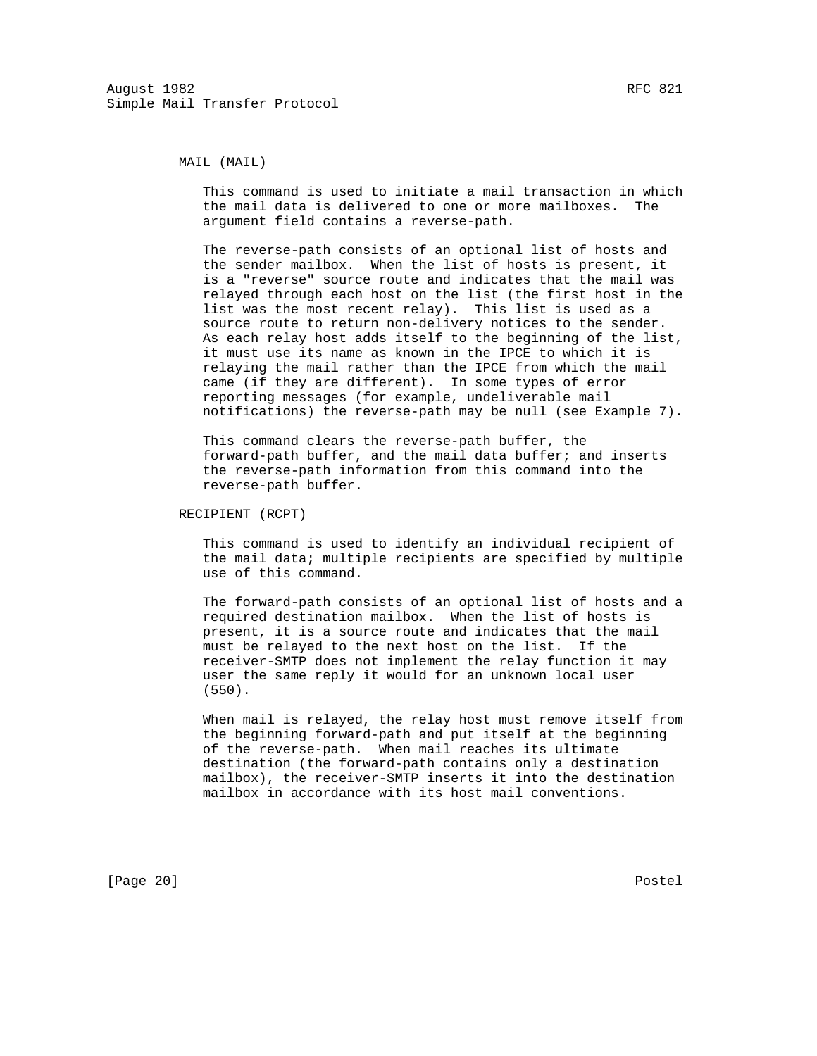MAIL (MAIL)

This command is used to initiate a mail transaction in which the mail data is delivered to one or more mailboxes. The argument field contains a reverse-path.

The reverse-path consists of an optional list of hosts and the sender mailbox. When the list of hosts is present, it is a "reverse" source route and indicates that the mail was relayed through each host on the list (the first host in the list was the most recent relay). This list is used as a source route to return non-delivery notices to the sender. As each relay host adds itself to the beginning of the list, it must use its name as known in the IPCE to which it is relaying the mail rather than the IPCE from which the mail came (if they are different). In some types of error reporting messages (for example, undeliverable mail notifications) the reverse-path may be null (see Example 7).

This command clears the reverse-path buffer, the forward-path buffer, and the mail data buffer; and inserts the reverse-path information from this command into the reverse-path buffer.

RECIPIENT (RCPT)

This command is used to identify an individual recipient of the mail data; multiple recipients are specified by multiple use of this command.

The forward-path consists of an optional list of hosts and a required destination mailbox. When the list of hosts is present, it is a source route and indicates that the mail must be relayed to the next host on the list. If the receiver-SMTP does not implement the relay function it may user the same reply it would for an unknown local user (550).

When mail is relayed, the relay host must remove itself from the beginning forward-path and put itself at the beginning of the reverse-path. When mail reaches its ultimate destination (the forward-path contains only a destination mailbox), the receiver-SMTP inserts it into the destination mailbox in accordance with its host mail conventions.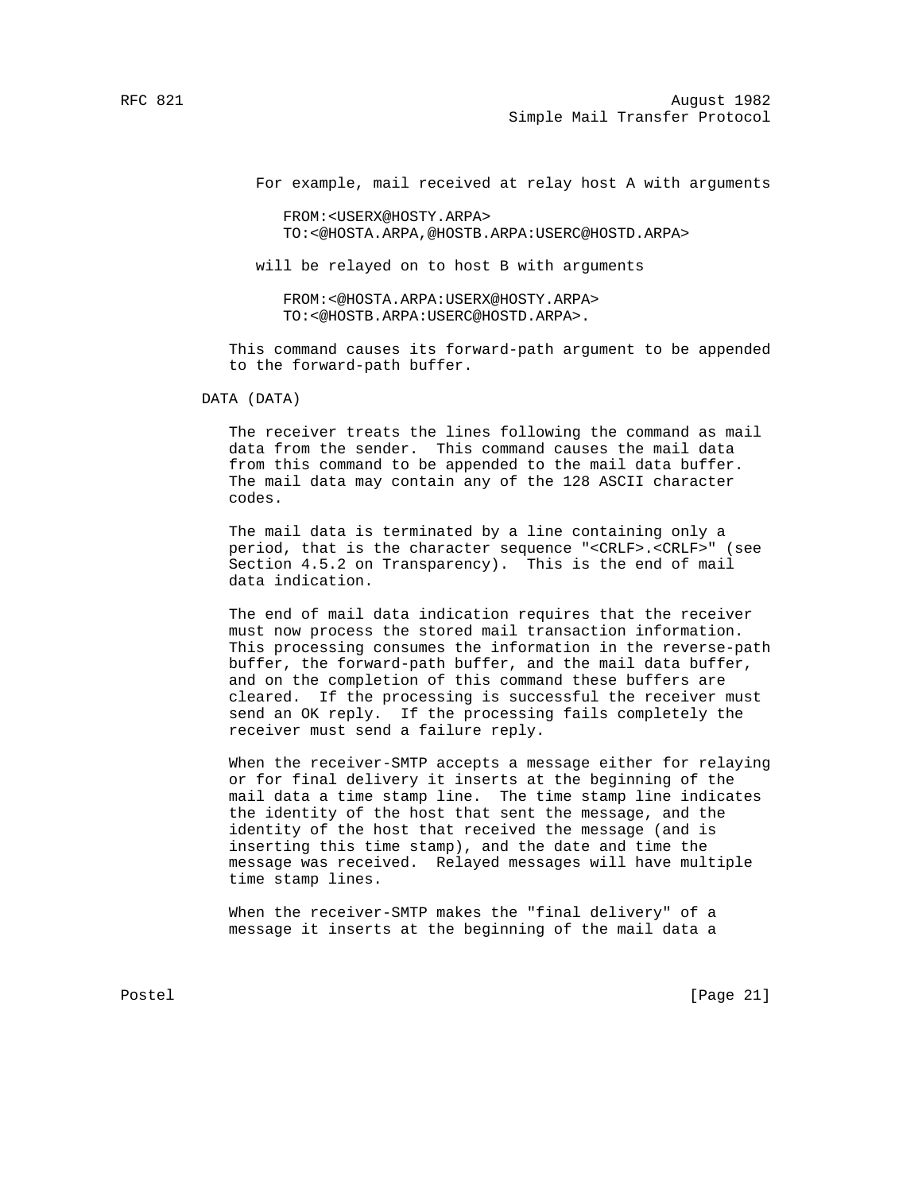For example, mail received at relay host A with arguments

```
FROM:<USERX@HOSTY.ARPA>
TO:<@HOSTA.ARPA,@HOSTB.ARPA:USERC@HOSTD.ARPA>
```

will be relayed on to host B with arguments

```
FROM:<@HOSTA.ARPA:USERX@HOSTY.ARPA>
TO:<@HOSTB.ARPA:USERC@HOSTD.ARPA>.
```

This command causes its forward-path argument to be appended to the forward-path buffer.

DATA (DATA)

The receiver treats the lines following the command as mail data from the sender. This command causes the mail data from this command to be appended to the mail data buffer. The mail data may contain any of the 128 ASCII character codes.

The mail data is terminated by a line containing only a period, that is the character sequence "<CRLF>.<CRLF>" (see Section 4.5.2 on Transparency). This is the end of mail data indication.

The end of mail data indication requires that the receiver must now process the stored mail transaction information. This processing consumes the information in the reverse-path buffer, the forward-path buffer, and the mail data buffer, and on the completion of this command these buffers are cleared. If the processing is successful the receiver must send an OK reply. If the processing fails completely the receiver must send a failure reply.

When the receiver-SMTP accepts a message either for relaying or for final delivery it inserts at the beginning of the mail data a time stamp line. The time stamp line indicates the identity of the host that sent the message, and the identity of the host that received the message (and is inserting this time stamp), and the date and time the message was received. Relayed messages will have multiple time stamp lines.

When the receiver-SMTP makes the "final delivery" of a message it inserts at the beginning of the mail data a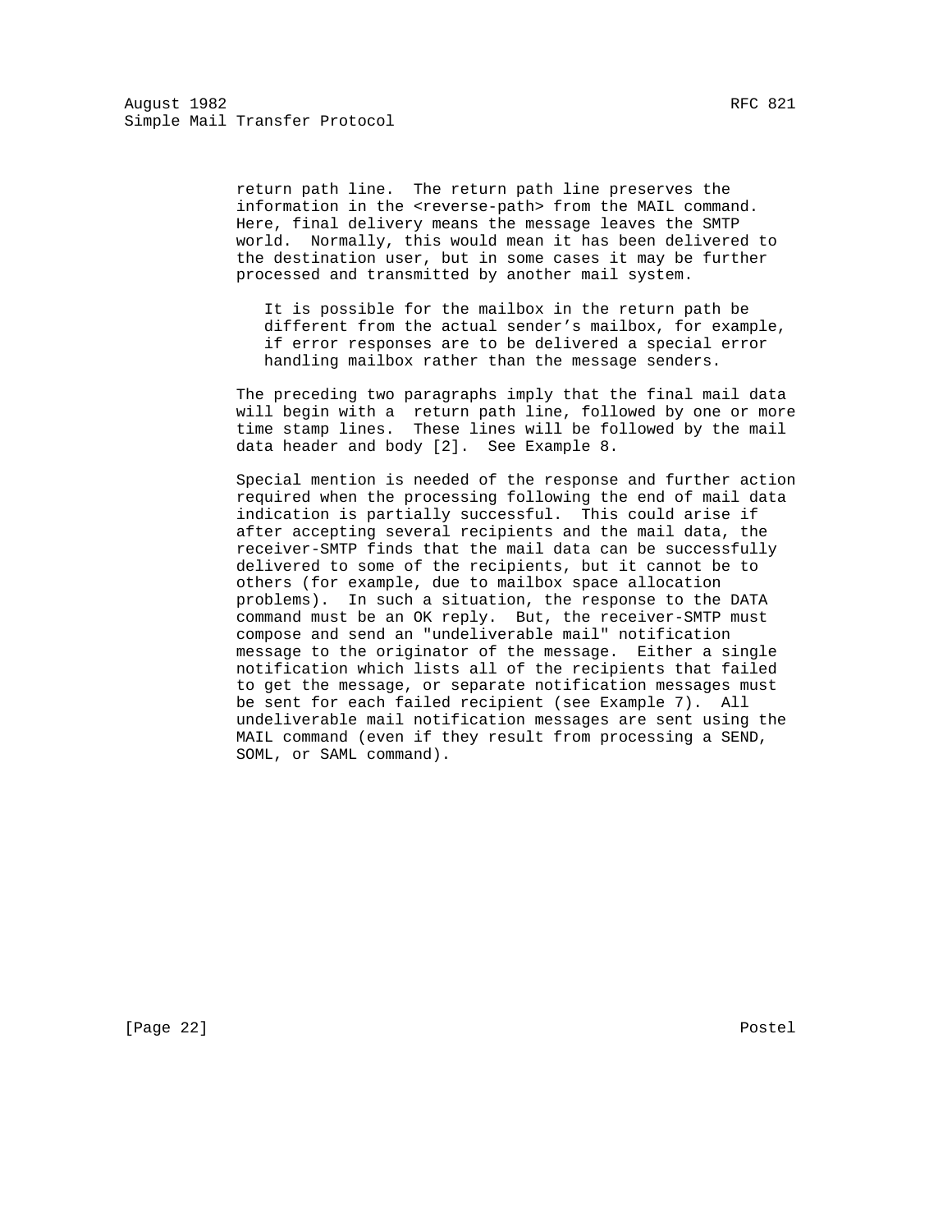return path line. The return path line preserves the information in the <reverse-path> from the MAIL command. Here, final delivery means the message leaves the SMTP world. Normally, this would mean it has been delivered to the destination user, but in some cases it may be further processed and transmitted by another mail system.

> It is possible for the mailbox in the return path be different from the actual sender's mailbox, for example, if error responses are to be delivered a special error handling mailbox rather than the message senders.

The preceding two paragraphs imply that the final mail data will begin with a return path line, followed by one or more time stamp lines. These lines will be followed by the mail data header and body [2]. See Example 8.

Special mention is needed of the response and further action required when the processing following the end of mail data indication is partially successful. This could arise if after accepting several recipients and the mail data, the receiver-SMTP finds that the mail data can be successfully delivered to some of the recipients, but it cannot be to others (for example, due to mailbox space allocation problems). In such a situation, the response to the DATA command must be an OK reply. But, the receiver-SMTP must compose and send an "undeliverable mail" notification message to the originator of the message. Either a single notification which lists all of the recipients that failed to get the message, or separate notification messages must be sent for each failed recipient (see Example 7). All undeliverable mail notification messages are sent using the MAIL command (even if they result from processing a SEND, SOML, or SAML command).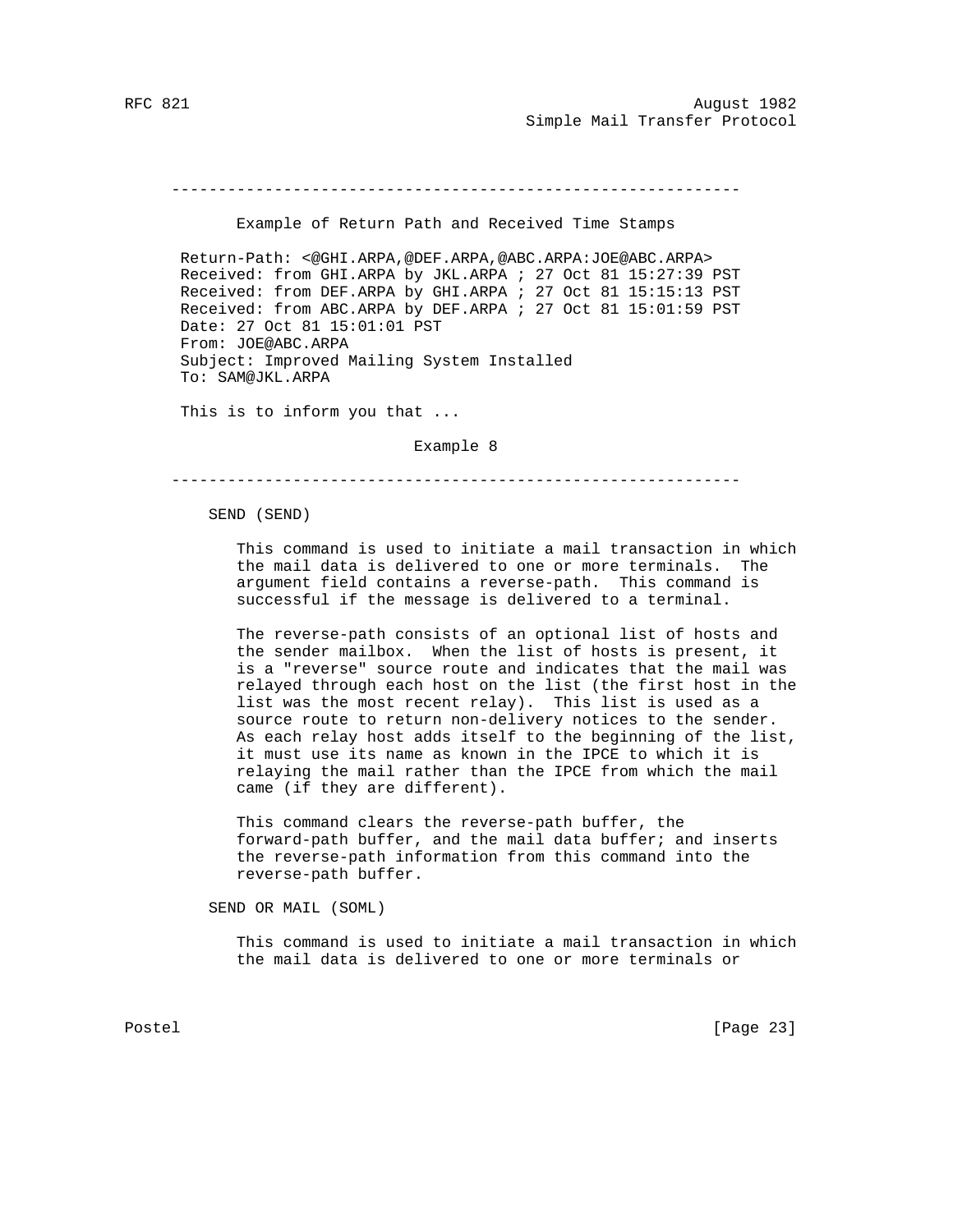---

Example of Return Path and Received Time Stamps

```
Return-Path: <@GHI.ARPA,@DEF.ARPA,@ABC.ARPA:JOE@ABC.ARPA>
Received: from GHI.ARPA by JKL.ARPA ; 27 Oct 81 15:27:39 PST
Received: from DEF.ARPA by GHI.ARPA ; 27 Oct 81 15:15:13 PST
Received: from ABC.ARPA by DEF.ARPA ; 27 Oct 81 15:01:59 PST
Date: 27 Oct 81 15:01:01 PST
From: JOE@ABC.ARPA
Subject: Improved Mailing System Installed
To: SAM@JKL.ARPA

This is to inform you that ...
```

Example 8

---

SEND (SEND)

This command is used to initiate a mail transaction in which the mail data is delivered to one or more terminals. The argument field contains a reverse-path. This command is successful if the message is delivered to a terminal.

The reverse-path consists of an optional list of hosts and the sender mailbox. When the list of hosts is present, it is a "reverse" source route and indicates that the mail was relayed through each host on the list (the first host in the list was the most recent relay). This list is used as a source route to return non-delivery notices to the sender. As each relay host adds itself to the beginning of the list, it must use its name as known in the IPCE to which it is relaying the mail rather than the IPCE from which the mail came (if they are different).

This command clears the reverse-path buffer, the forward-path buffer, and the mail data buffer; and inserts the reverse-path information from this command into the reverse-path buffer.

SEND OR MAIL (SOML)

This command is used to initiate a mail transaction in which the mail data is delivered to one or more terminals or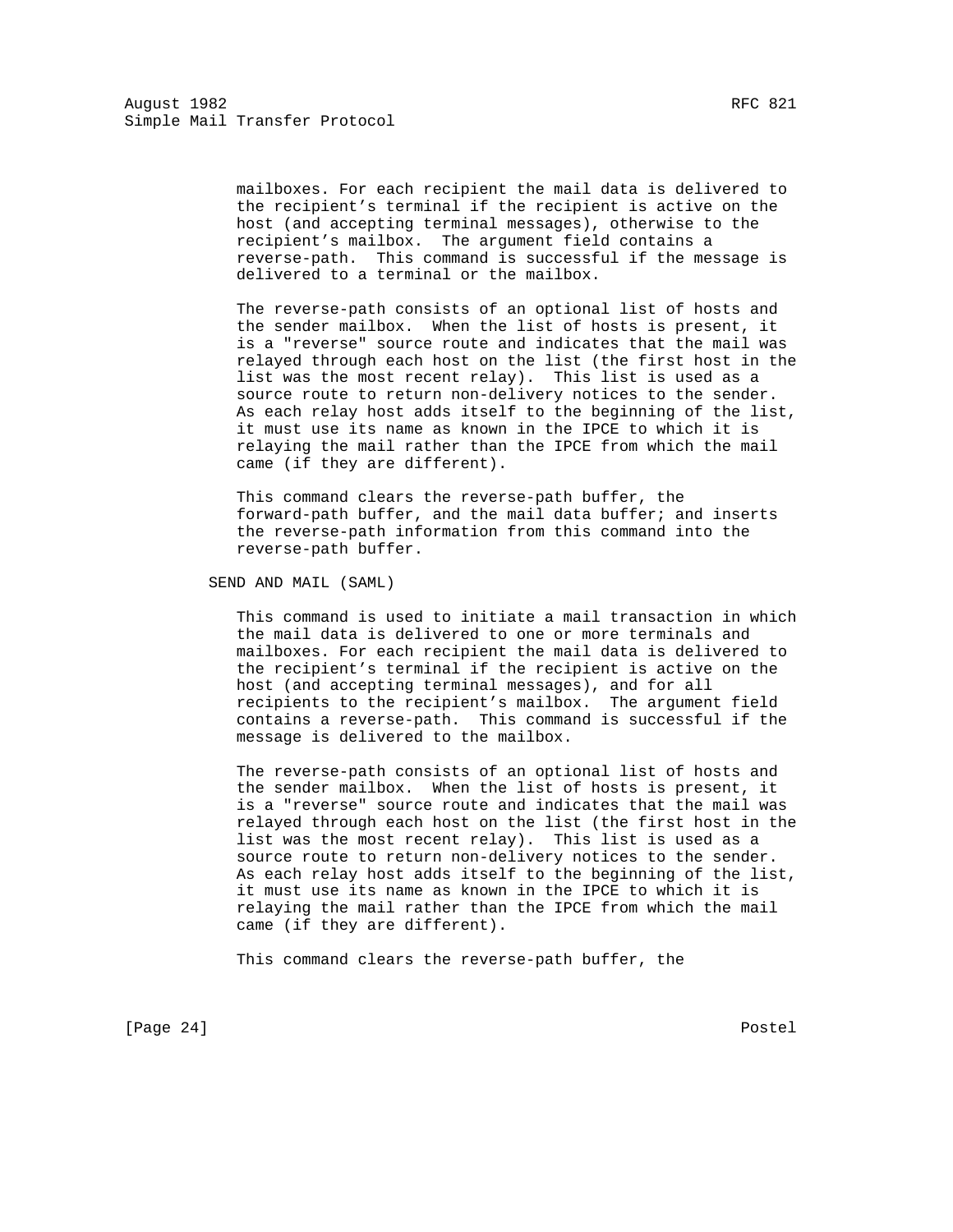mailboxes. For each recipient the mail data is delivered to the recipient's terminal if the recipient is active on the host (and accepting terminal messages), otherwise to the recipient's mailbox. The argument field contains a reverse-path. This command is successful if the message is delivered to a terminal or the mailbox.

The reverse-path consists of an optional list of hosts and the sender mailbox. When the list of hosts is present, it is a "reverse" source route and indicates that the mail was relayed through each host on the list (the first host in the list was the most recent relay). This list is used as a source route to return non-delivery notices to the sender. As each relay host adds itself to the beginning of the list, it must use its name as known in the IPCE to which it is relaying the mail rather than the IPCE from which the mail came (if they are different).

This command clears the reverse-path buffer, the forward-path buffer, and the mail data buffer; and inserts the reverse-path information from this command into the reverse-path buffer.

SEND AND MAIL (SAML)

This command is used to initiate a mail transaction in which the mail data is delivered to one or more terminals and mailboxes. For each recipient the mail data is delivered to the recipient's terminal if the recipient is active on the host (and accepting terminal messages), and for all recipients to the recipient's mailbox. The argument field contains a reverse-path. This command is successful if the message is delivered to the mailbox.

The reverse-path consists of an optional list of hosts and the sender mailbox. When the list of hosts is present, it is a "reverse" source route and indicates that the mail was relayed through each host on the list (the first host in the list was the most recent relay). This list is used as a source route to return non-delivery notices to the sender. As each relay host adds itself to the beginning of the list, it must use its name as known in the IPCE to which it is relaying the mail rather than the IPCE from which the mail came (if they are different).

This command clears the reverse-path buffer, the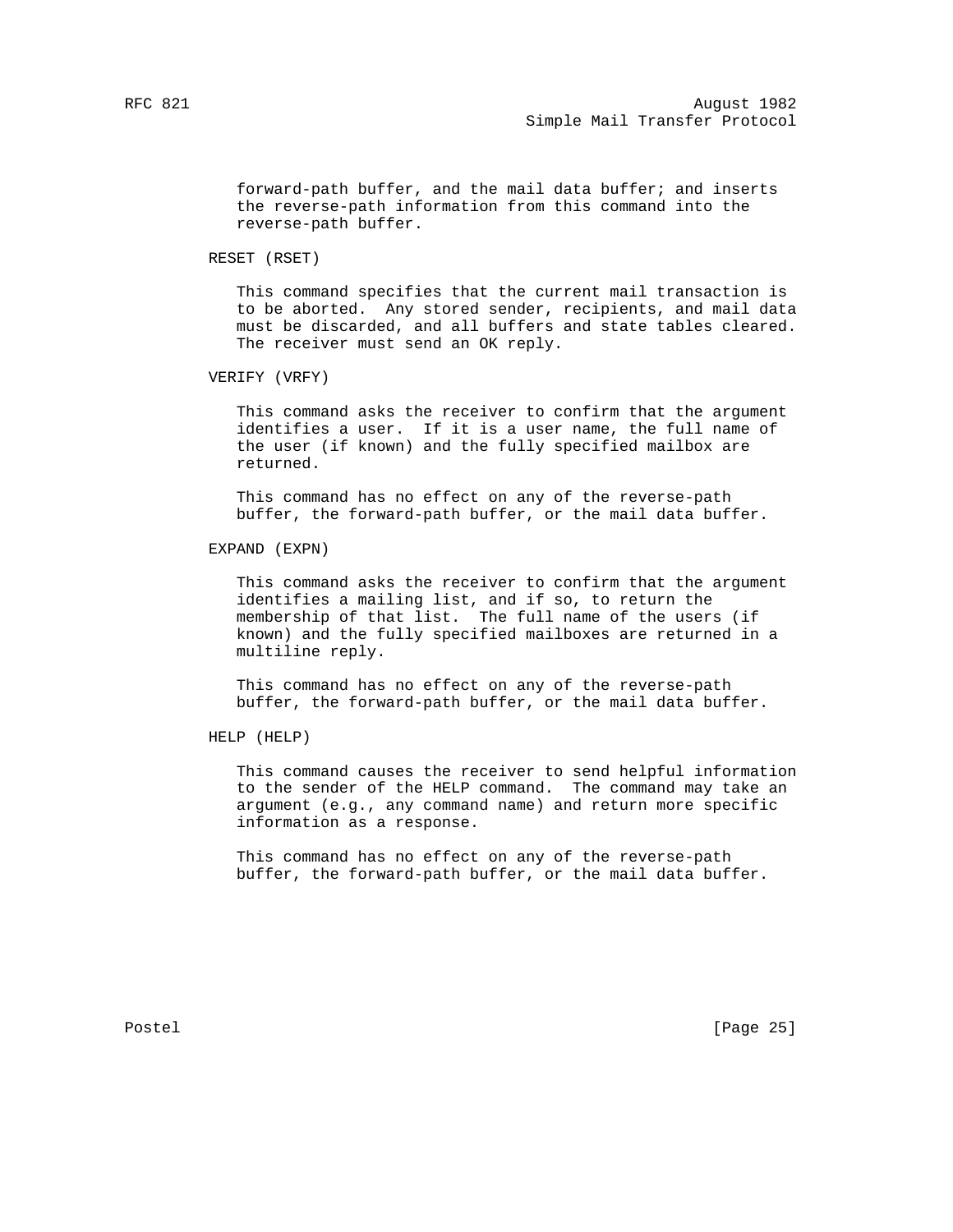forward-path buffer, and the mail data buffer; and inserts the reverse-path information from this command into the reverse-path buffer.

RESET (RSET)

This command specifies that the current mail transaction is to be aborted. Any stored sender, recipients, and mail data must be discarded, and all buffers and state tables cleared. The receiver must send an OK reply.

VERIFY (VRFY)

This command asks the receiver to confirm that the argument identifies a user. If it is a user name, the full name of the user (if known) and the fully specified mailbox are returned.

This command has no effect on any of the reverse-path buffer, the forward-path buffer, or the mail data buffer.

EXPAND (EXPN)

This command asks the receiver to confirm that the argument identifies a mailing list, and if so, to return the membership of that list. The full name of the users (if known) and the fully specified mailboxes are returned in a multiline reply.

This command has no effect on any of the reverse-path buffer, the forward-path buffer, or the mail data buffer.

HELP (HELP)

This command causes the receiver to send helpful information to the sender of the HELP command. The command may take an argument (e.g., any command name) and return more specific information as a response.

This command has no effect on any of the reverse-path buffer, the forward-path buffer, or the mail data buffer.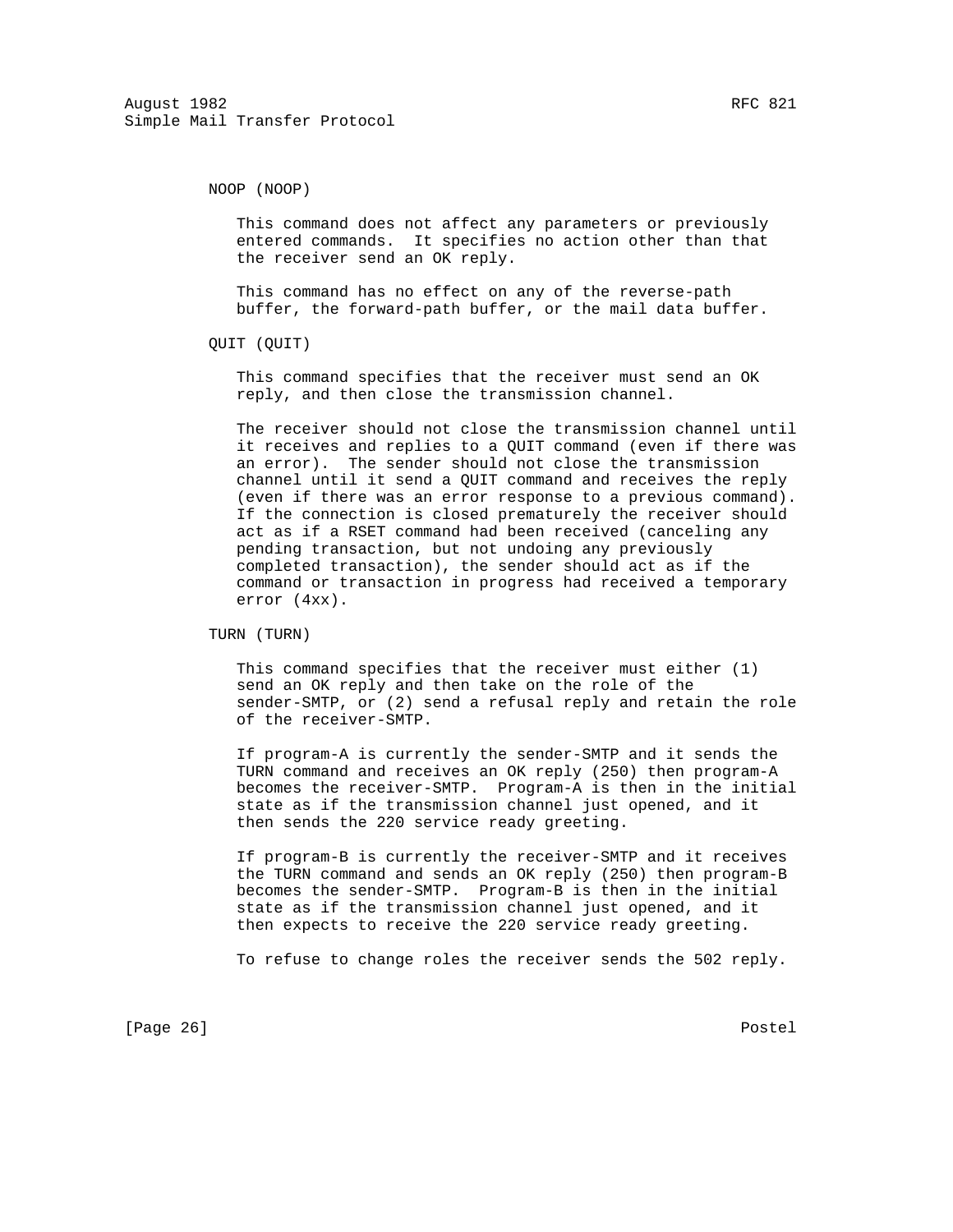NOOP (NOOP)

This command does not affect any parameters or previously entered commands. It specifies no action other than that the receiver send an OK reply.

This command has no effect on any of the reverse-path buffer, the forward-path buffer, or the mail data buffer.

QUIT (QUIT)

This command specifies that the receiver must send an OK reply, and then close the transmission channel.

The receiver should not close the transmission channel until it receives and replies to a QUIT command (even if there was an error). The sender should not close the transmission channel until it send a QUIT command and receives the reply (even if there was an error response to a previous command). If the connection is closed prematurely the receiver should act as if a RSET command had been received (canceling any pending transaction, but not undoing any previously completed transaction), the sender should act as if the command or transaction in progress had received a temporary error (4xx).

TURN (TURN)

This command specifies that the receiver must either (1) send an OK reply and then take on the role of the sender-SMTP, or (2) send a refusal reply and retain the role of the receiver-SMTP.

If program-A is currently the sender-SMTP and it sends the TURN command and receives an OK reply (250) then program-A becomes the receiver-SMTP. Program-A is then in the initial state as if the transmission channel just opened, and it then sends the 220 service ready greeting.

If program-B is currently the receiver-SMTP and it receives the TURN command and sends an OK reply (250) then program-B becomes the sender-SMTP. Program-B is then in the initial state as if the transmission channel just opened, and it then expects to receive the 220 service ready greeting.

To refuse to change roles the receiver sends the 502 reply.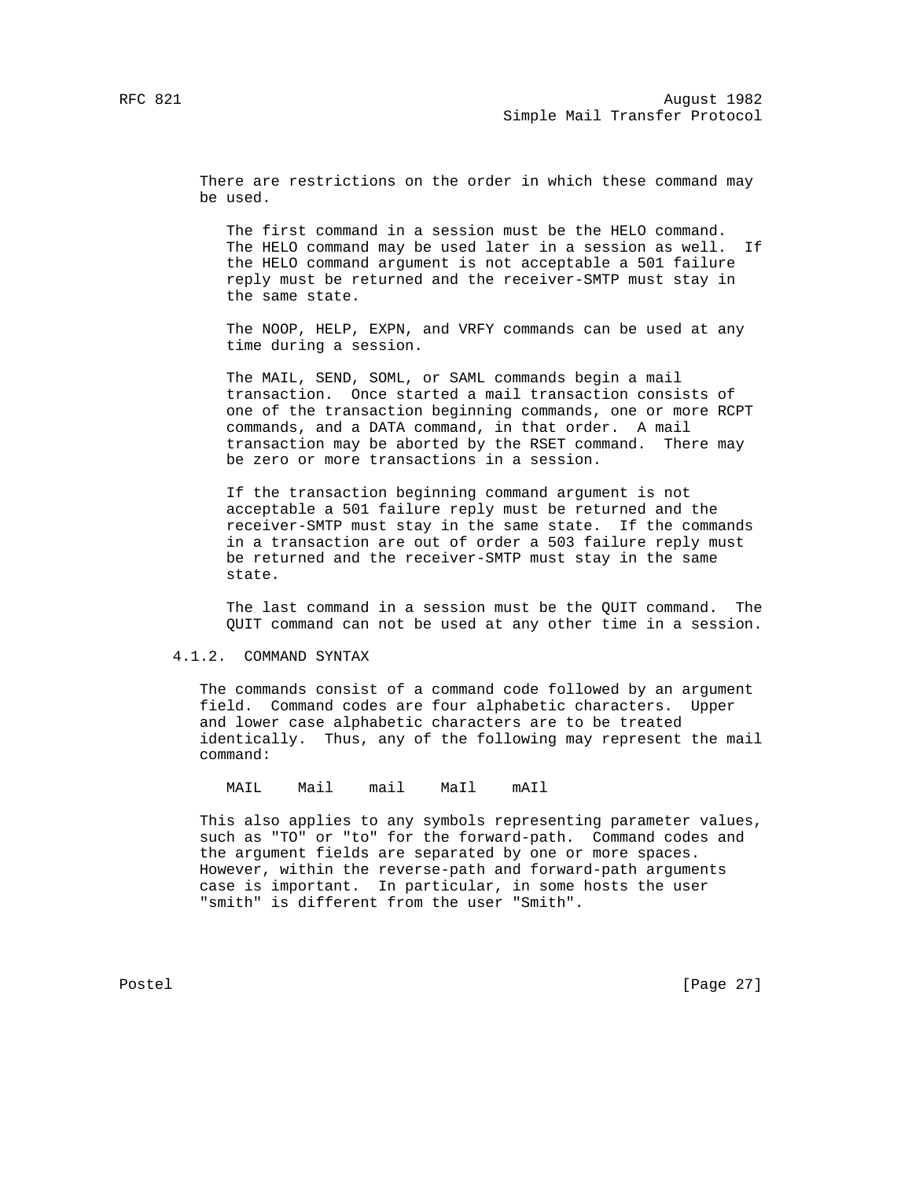There are restrictions on the order in which these command may be used.

The first command in a session must be the HELO command. The HELO command may be used later in a session as well. If the HELO command argument is not acceptable a 501 failure reply must be returned and the receiver-SMTP must stay in the same state.

The NOOP, HELP, EXPN, and VRFY commands can be used at any time during a session.

The MAIL, SEND, SOML, or SAML commands begin a mail transaction. Once started a mail transaction consists of one of the transaction beginning commands, one or more RCPT commands, and a DATA command, in that order. A mail transaction may be aborted by the RSET command. There may be zero or more transactions in a session.

If the transaction beginning command argument is not acceptable a 501 failure reply must be returned and the receiver-SMTP must stay in the same state. If the commands in a transaction are out of order a 503 failure reply must be returned and the receiver-SMTP must stay in the same state.

The last command in a session must be the QUIT command. The QUIT command can not be used at any other time in a session.

### 4.1.2. COMMAND SYNTAX

The commands consist of a command code followed by an argument field. Command codes are four alphabetic characters. Upper and lower case alphabetic characters are to be treated identically. Thus, any of the following may represent the mail command:

```
MAIL    Mail    mail    MaIl    mAIl
```

This also applies to any symbols representing parameter values, such as "TO" or "to" for the forward-path. Command codes and the argument fields are separated by one or more spaces. However, within the reverse-path and forward-path arguments case is important. In particular, in some hosts the user "smith" is different from the user "Smith".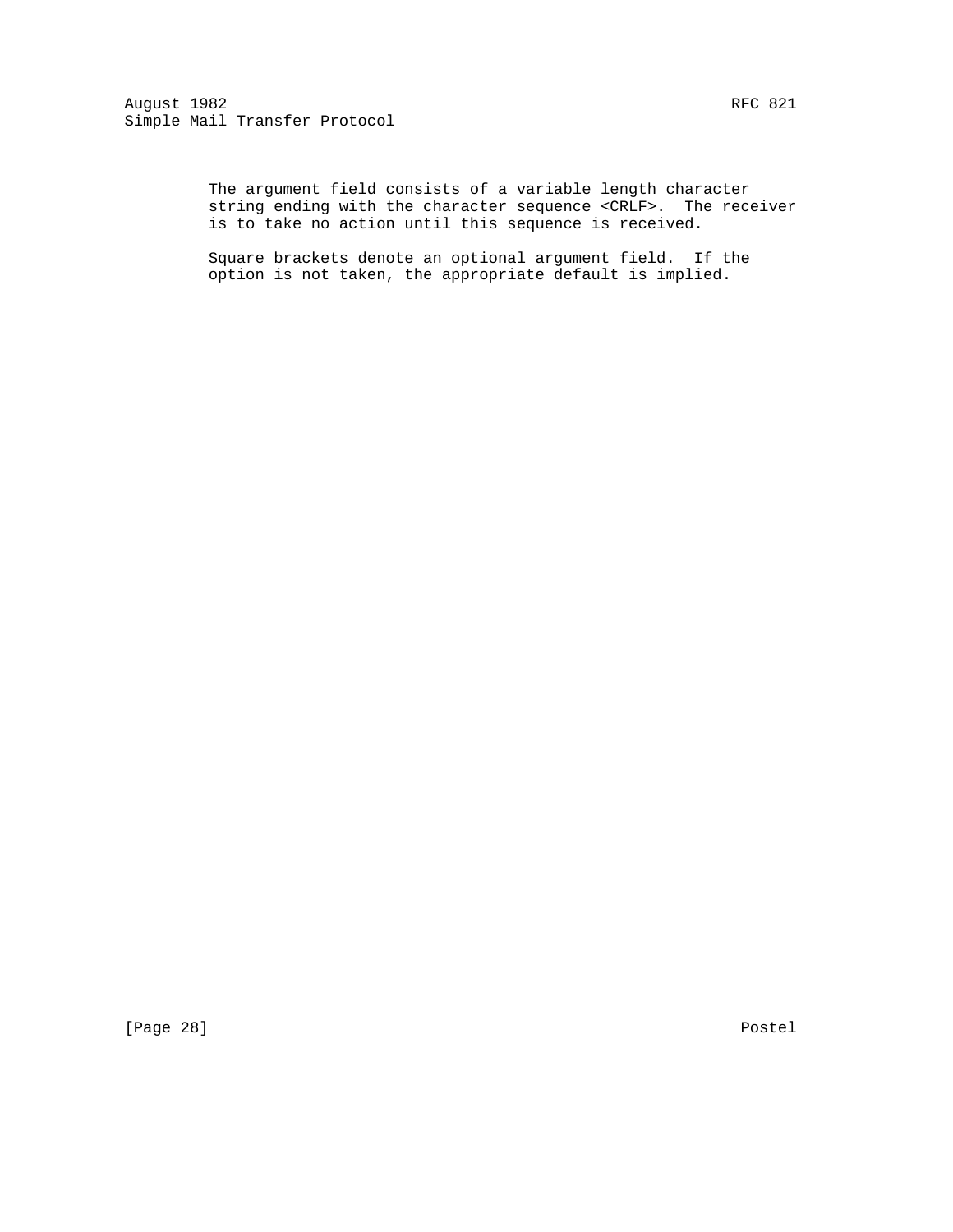The argument field consists of a variable length character string ending with the character sequence <CRLF>.  The receiver is to take no action until this sequence is received.

Square brackets denote an optional argument field.  If the option is not taken, the appropriate default is implied.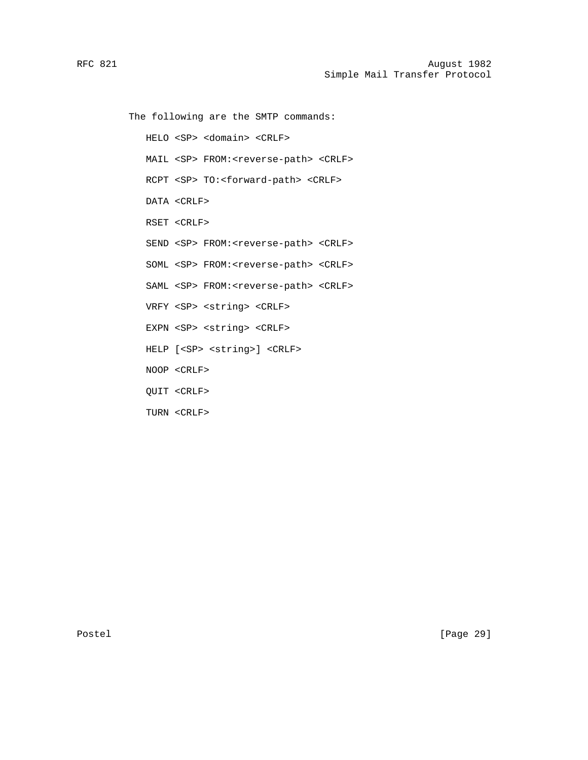The following are the SMTP commands:

```
HELO <SP> <domain> <CRLF>

MAIL <SP> FROM:<reverse-path> <CRLF>

RCPT <SP> TO:<forward-path> <CRLF>

DATA <CRLF>

RSET <CRLF>

SEND <SP> FROM:<reverse-path> <CRLF>

SOML <SP> FROM:<reverse-path> <CRLF>

SAML <SP> FROM:<reverse-path> <CRLF>

VRFY <SP> <string> <CRLF>

EXPN <SP> <string> <CRLF>

HELP [<SP> <string>] <CRLF>

NOOP <CRLF>

QUIT <CRLF>

TURN <CRLF>
```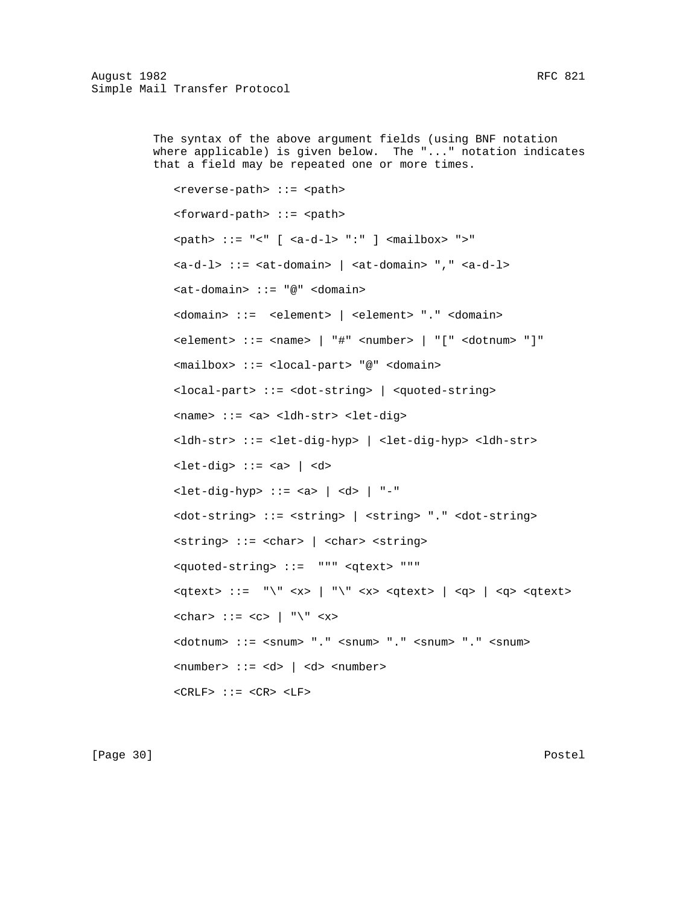The syntax of the above argument fields (using BNF notation where applicable) is given below. The "..." notation indicates that a field may be repeated one or more times.

```
<reverse-path> ::= <path>

<forward-path> ::= <path>

<path> ::= "<" [ <a-d-l> ":" ] <mailbox> ">"

<a-d-l> ::= <at-domain> | <at-domain> "," <a-d-l>

<at-domain> ::= "@" <domain>

<domain> ::=  <element> | <element> "." <domain>

<element> ::= <name> | "#" <number> | "[" <dotnum> "]"

<mailbox> ::= <local-part> "@" <domain>

<local-part> ::= <dot-string> | <quoted-string>

<name> ::= <a> <ldh-str> <let-dig>

<ldh-str> ::= <let-dig-hyp> | <let-dig-hyp> <ldh-str>

<let-dig> ::= <a> | <d>

<let-dig-hyp> ::= <a> | <d> | "-"

<dot-string> ::= <string> | <string> "." <dot-string>

<string> ::= <char> | <char> <string>

<quoted-string> ::=  """ <qtext> """

<qtext> ::=  "\" <x> | "\" <x> <qtext> | <q> | <q> <qtext>

<char> ::= <c> | "\" <x>

<dotnum> ::= <snum> "." <snum> "." <snum> "." <snum>

<number> ::= <d> | <d> <number>

<CRLF> ::= <CR> <LF>
```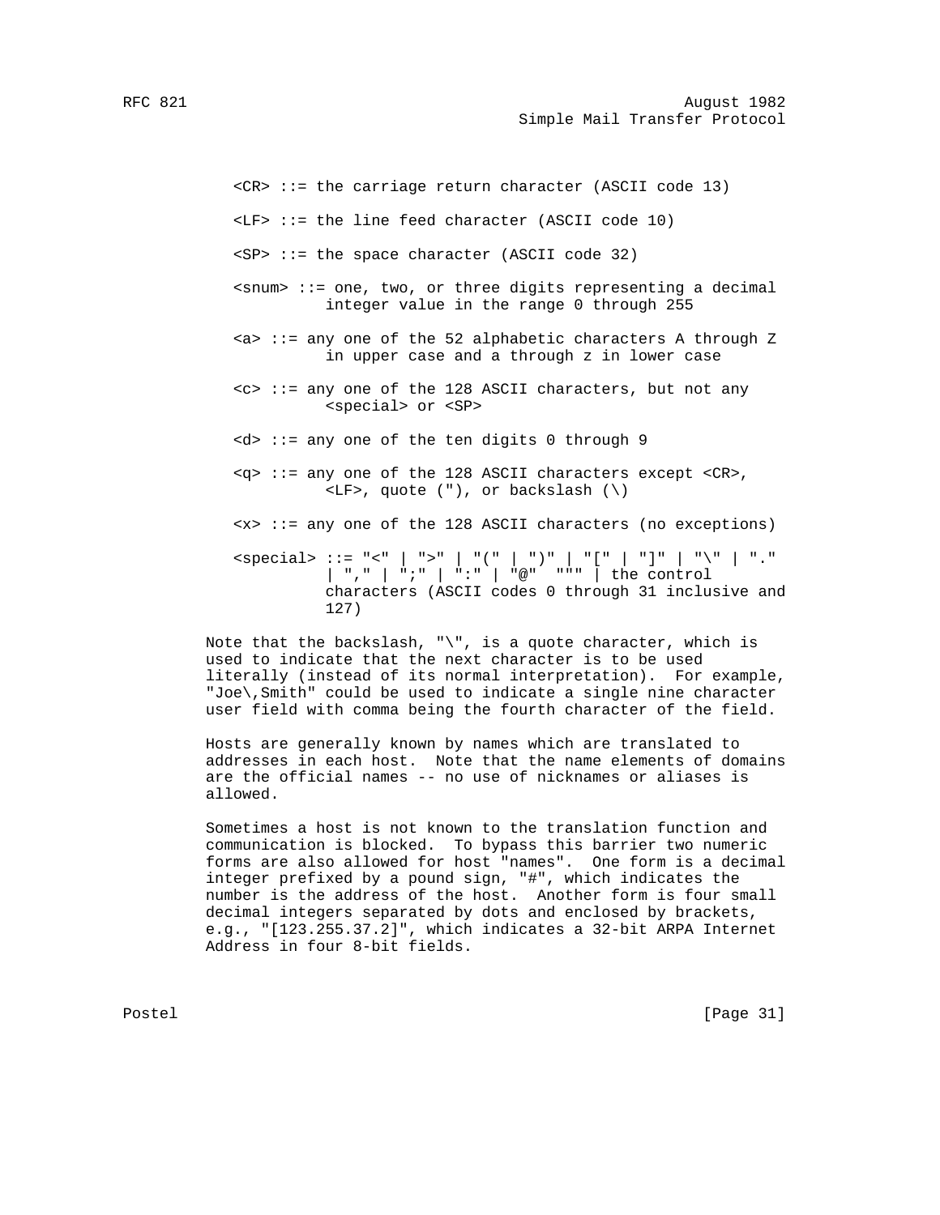```
<CR> ::= the carriage return character (ASCII code 13)

<LF> ::= the line feed character (ASCII code 10)

<SP> ::= the space character (ASCII code 32)

<snum> ::= one, two, or three digits representing a decimal
          integer value in the range 0 through 255

<a> ::= any one of the 52 alphabetic characters A through Z
          in upper case and a through z in lower case

<c> ::= any one of the 128 ASCII characters, but not any
          <special> or <SP>

<d> ::= any one of the ten digits 0 through 9

<q> ::= any one of the 128 ASCII characters except <CR>,
          <LF>, quote ("), or backslash (\)

<x> ::= any one of the 128 ASCII characters (no exceptions)

<special> ::= "<" | ">" | "(" | ")" | "[" | "]" | "\" | "."
          | "," | ";" | ":" | "@"  """ | the control
          characters (ASCII codes 0 through 31 inclusive and
          127)
```

Note that the backslash, "\", is a quote character, which is used to indicate that the next character is to be used literally (instead of its normal interpretation). For example, "Joe\,Smith" could be used to indicate a single nine character user field with comma being the fourth character of the field.

Hosts are generally known by names which are translated to addresses in each host. Note that the name elements of domains are the official names -- no use of nicknames or aliases is allowed.

Sometimes a host is not known to the translation function and communication is blocked. To bypass this barrier two numeric forms are also allowed for host "names". One form is a decimal integer prefixed by a pound sign, "#", which indicates the number is the address of the host. Another form is four small decimal integers separated by dots and enclosed by brackets, e.g., "[123.255.37.2]", which indicates a 32-bit ARPA Internet Address in four 8-bit fields.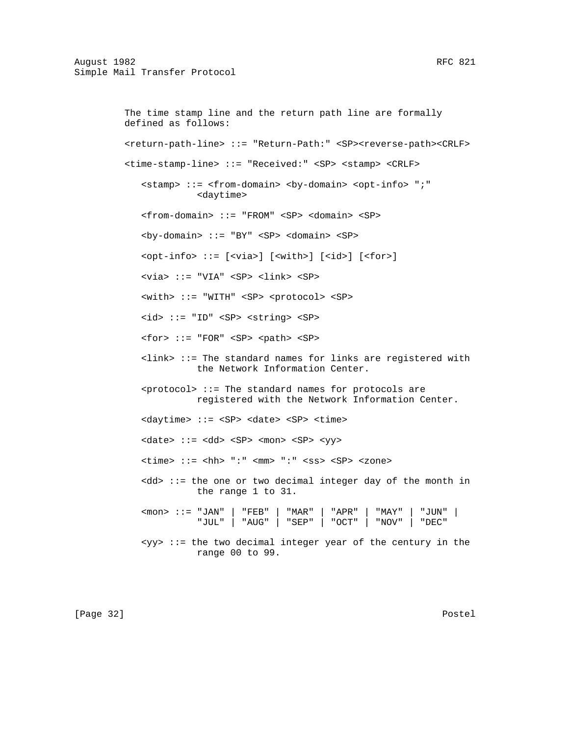The time stamp line and the return path line are formally defined as follows:

```
<return-path-line> ::= "Return-Path:" <SP><reverse-path><CRLF>

<time-stamp-line> ::= "Received:" <SP> <stamp> <CRLF>

   <stamp> ::= <from-domain> <by-domain> <opt-info> ";"
             <daytime>

   <from-domain> ::= "FROM" <SP> <domain> <SP>

   <by-domain> ::= "BY" <SP> <domain> <SP>

   <opt-info> ::= [<via>] [<with>] [<id>] [<for>]

   <via> ::= "VIA" <SP> <link> <SP>

   <with> ::= "WITH" <SP> <protocol> <SP>

   <id> ::= "ID" <SP> <string> <SP>

   <for> ::= "FOR" <SP> <path> <SP>

   <link> ::= The standard names for links are registered with
             the Network Information Center.

   <protocol> ::= The standard names for protocols are
             registered with the Network Information Center.

   <daytime> ::= <SP> <date> <SP> <time>

   <date> ::= <dd> <SP> <mon> <SP> <yy>

   <time> ::= <hh> ":" <mm> ":" <ss> <SP> <zone>

   <dd> ::= the one or two decimal integer day of the month in
             the range 1 to 31.

   <mon> ::= "JAN" | "FEB" | "MAR" | "APR" | "MAY" | "JUN" |
             "JUL" | "AUG" | "SEP" | "OCT" | "NOV" | "DEC"

   <yy> ::= the two decimal integer year of the century in the
             range 00 to 99.
```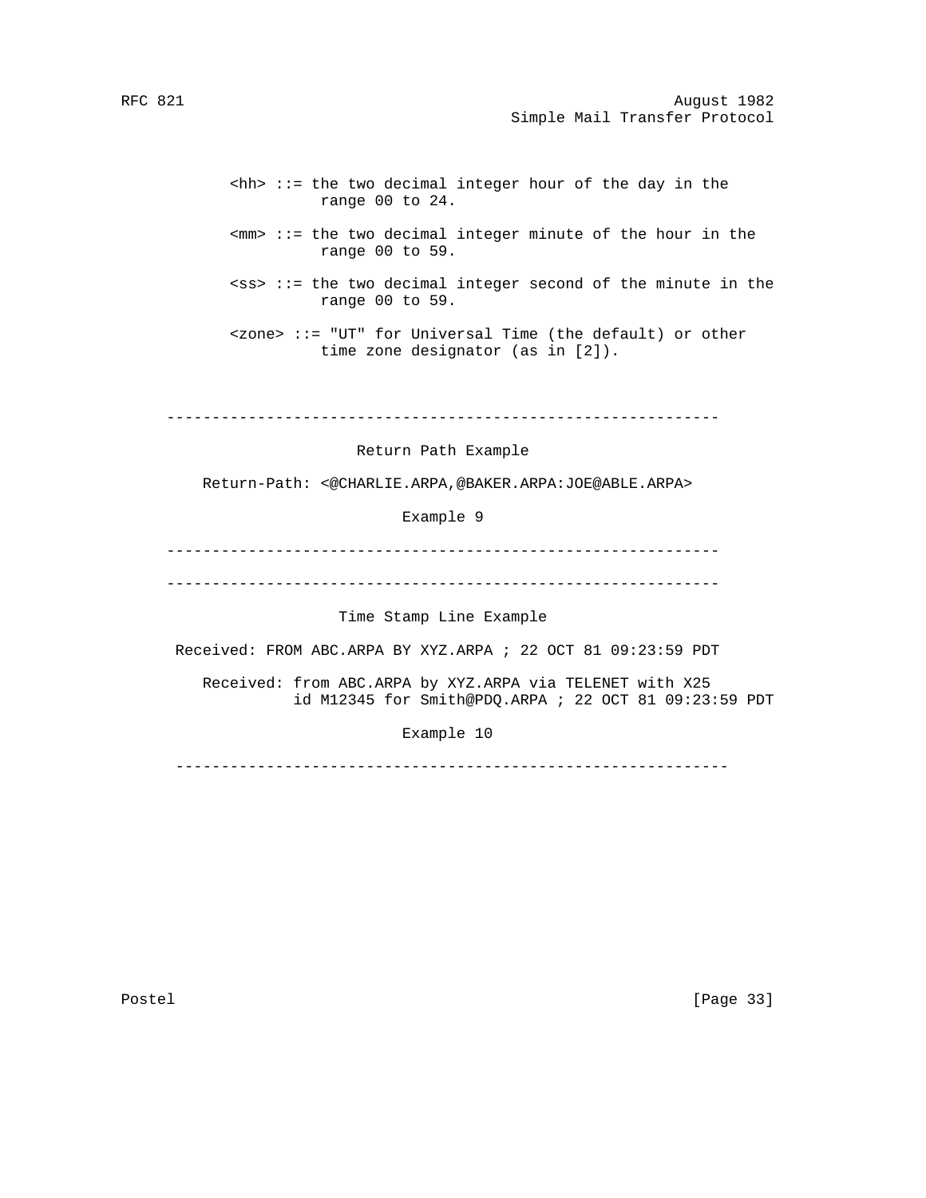```
<hh> ::= the two decimal integer hour of the day in the
          range 00 to 24.

<mm> ::= the two decimal integer minute of the hour in the
          range 00 to 59.

<ss> ::= the two decimal integer second of the minute in the
          range 00 to 59.

<zone> ::= "UT" for Universal Time (the default) or other
          time zone designator (as in [2]).
```

```
-------------------------------------------------------------

                     Return Path Example

   Return-Path: <@CHARLIE.ARPA,@BAKER.ARPA:JOE@ABLE.ARPA>

                          Example 9

-------------------------------------------------------------
```

```
-------------------------------------------------------------

                    Time Stamp Line Example

 Received: FROM ABC.ARPA BY XYZ.ARPA ; 22 OCT 81 09:23:59 PDT

    Received: from ABC.ARPA by XYZ.ARPA via TELENET with X25
              id M12345 for Smith@PDQ.ARPA ; 22 OCT 81 09:23:59 PDT

                          Example 10

-------------------------------------------------------------
```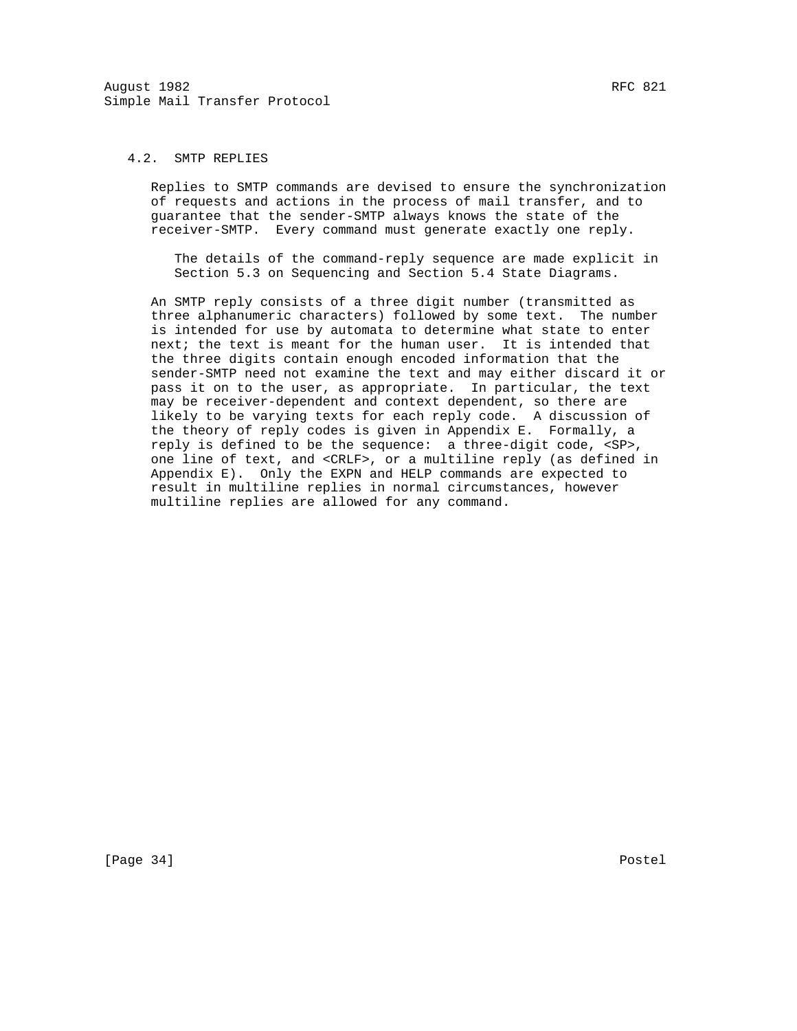### 4.2. SMTP REPLIES

Replies to SMTP commands are devised to ensure the synchronization of requests and actions in the process of mail transfer, and to guarantee that the sender-SMTP always knows the state of the receiver-SMTP. Every command must generate exactly one reply.

> The details of the command-reply sequence are made explicit in Section 5.3 on Sequencing and Section 5.4 State Diagrams.

An SMTP reply consists of a three digit number (transmitted as three alphanumeric characters) followed by some text. The number is intended for use by automata to determine what state to enter next; the text is meant for the human user. It is intended that the three digits contain enough encoded information that the sender-SMTP need not examine the text and may either discard it or pass it on to the user, as appropriate. In particular, the text may be receiver-dependent and context dependent, so there are likely to be varying texts for each reply code. A discussion of the theory of reply codes is given in Appendix E. Formally, a reply is defined to be the sequence: a three-digit code, <SP>, one line of text, and <CRLF>, or a multiline reply (as defined in Appendix E). Only the EXPN and HELP commands are expected to result in multiline replies in normal circumstances, however multiline replies are allowed for any command.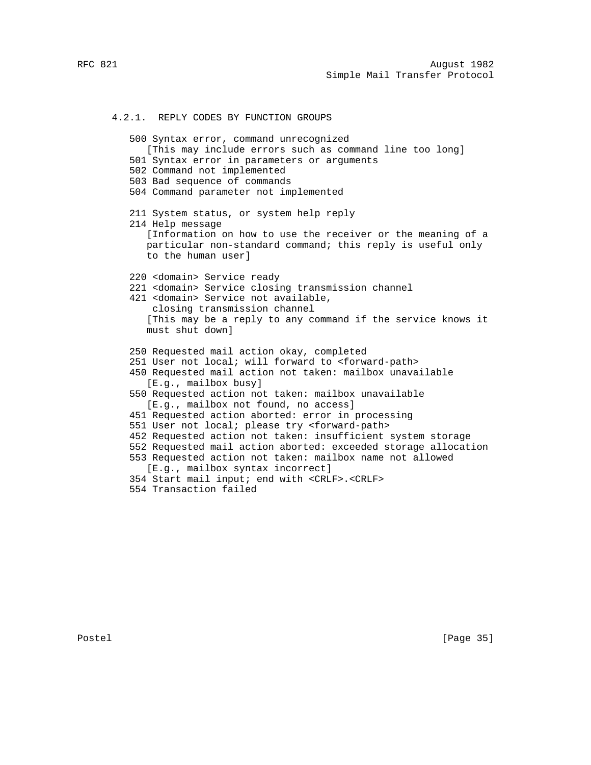### 4.2.1. REPLY CODES BY FUNCTION GROUPS

500 Syntax error, command unrecognized
   [This may include errors such as command line too long]
501 Syntax error in parameters or arguments
502 Command not implemented
503 Bad sequence of commands
504 Command parameter not implemented

211 System status, or system help reply
214 Help message
   [Information on how to use the receiver or the meaning of a particular non-standard command; this reply is useful only to the human user]

220 <domain> Service ready
221 <domain> Service closing transmission channel
421 <domain> Service not available,
    closing transmission channel
   [This may be a reply to any command if the service knows it must shut down]

250 Requested mail action okay, completed
251 User not local; will forward to <forward-path>
450 Requested mail action not taken: mailbox unavailable
   [E.g., mailbox busy]
550 Requested action not taken: mailbox unavailable
   [E.g., mailbox not found, no access]
451 Requested action aborted: error in processing
551 User not local; please try <forward-path>
452 Requested action not taken: insufficient system storage
552 Requested mail action aborted: exceeded storage allocation
553 Requested action not taken: mailbox name not allowed
   [E.g., mailbox syntax incorrect]
354 Start mail input; end with <CRLF>.<CRLF>
554 Transaction failed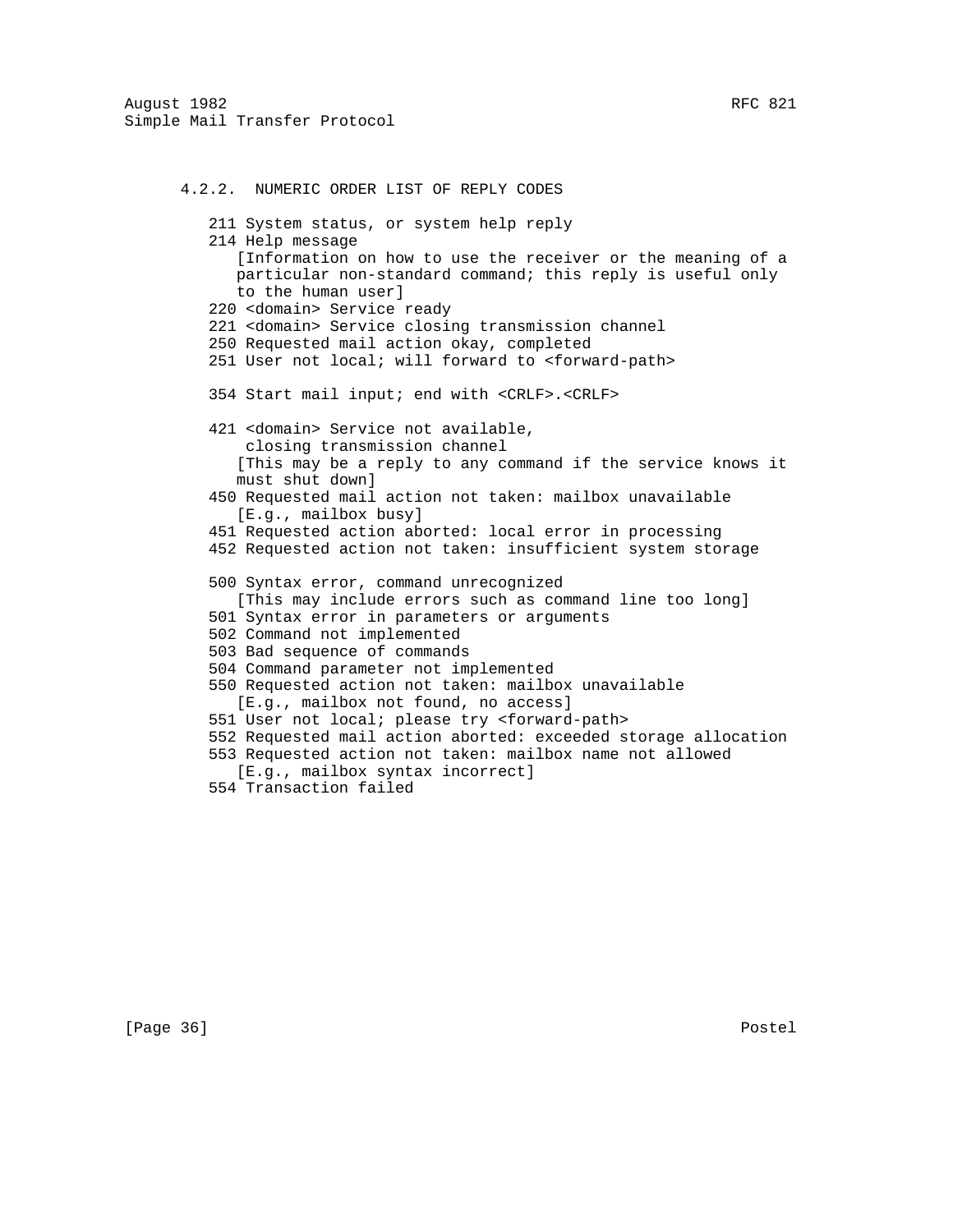### 4.2.2. NUMERIC ORDER LIST OF REPLY CODES

211 System status, or system help reply

214 Help message
[Information on how to use the receiver or the meaning of a particular non-standard command; this reply is useful only to the human user]

220 <domain> Service ready

221 <domain> Service closing transmission channel

250 Requested mail action okay, completed

251 User not local; will forward to <forward-path>

354 Start mail input; end with <CRLF>.<CRLF>

421 <domain> Service not available,
closing transmission channel
[This may be a reply to any command if the service knows it must shut down]

450 Requested mail action not taken: mailbox unavailable
[E.g., mailbox busy]

451 Requested action aborted: local error in processing

452 Requested action not taken: insufficient system storage

500 Syntax error, command unrecognized
[This may include errors such as command line too long]

501 Syntax error in parameters or arguments

502 Command not implemented

503 Bad sequence of commands

504 Command parameter not implemented

550 Requested action not taken: mailbox unavailable
[E.g., mailbox not found, no access]

551 User not local; please try <forward-path>

552 Requested mail action aborted: exceeded storage allocation

553 Requested action not taken: mailbox name not allowed
[E.g., mailbox syntax incorrect]

554 Transaction failed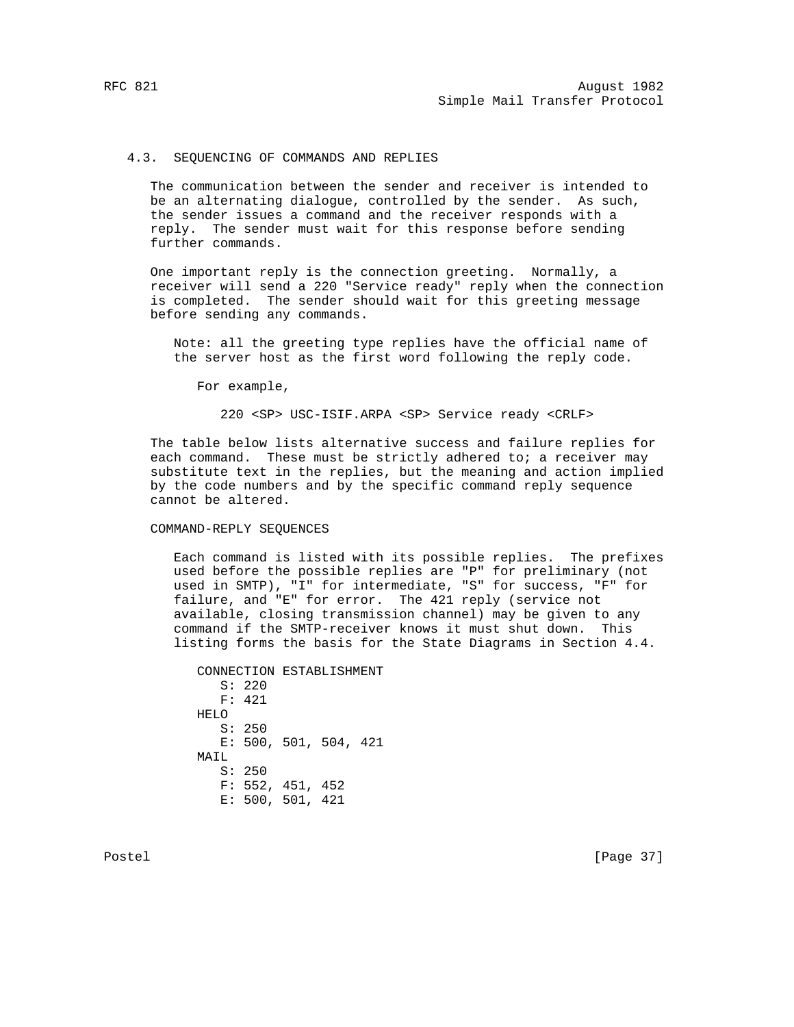### 4.3. SEQUENCING OF COMMANDS AND REPLIES

The communication between the sender and receiver is intended to be an alternating dialogue, controlled by the sender. As such, the sender issues a command and the receiver responds with a reply. The sender must wait for this response before sending further commands.

One important reply is the connection greeting. Normally, a receiver will send a 220 "Service ready" reply when the connection is completed. The sender should wait for this greeting message before sending any commands.

> Note: all the greeting type replies have the official name of the server host as the first word following the reply code.
>
> For example,
>
> ```
> 220 <SP> USC-ISIF.ARPA <SP> Service ready <CRLF>
> ```

The table below lists alternative success and failure replies for each command. These must be strictly adhered to; a receiver may substitute text in the replies, but the meaning and action implied by the code numbers and by the specific command reply sequence cannot be altered.

COMMAND-REPLY SEQUENCES

Each command is listed with its possible replies. The prefixes used before the possible replies are "P" for preliminary (not used in SMTP), "I" for intermediate, "S" for success, "F" for failure, and "E" for error. The 421 reply (service not available, closing transmission channel) may be given to any command if the SMTP-receiver knows it must shut down. This listing forms the basis for the State Diagrams in Section 4.4.

```
CONNECTION ESTABLISHMENT
   S: 220
   F: 421
HELO
   S: 250
   E: 500, 501, 504, 421
MAIL
   S: 250
   F: 552, 451, 452
   E: 500, 501, 421
```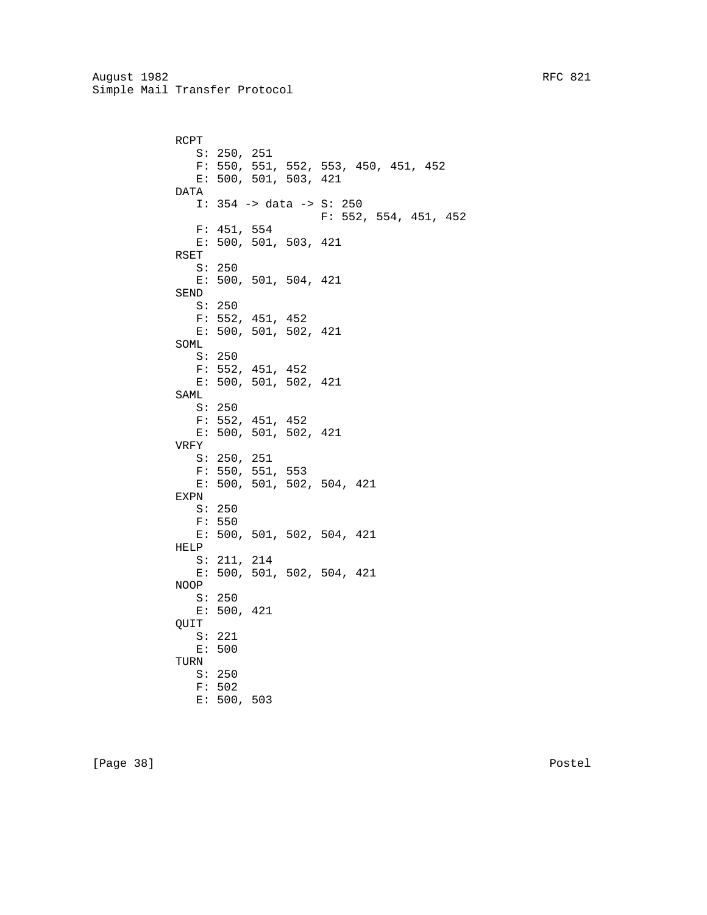```
      RCPT
         S: 250, 251
         F: 550, 551, 552, 553, 450, 451, 452
         E: 500, 501, 503, 421
      DATA
         I: 354 -> data -> S: 250
                           F: 552, 554, 451, 452
         F: 451, 554
         E: 500, 501, 503, 421
      RSET
         S: 250
         E: 500, 501, 504, 421
      SEND
         S: 250
         F: 552, 451, 452
         E: 500, 501, 502, 421
      SOML
         S: 250
         F: 552, 451, 452
         E: 500, 501, 502, 421
      SAML
         S: 250
         F: 552, 451, 452
         E: 500, 501, 502, 421
      VRFY
         S: 250, 251
         F: 550, 551, 553
         E: 500, 501, 502, 504, 421
      EXPN
         S: 250
         F: 550
         E: 500, 501, 502, 504, 421
      HELP
         S: 211, 214
         E: 500, 501, 502, 504, 421
      NOOP
         S: 250
         E: 500, 421
      QUIT
         S: 221
         E: 500
      TURN
         S: 250
         F: 502
         E: 500, 503
```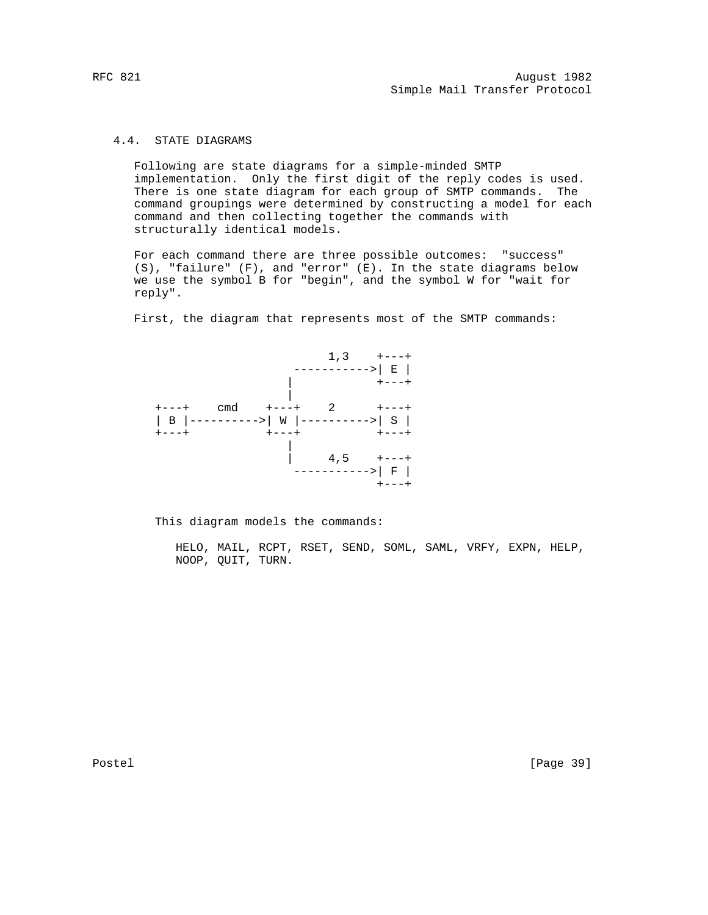### 4.4. STATE DIAGRAMS

Following are state diagrams for a simple-minded SMTP implementation. Only the first digit of the reply codes is used. There is one state diagram for each group of SMTP commands. The command groupings were determined by constructing a model for each command and then collecting together the commands with structurally identical models.

For each command there are three possible outcomes: "success" (S), "failure" (F), and "error" (E). In the state diagrams below we use the symbol B for "begin", and the symbol W for "wait for reply".

First, the diagram that represents most of the SMTP commands:

```
                                 1,3    +---+
                            ----------->| E |
                           |            +---+
                           |
        +---+    cmd    +---+    2      +---+
        | B |---------->| W |---------->| S |
        +---+           +---+           +---+
                           |
                           |     4,5    +---+
                            ----------->| F |
                                        +---+
```

This diagram models the commands:

HELO, MAIL, RCPT, RSET, SEND, SOML, SAML, VRFY, EXPN, HELP, NOOP, QUIT, TURN.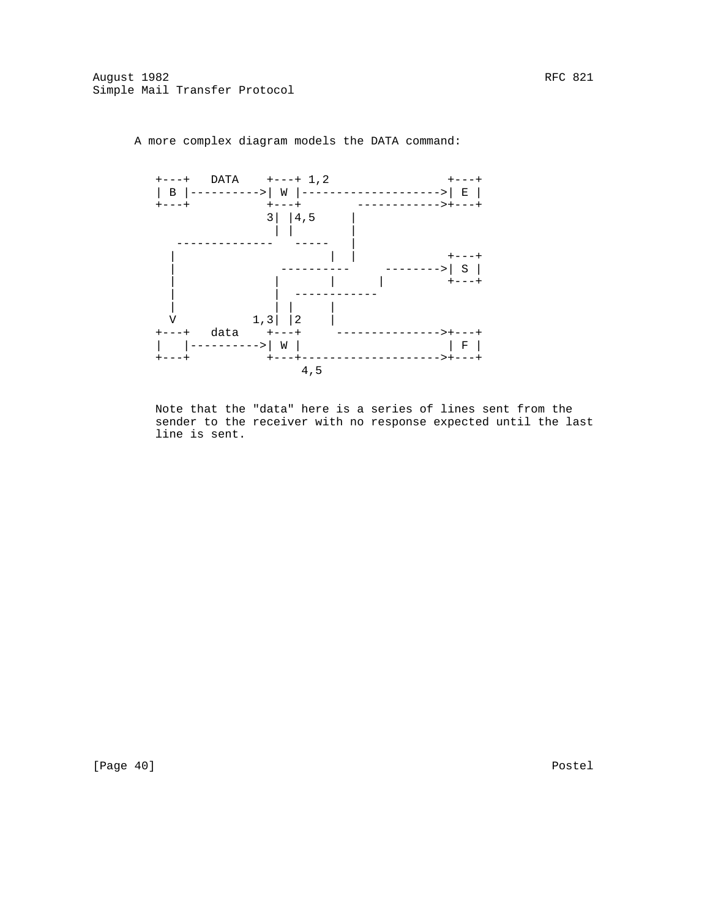A more complex diagram models the DATA command:

```
+---+   DATA    +---+ 1,2                 +---+
| B |---------->| W |-------------------->| E |
+---+           +---+        ------------>+---+
               3| |4,5     |
                | |        |
  --------------   -----   |
 |                     |  |             +---+
 |               ----------     -------->| S |
 |              |       |      |         +---+
 |              |  ------------
 |              | |     |
 V           1,3| |2    |
+---+   data    +---+     --------------->+---+
|   |---------->| W |                     | F |
+---+           +---+-------------------->+---+
                     4,5
```

Note that the "data" here is a series of lines sent from the sender to the receiver with no response expected until the last line is sent.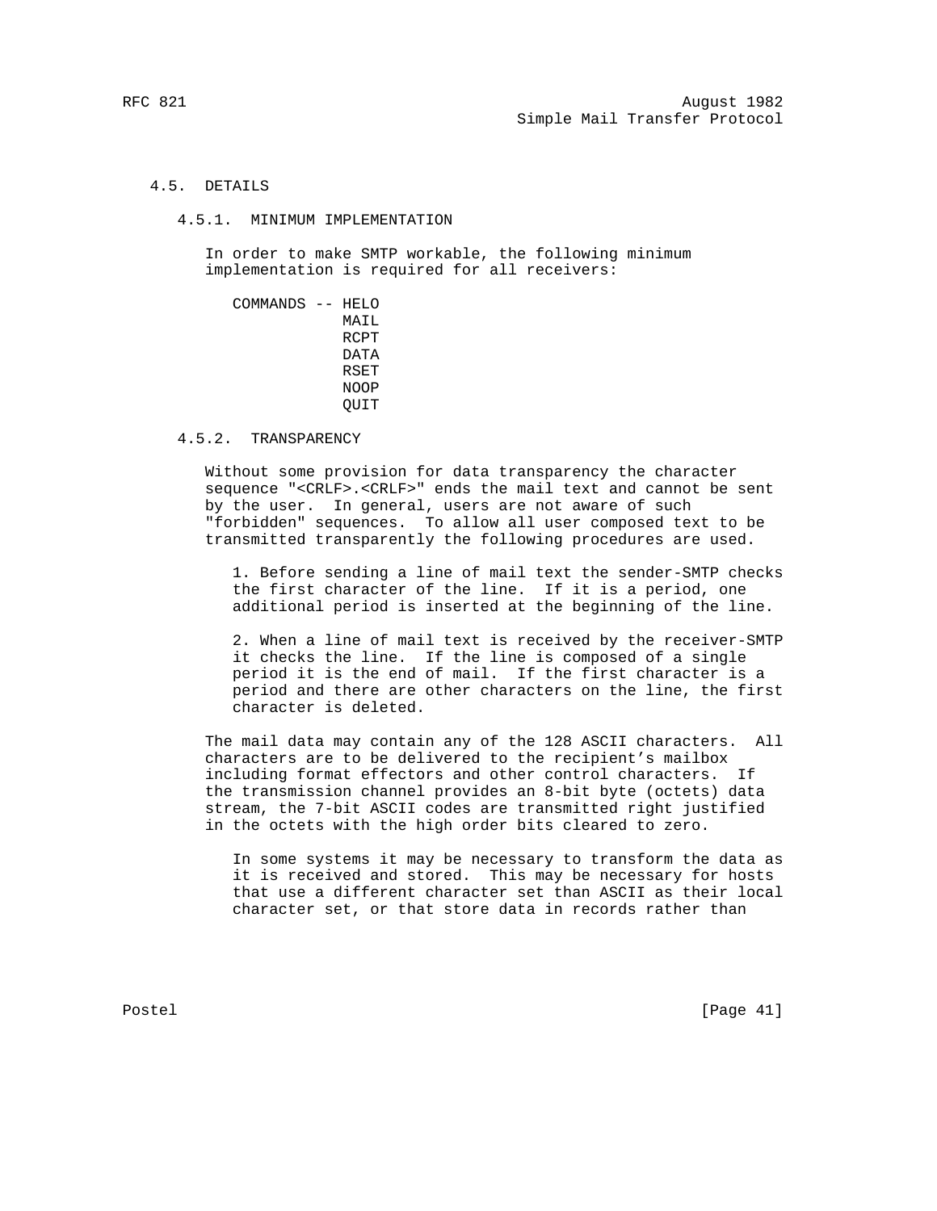### 4.5. DETAILS

#### 4.5.1. MINIMUM IMPLEMENTATION

In order to make SMTP workable, the following minimum implementation is required for all receivers:

```
COMMANDS -- HELO
            MAIL
            RCPT
            DATA
            RSET
            NOOP
            QUIT
```

#### 4.5.2. TRANSPARENCY

Without some provision for data transparency the character sequence "<CRLF>.<CRLF>" ends the mail text and cannot be sent by the user. In general, users are not aware of such "forbidden" sequences. To allow all user composed text to be transmitted transparently the following procedures are used.

1. Before sending a line of mail text the sender-SMTP checks the first character of the line. If it is a period, one additional period is inserted at the beginning of the line.

2. When a line of mail text is received by the receiver-SMTP it checks the line. If the line is composed of a single period it is the end of mail. If the first character is a period and there are other characters on the line, the first character is deleted.

The mail data may contain any of the 128 ASCII characters. All characters are to be delivered to the recipient's mailbox including format effectors and other control characters. If the transmission channel provides an 8-bit byte (octets) data stream, the 7-bit ASCII codes are transmitted right justified in the octets with the high order bits cleared to zero.

In some systems it may be necessary to transform the data as it is received and stored. This may be necessary for hosts that use a different character set than ASCII as their local character set, or that store data in records rather than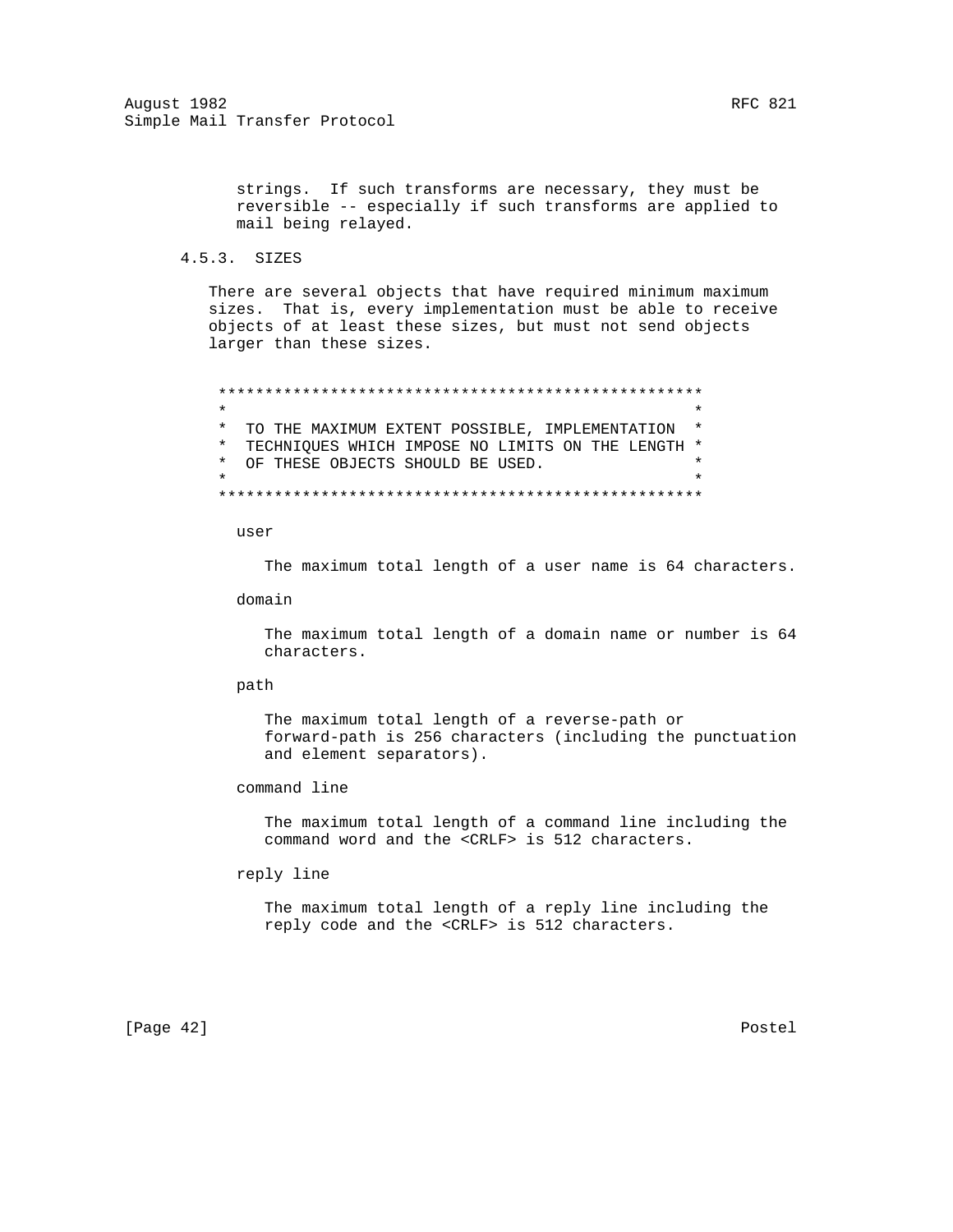strings. If such transforms are necessary, they must be reversible -- especially if such transforms are applied to mail being relayed.

### 4.5.3. SIZES

There are several objects that have required minimum maximum sizes. That is, every implementation must be able to receive objects of at least these sizes, but must not send objects larger than these sizes.

```
****************************************************
*                                                  *
*  TO THE MAXIMUM EXTENT POSSIBLE, IMPLEMENTATION  *
*  TECHNIQUES WHICH IMPOSE NO LIMITS ON THE LENGTH *
*  OF THESE OBJECTS SHOULD BE USED.                *
*                                                  *
****************************************************
```

user

The maximum total length of a user name is 64 characters.

domain

The maximum total length of a domain name or number is 64 characters.

path

The maximum total length of a reverse-path or forward-path is 256 characters (including the punctuation and element separators).

command line

The maximum total length of a command line including the command word and the <CRLF> is 512 characters.

reply line

The maximum total length of a reply line including the reply code and the <CRLF> is 512 characters.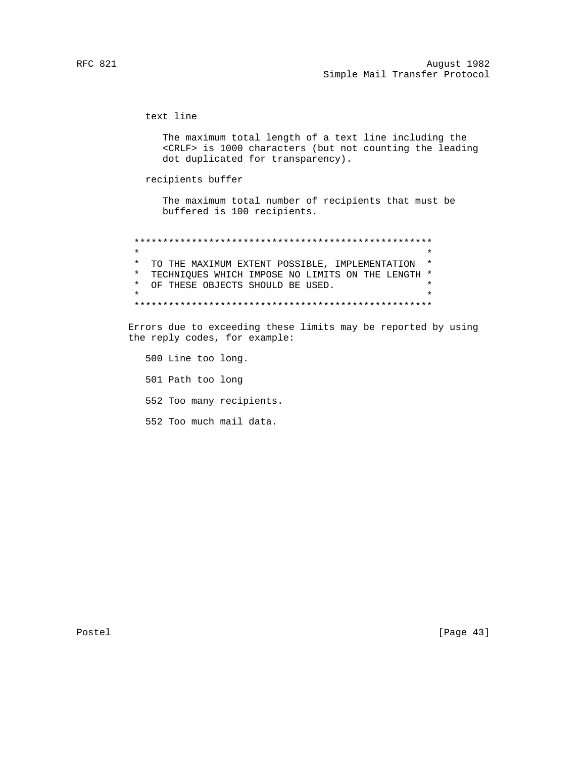text line

The maximum total length of a text line including the <CRLF> is 1000 characters (but not counting the leading dot duplicated for transparency).

recipients buffer

The maximum total number of recipients that must be buffered is 100 recipients.

```
****************************************************
*                                                  *
*  TO THE MAXIMUM EXTENT POSSIBLE, IMPLEMENTATION  *
*  TECHNIQUES WHICH IMPOSE NO LIMITS ON THE LENGTH *
*  OF THESE OBJECTS SHOULD BE USED.                *
*                                                  *
****************************************************
```

Errors due to exceeding these limits may be reported by using the reply codes, for example:

500 Line too long.

501 Path too long

552 Too many recipients.

552 Too much mail data.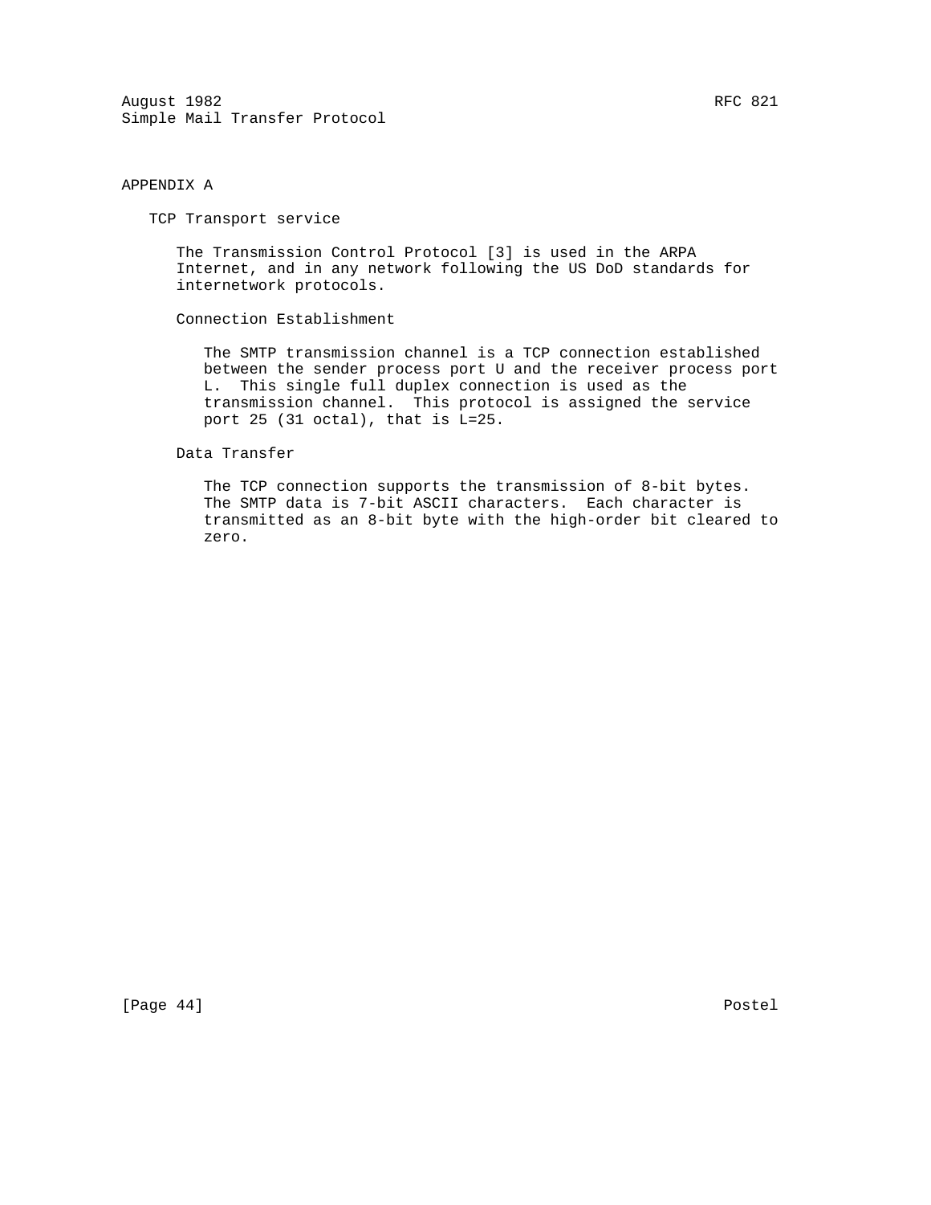# APPENDIX A

## TCP Transport service

The Transmission Control Protocol [3] is used in the ARPA Internet, and in any network following the US DoD standards for internetwork protocols.

### Connection Establishment

The SMTP transmission channel is a TCP connection established between the sender process port U and the receiver process port L. This single full duplex connection is used as the transmission channel. This protocol is assigned the service port 25 (31 octal), that is L=25.

### Data Transfer

The TCP connection supports the transmission of 8-bit bytes. The SMTP data is 7-bit ASCII characters. Each character is transmitted as an 8-bit byte with the high-order bit cleared to zero.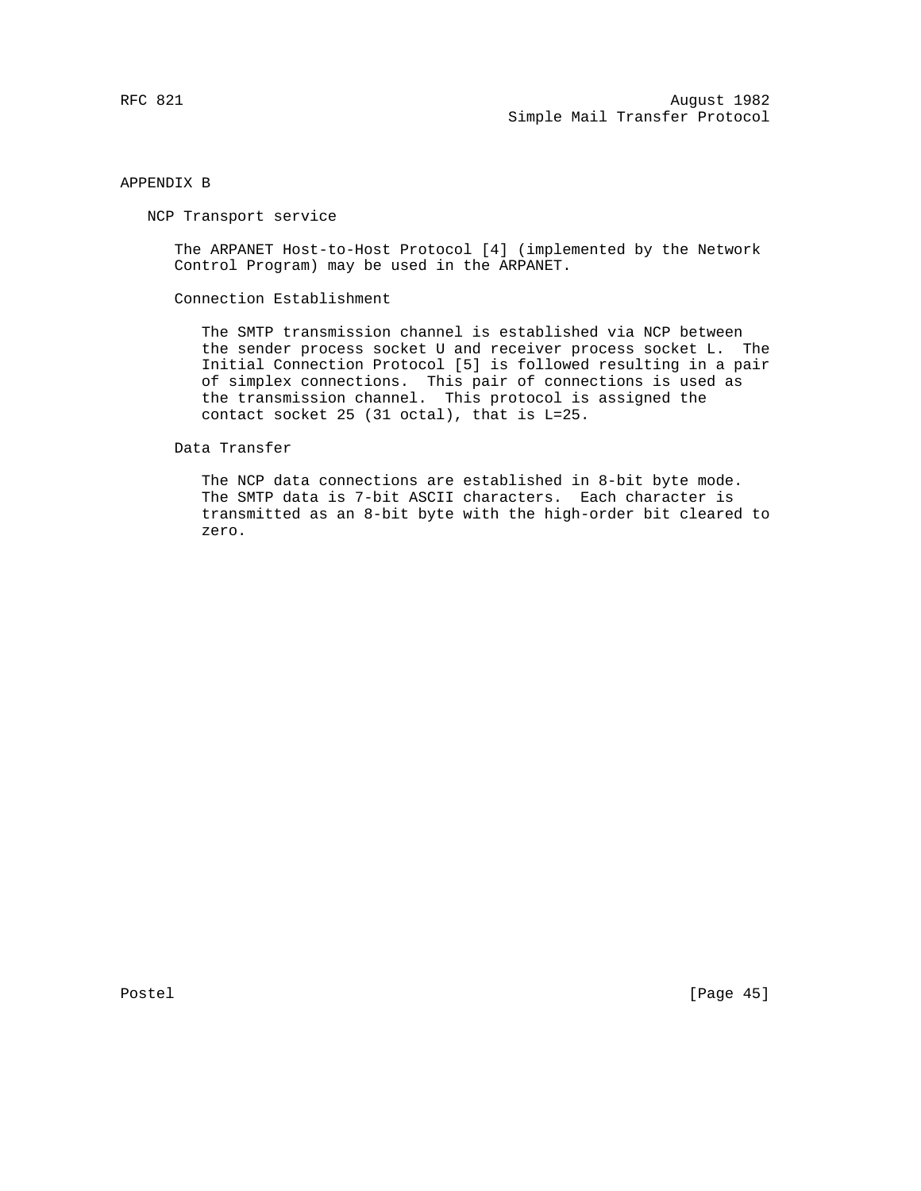# APPENDIX B

## NCP Transport service

The ARPANET Host-to-Host Protocol [4] (implemented by the Network Control Program) may be used in the ARPANET.

### Connection Establishment

The SMTP transmission channel is established via NCP between the sender process socket U and receiver process socket L. The Initial Connection Protocol [5] is followed resulting in a pair of simplex connections. This pair of connections is used as the transmission channel. This protocol is assigned the contact socket 25 (31 octal), that is L=25.

### Data Transfer

The NCP data connections are established in 8-bit byte mode. The SMTP data is 7-bit ASCII characters. Each character is transmitted as an 8-bit byte with the high-order bit cleared to zero.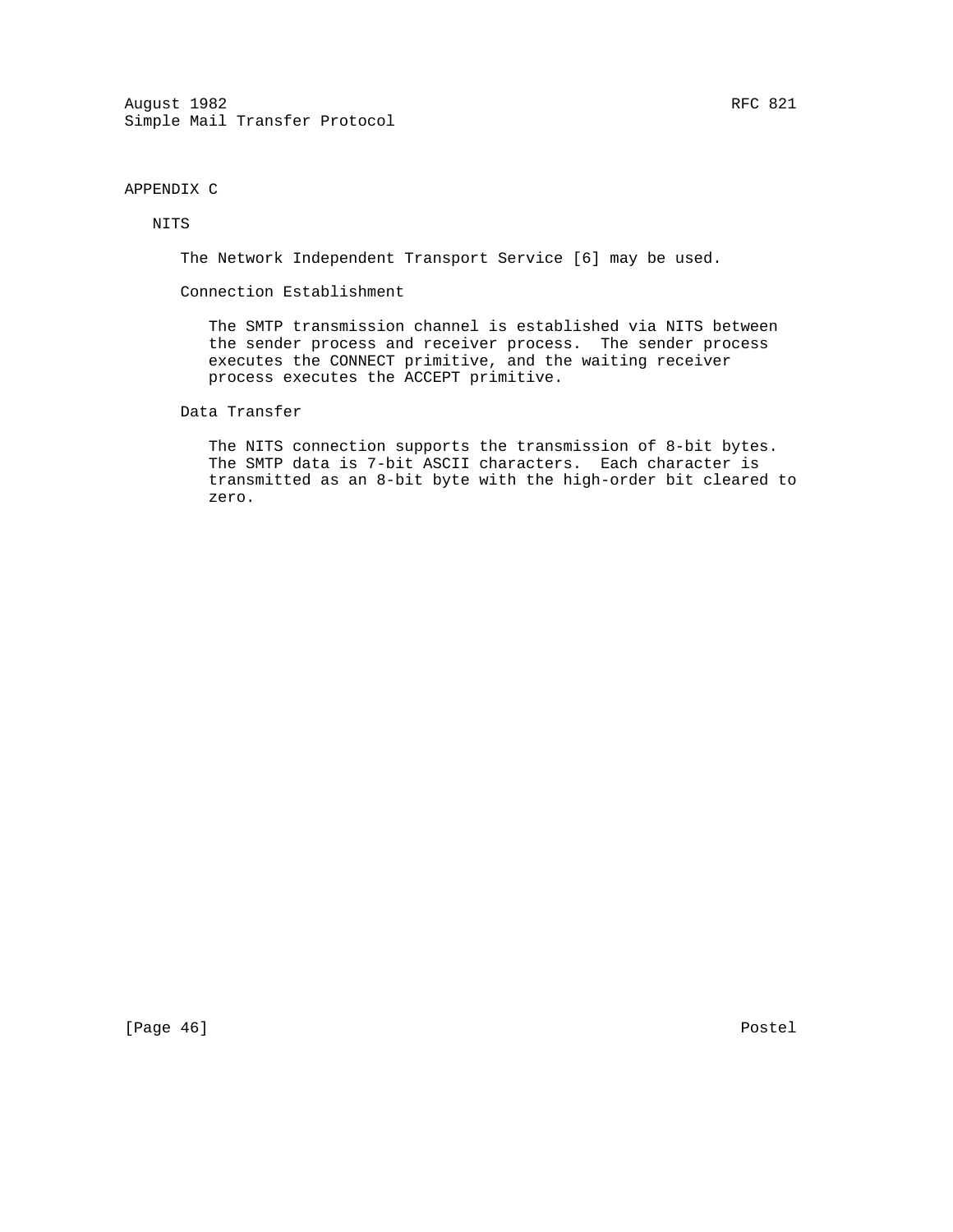# APPENDIX C

## NITS

The Network Independent Transport Service [6] may be used.

### Connection Establishment

The SMTP transmission channel is established via NITS between the sender process and receiver process. The sender process executes the CONNECT primitive, and the waiting receiver process executes the ACCEPT primitive.

### Data Transfer

The NITS connection supports the transmission of 8-bit bytes. The SMTP data is 7-bit ASCII characters. Each character is transmitted as an 8-bit byte with the high-order bit cleared to zero.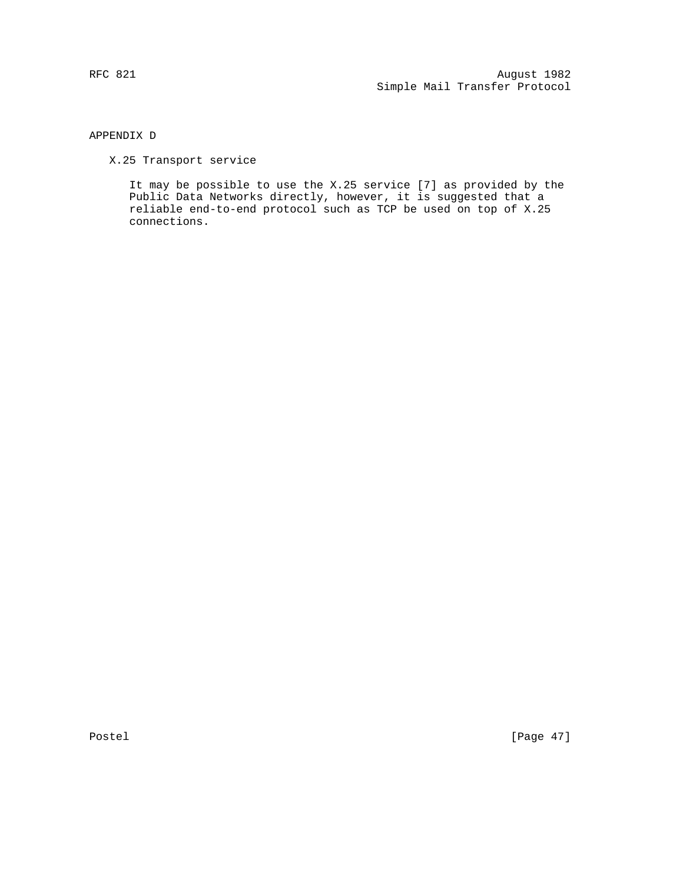# APPENDIX D

## X.25 Transport service

It may be possible to use the X.25 service [7] as provided by the Public Data Networks directly, however, it is suggested that a reliable end-to-end protocol such as TCP be used on top of X.25 connections.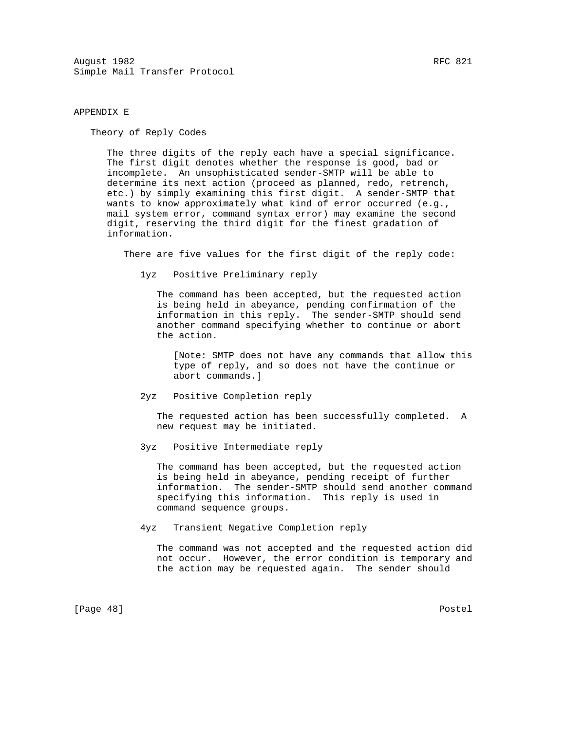# APPENDIX E

## Theory of Reply Codes

The three digits of the reply each have a special significance. The first digit denotes whether the response is good, bad or incomplete. An unsophisticated sender-SMTP will be able to determine its next action (proceed as planned, redo, retrench, etc.) by simply examining this first digit. A sender-SMTP that wants to know approximately what kind of error occurred (e.g., mail system error, command syntax error) may examine the second digit, reserving the third digit for the finest gradation of information.

There are five values for the first digit of the reply code:

1yz Positive Preliminary reply

The command has been accepted, but the requested action is being held in abeyance, pending confirmation of the information in this reply. The sender-SMTP should send another command specifying whether to continue or abort the action.

[Note: SMTP does not have any commands that allow this type of reply, and so does not have the continue or abort commands.]

2yz Positive Completion reply

The requested action has been successfully completed. A new request may be initiated.

3yz Positive Intermediate reply

The command has been accepted, but the requested action is being held in abeyance, pending receipt of further information. The sender-SMTP should send another command specifying this information. This reply is used in command sequence groups.

4yz Transient Negative Completion reply

The command was not accepted and the requested action did not occur. However, the error condition is temporary and the action may be requested again. The sender should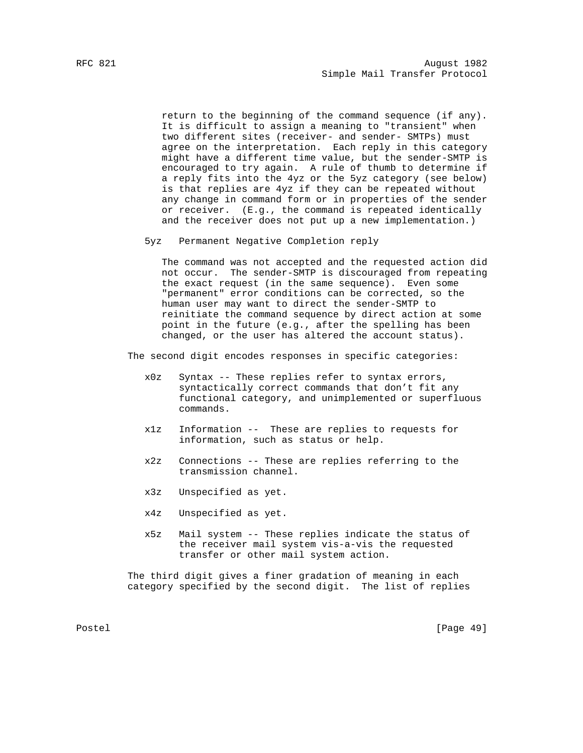return to the beginning of the command sequence (if any). It is difficult to assign a meaning to "transient" when two different sites (receiver- and sender- SMTPs) must agree on the interpretation. Each reply in this category might have a different time value, but the sender-SMTP is encouraged to try again. A rule of thumb to determine if a reply fits into the 4yz or the 5yz category (see below) is that replies are 4yz if they can be repeated without any change in command form or in properties of the sender or receiver. (E.g., the command is repeated identically and the receiver does not put up a new implementation.)

5yz Permanent Negative Completion reply

The command was not accepted and the requested action did not occur. The sender-SMTP is discouraged from repeating the exact request (in the same sequence). Even some "permanent" error conditions can be corrected, so the human user may want to direct the sender-SMTP to reinitiate the command sequence by direct action at some point in the future (e.g., after the spelling has been changed, or the user has altered the account status).

The second digit encodes responses in specific categories:

- x0z Syntax -- These replies refer to syntax errors, syntactically correct commands that don't fit any functional category, and unimplemented or superfluous commands.
- x1z Information -- These are replies to requests for information, such as status or help.
- x2z Connections -- These are replies referring to the transmission channel.
- x3z Unspecified as yet.
- x4z Unspecified as yet.
- x5z Mail system -- These replies indicate the status of the receiver mail system vis-a-vis the requested transfer or other mail system action.

The third digit gives a finer gradation of meaning in each category specified by the second digit. The list of replies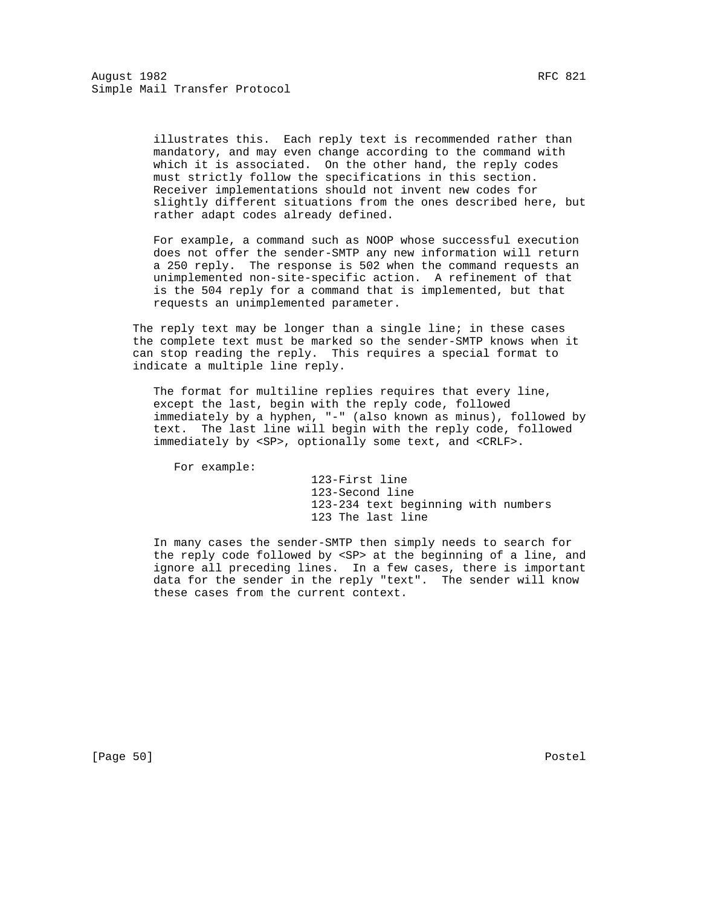illustrates this. Each reply text is recommended rather than mandatory, and may even change according to the command with which it is associated. On the other hand, the reply codes must strictly follow the specifications in this section. Receiver implementations should not invent new codes for slightly different situations from the ones described here, but rather adapt codes already defined.

For example, a command such as NOOP whose successful execution does not offer the sender-SMTP any new information will return a 250 reply. The response is 502 when the command requests an unimplemented non-site-specific action. A refinement of that is the 504 reply for a command that is implemented, but that requests an unimplemented parameter.

The reply text may be longer than a single line; in these cases the complete text must be marked so the sender-SMTP knows when it can stop reading the reply. This requires a special format to indicate a multiple line reply.

The format for multiline replies requires that every line, except the last, begin with the reply code, followed immediately by a hyphen, "-" (also known as minus), followed by text. The last line will begin with the reply code, followed immediately by <SP>, optionally some text, and <CRLF>.

For example:

```
123-First line
123-Second line
123-234 text beginning with numbers
123 The last line
```

In many cases the sender-SMTP then simply needs to search for the reply code followed by <SP> at the beginning of a line, and ignore all preceding lines. In a few cases, there is important data for the sender in the reply "text". The sender will know these cases from the current context.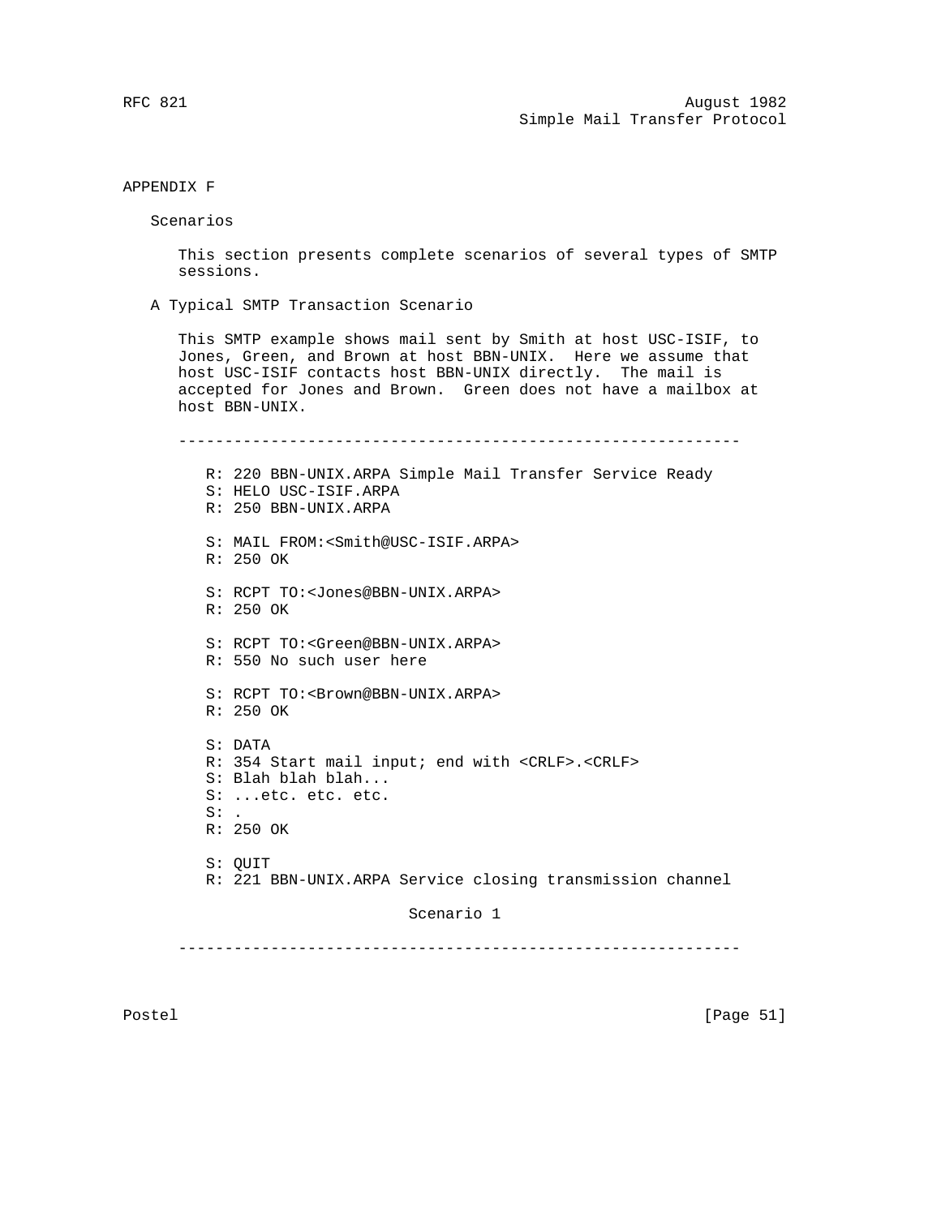# APPENDIX F

## Scenarios

This section presents complete scenarios of several types of SMTP sessions.

## A Typical SMTP Transaction Scenario

This SMTP example shows mail sent by Smith at host USC-ISIF, to Jones, Green, and Brown at host BBN-UNIX. Here we assume that host USC-ISIF contacts host BBN-UNIX directly. The mail is accepted for Jones and Brown. Green does not have a mailbox at host BBN-UNIX.

```
-------------------------------------------------------------

   R: 220 BBN-UNIX.ARPA Simple Mail Transfer Service Ready
   S: HELO USC-ISIF.ARPA
   R: 250 BBN-UNIX.ARPA

   S: MAIL FROM:<Smith@USC-ISIF.ARPA>
   R: 250 OK

   S: RCPT TO:<Jones@BBN-UNIX.ARPA>
   R: 250 OK

   S: RCPT TO:<Green@BBN-UNIX.ARPA>
   R: 550 No such user here

   S: RCPT TO:<Brown@BBN-UNIX.ARPA>
   R: 250 OK

   S: DATA
   R: 354 Start mail input; end with <CRLF>.<CRLF>
   S: Blah blah blah...
   S: ...etc. etc. etc.
   S: .
   R: 250 OK

   S: QUIT
   R: 221 BBN-UNIX.ARPA Service closing transmission channel

                         Scenario 1

-------------------------------------------------------------
```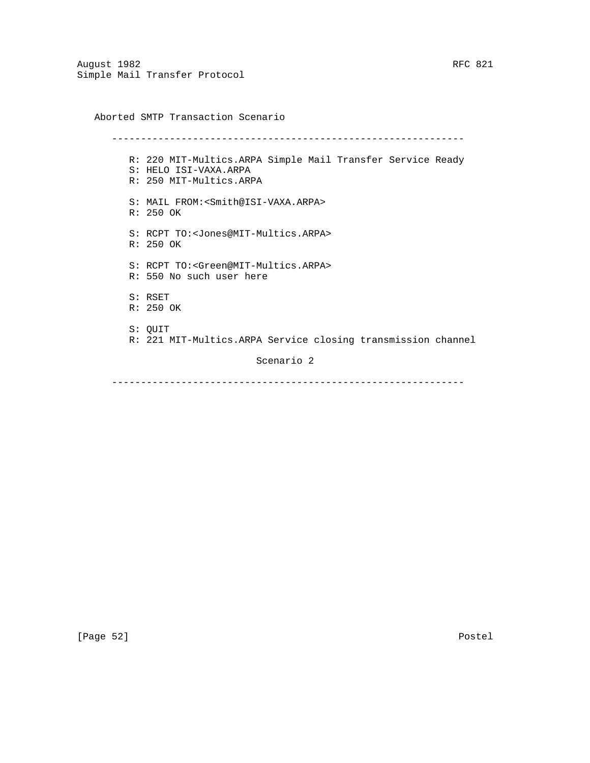Aborted SMTP Transaction Scenario

```
-------------------------------------------------------------

   R: 220 MIT-Multics.ARPA Simple Mail Transfer Service Ready
   S: HELO ISI-VAXA.ARPA
   R: 250 MIT-Multics.ARPA

   S: MAIL FROM:<Smith@ISI-VAXA.ARPA>
   R: 250 OK

   S: RCPT TO:<Jones@MIT-Multics.ARPA>
   R: 250 OK

   S: RCPT TO:<Green@MIT-Multics.ARPA>
   R: 550 No such user here

   S: RSET
   R: 250 OK

   S: QUIT
   R: 221 MIT-Multics.ARPA Service closing transmission channel

                          Scenario 2

-------------------------------------------------------------
```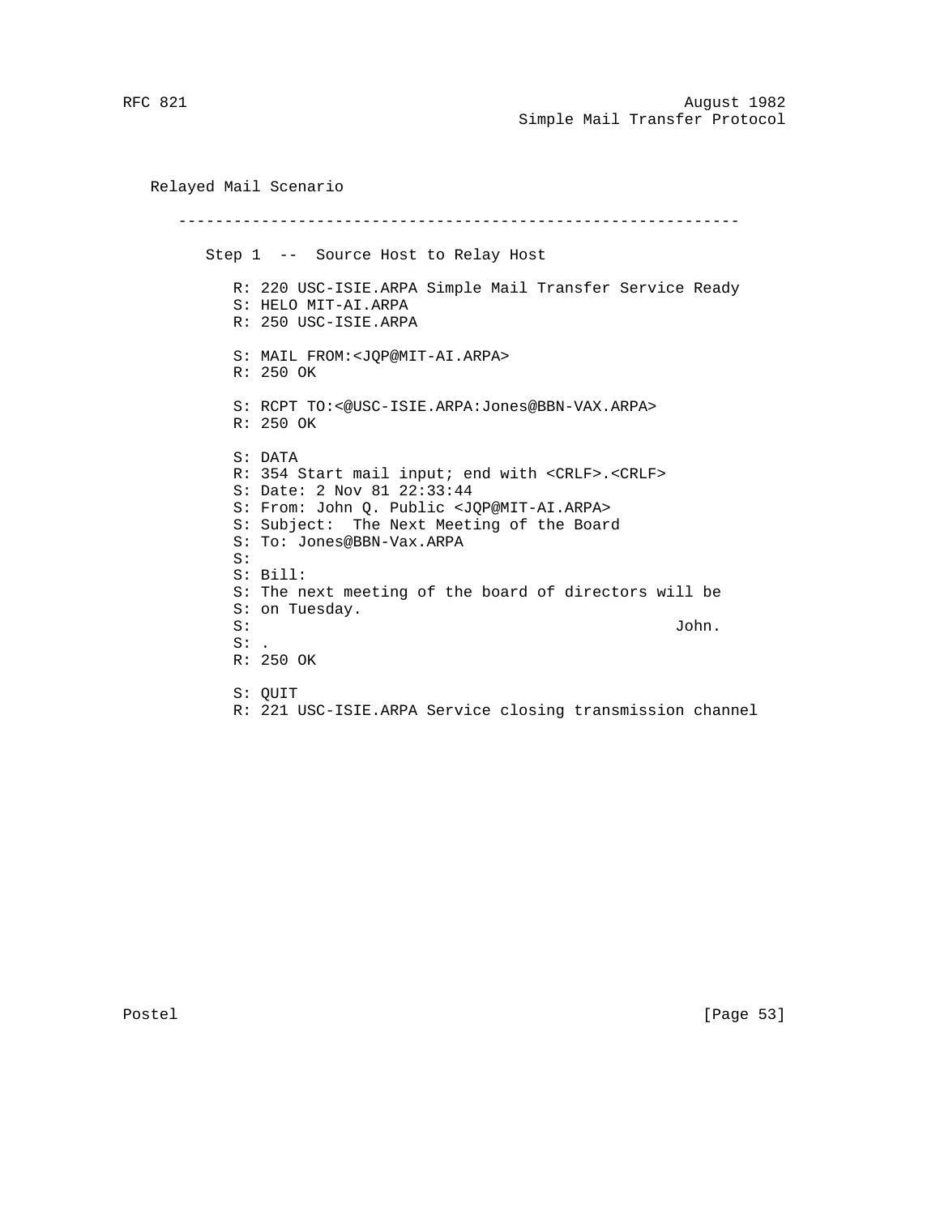## Relayed Mail Scenario

---

### Step 1 -- Source Host to Relay Host

```
R: 220 USC-ISIE.ARPA Simple Mail Transfer Service Ready
S: HELO MIT-AI.ARPA
R: 250 USC-ISIE.ARPA

S: MAIL FROM:<JQP@MIT-AI.ARPA>
R: 250 OK

S: RCPT TO:<@USC-ISIE.ARPA:Jones@BBN-VAX.ARPA>
R: 250 OK

S: DATA
R: 354 Start mail input; end with <CRLF>.<CRLF>
S: Date: 2 Nov 81 22:33:44
S: From: John Q. Public <JQP@MIT-AI.ARPA>
S: Subject:  The Next Meeting of the Board
S: To: Jones@BBN-Vax.ARPA
S:
S: Bill:
S: The next meeting of the board of directors will be
S: on Tuesday.
S:                                              John.
S: .
R: 250 OK

S: QUIT
R: 221 USC-ISIE.ARPA Service closing transmission channel
```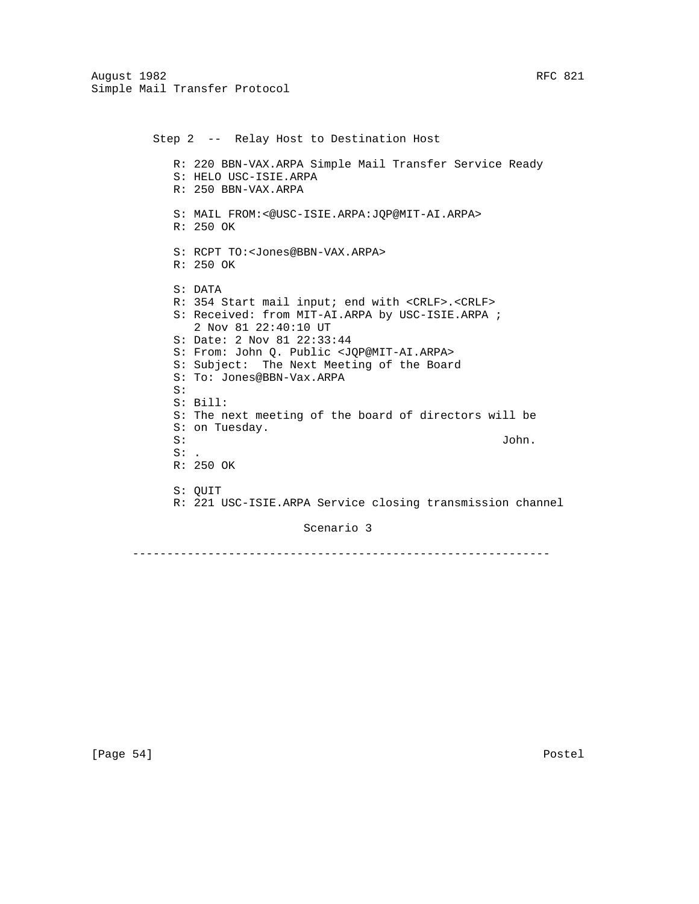Step 2 -- Relay Host to Destination Host

```
R: 220 BBN-VAX.ARPA Simple Mail Transfer Service Ready
S: HELO USC-ISIE.ARPA
R: 250 BBN-VAX.ARPA

S: MAIL FROM:<@USC-ISIE.ARPA:JQP@MIT-AI.ARPA>
R: 250 OK

S: RCPT TO:<Jones@BBN-VAX.ARPA>
R: 250 OK

S: DATA
R: 354 Start mail input; end with <CRLF>.<CRLF>
S: Received: from MIT-AI.ARPA by USC-ISIE.ARPA ;
   2 Nov 81 22:40:10 UT
S: Date: 2 Nov 81 22:33:44
S: From: John Q. Public <JQP@MIT-AI.ARPA>
S: Subject:  The Next Meeting of the Board
S: To: Jones@BBN-Vax.ARPA
S:
S: Bill:
S: The next meeting of the board of directors will be
S: on Tuesday.
S:                                              John.
S: .
R: 250 OK

S: QUIT
R: 221 USC-ISIE.ARPA Service closing transmission channel
```

Scenario 3

-------------------------------------------------------------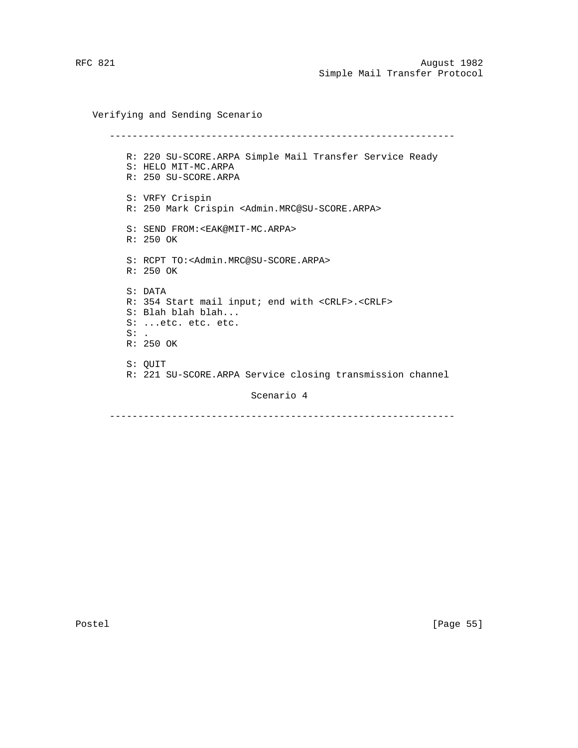Verifying and Sending Scenario

```
-------------------------------------------------------------

   R: 220 SU-SCORE.ARPA Simple Mail Transfer Service Ready
   S: HELO MIT-MC.ARPA
   R: 250 SU-SCORE.ARPA

   S: VRFY Crispin
   R: 250 Mark Crispin <Admin.MRC@SU-SCORE.ARPA>

   S: SEND FROM:<EAK@MIT-MC.ARPA>
   R: 250 OK

   S: RCPT TO:<Admin.MRC@SU-SCORE.ARPA>
   R: 250 OK

   S: DATA
   R: 354 Start mail input; end with <CRLF>.<CRLF>
   S: Blah blah blah...
   S: ...etc. etc. etc.
   S: .
   R: 250 OK

   S: QUIT
   R: 221 SU-SCORE.ARPA Service closing transmission channel

                         Scenario 4

-------------------------------------------------------------
```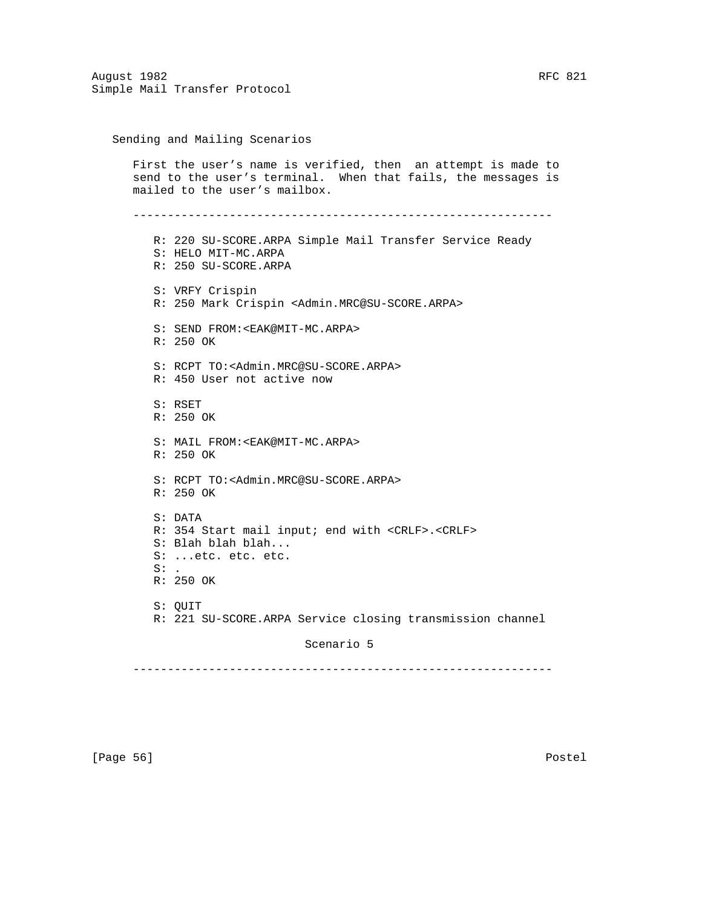## Sending and Mailing Scenarios

First the user's name is verified, then  an attempt is made to send to the user's terminal.  When that fails, the messages is mailed to the user's mailbox.

```
-------------------------------------------------------------

   R: 220 SU-SCORE.ARPA Simple Mail Transfer Service Ready
   S: HELO MIT-MC.ARPA
   R: 250 SU-SCORE.ARPA

   S: VRFY Crispin
   R: 250 Mark Crispin <Admin.MRC@SU-SCORE.ARPA>

   S: SEND FROM:<EAK@MIT-MC.ARPA>
   R: 250 OK

   S: RCPT TO:<Admin.MRC@SU-SCORE.ARPA>
   R: 450 User not active now

   S: RSET
   R: 250 OK

   S: MAIL FROM:<EAK@MIT-MC.ARPA>
   R: 250 OK

   S: RCPT TO:<Admin.MRC@SU-SCORE.ARPA>
   R: 250 OK

   S: DATA
   R: 354 Start mail input; end with <CRLF>.<CRLF>
   S: Blah blah blah...
   S: ...etc. etc. etc.
   S: .
   R: 250 OK

   S: QUIT
   R: 221 SU-SCORE.ARPA Service closing transmission channel

                        Scenario 5

-------------------------------------------------------------
```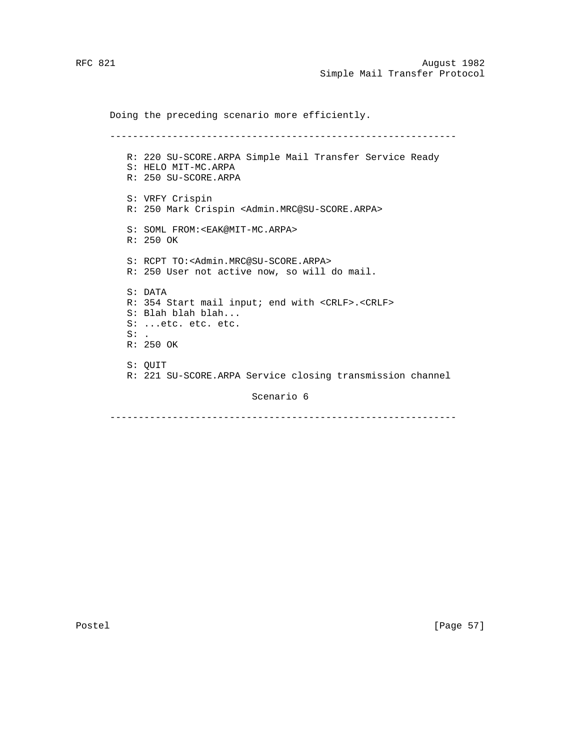Doing the preceding scenario more efficiently.

```
-------------------------------------------------------------

   R: 220 SU-SCORE.ARPA Simple Mail Transfer Service Ready
   S: HELO MIT-MC.ARPA
   R: 250 SU-SCORE.ARPA

   S: VRFY Crispin
   R: 250 Mark Crispin <Admin.MRC@SU-SCORE.ARPA>

   S: SOML FROM:<EAK@MIT-MC.ARPA>
   R: 250 OK

   S: RCPT TO:<Admin.MRC@SU-SCORE.ARPA>
   R: 250 User not active now, so will do mail.

   S: DATA
   R: 354 Start mail input; end with <CRLF>.<CRLF>
   S: Blah blah blah...
   S: ...etc. etc. etc.
   S: .
   R: 250 OK

   S: QUIT
   R: 221 SU-SCORE.ARPA Service closing transmission channel

                         Scenario 6

-------------------------------------------------------------
```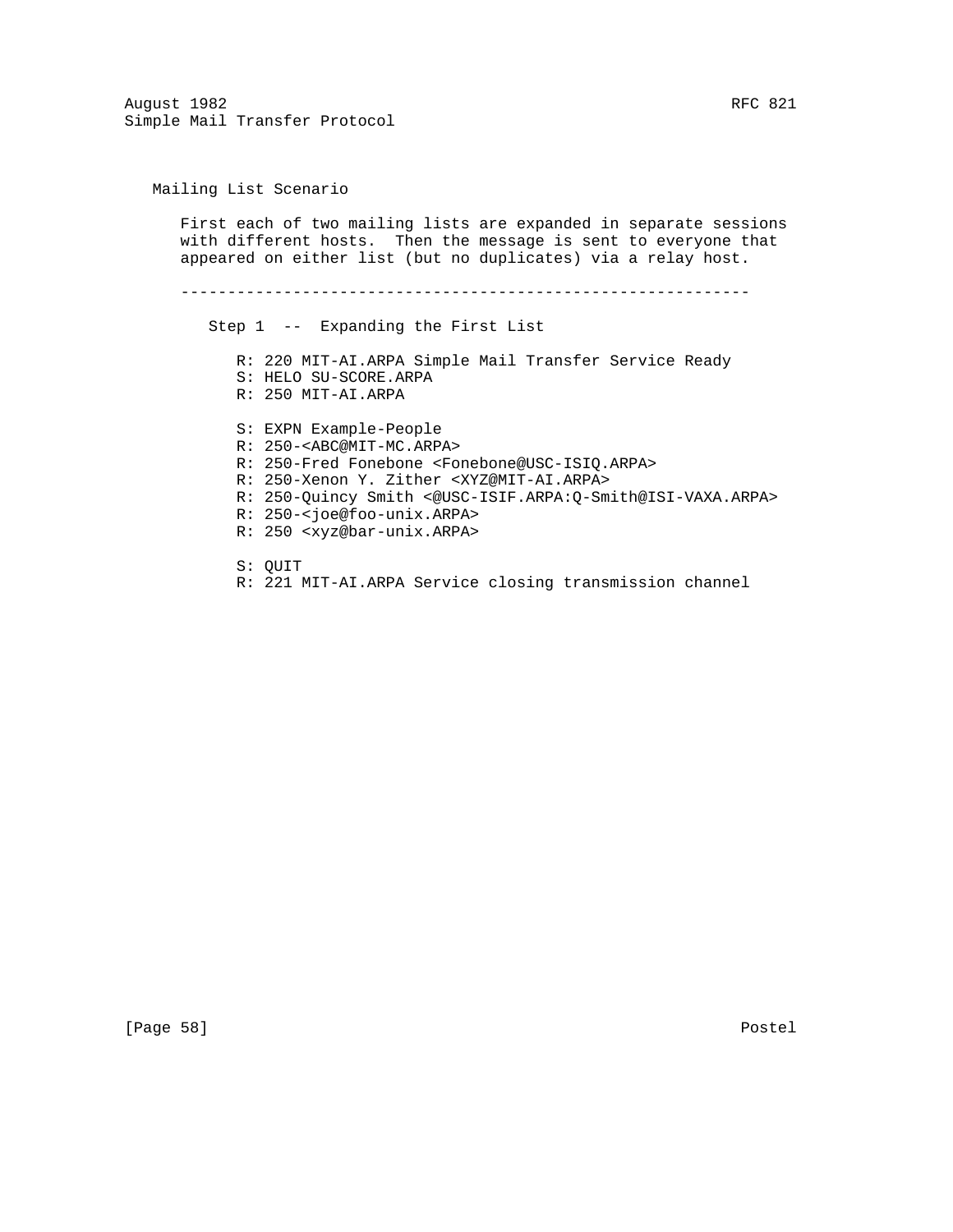Mailing List Scenario

First each of two mailing lists are expanded in separate sessions with different hosts. Then the message is sent to everyone that appeared on either list (but no duplicates) via a relay host.

-------------------------------------------------------------

Step 1 -- Expanding the First List

```
R: 220 MIT-AI.ARPA Simple Mail Transfer Service Ready
S: HELO SU-SCORE.ARPA
R: 250 MIT-AI.ARPA

S: EXPN Example-People
R: 250-<ABC@MIT-MC.ARPA>
R: 250-Fred Fonebone <Fonebone@USC-ISIQ.ARPA>
R: 250-Xenon Y. Zither <XYZ@MIT-AI.ARPA>
R: 250-Quincy Smith <@USC-ISIF.ARPA:Q-Smith@ISI-VAXA.ARPA>
R: 250-<joe@foo-unix.ARPA>
R: 250 <xyz@bar-unix.ARPA>

S: QUIT
R: 221 MIT-AI.ARPA Service closing transmission channel
```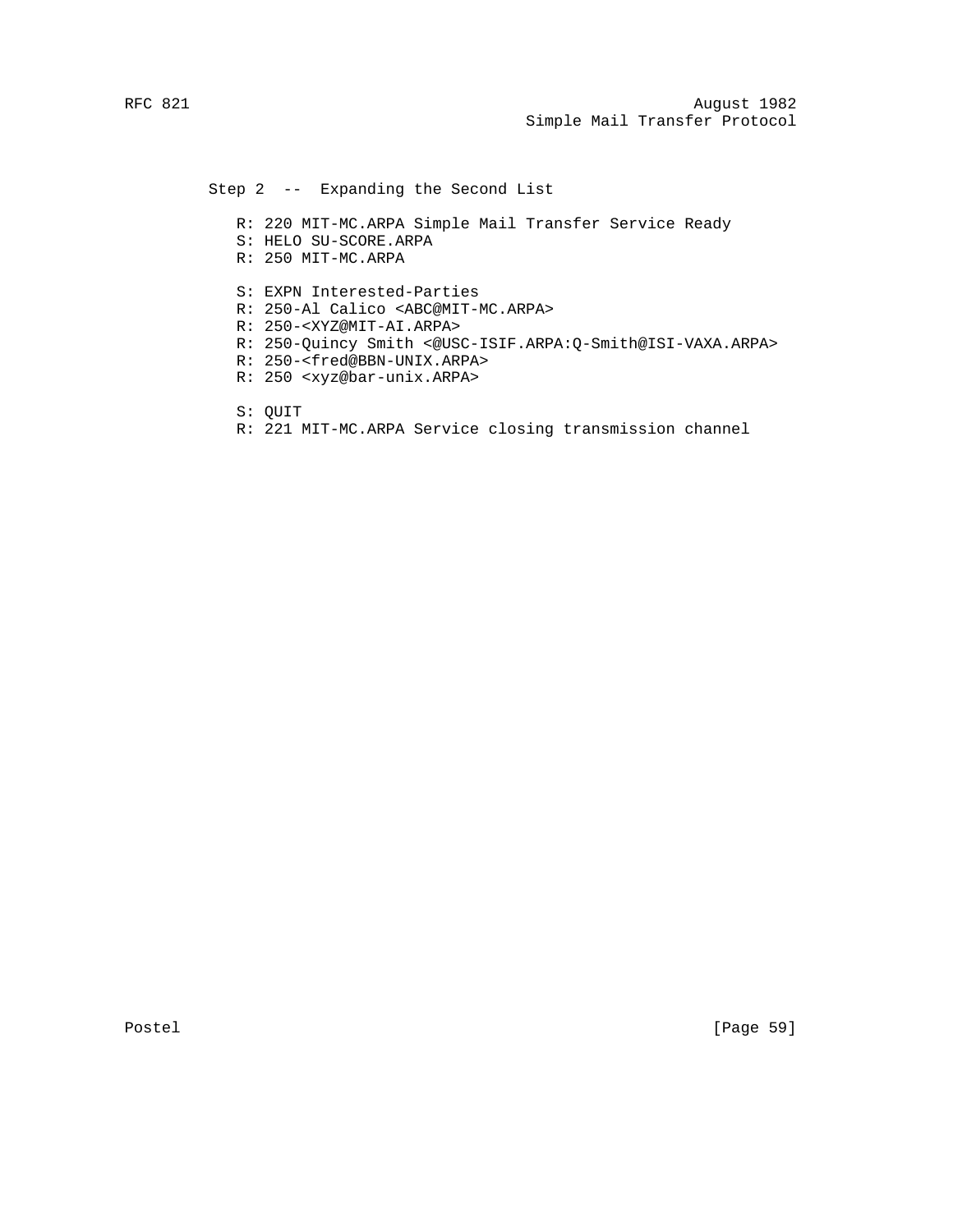Step 2 -- Expanding the Second List

```
R: 220 MIT-MC.ARPA Simple Mail Transfer Service Ready
S: HELO SU-SCORE.ARPA
R: 250 MIT-MC.ARPA

S: EXPN Interested-Parties
R: 250-Al Calico <ABC@MIT-MC.ARPA>
R: 250-<XYZ@MIT-AI.ARPA>
R: 250-Quincy Smith <@USC-ISIF.ARPA:Q-Smith@ISI-VAXA.ARPA>
R: 250-<fred@BBN-UNIX.ARPA>
R: 250 <xyz@bar-unix.ARPA>

S: QUIT
R: 221 MIT-MC.ARPA Service closing transmission channel
```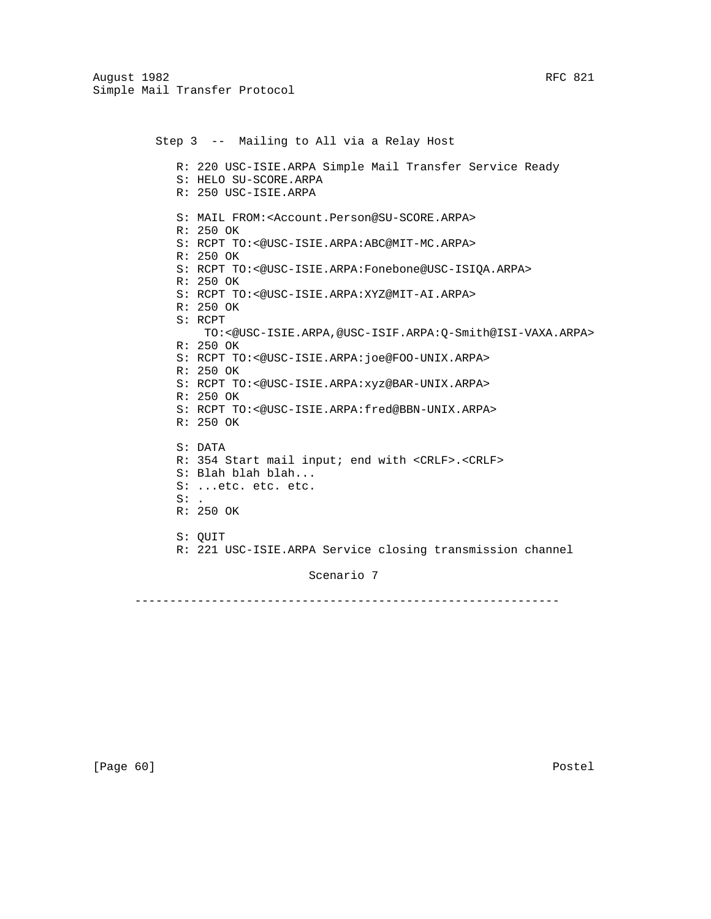Step 3 -- Mailing to All via a Relay Host

```
R: 220 USC-ISIE.ARPA Simple Mail Transfer Service Ready
S: HELO SU-SCORE.ARPA
R: 250 USC-ISIE.ARPA

S: MAIL FROM:<Account.Person@SU-SCORE.ARPA>
R: 250 OK
S: RCPT TO:<@USC-ISIE.ARPA:ABC@MIT-MC.ARPA>
R: 250 OK
S: RCPT TO:<@USC-ISIE.ARPA:Fonebone@USC-ISIQA.ARPA>
R: 250 OK
S: RCPT TO:<@USC-ISIE.ARPA:XYZ@MIT-AI.ARPA>
R: 250 OK
S: RCPT
    TO:<@USC-ISIE.ARPA,@USC-ISIF.ARPA:Q-Smith@ISI-VAXA.ARPA>
R: 250 OK
S: RCPT TO:<@USC-ISIE.ARPA:joe@FOO-UNIX.ARPA>
R: 250 OK
S: RCPT TO:<@USC-ISIE.ARPA:xyz@BAR-UNIX.ARPA>
R: 250 OK
S: RCPT TO:<@USC-ISIE.ARPA:fred@BBN-UNIX.ARPA>
R: 250 OK

S: DATA
R: 354 Start mail input; end with <CRLF>.<CRLF>
S: Blah blah blah...
S: ...etc. etc. etc.
S: .
R: 250 OK

S: QUIT
R: 221 USC-ISIE.ARPA Service closing transmission channel
```

Scenario 7

-------------------------------------------------------------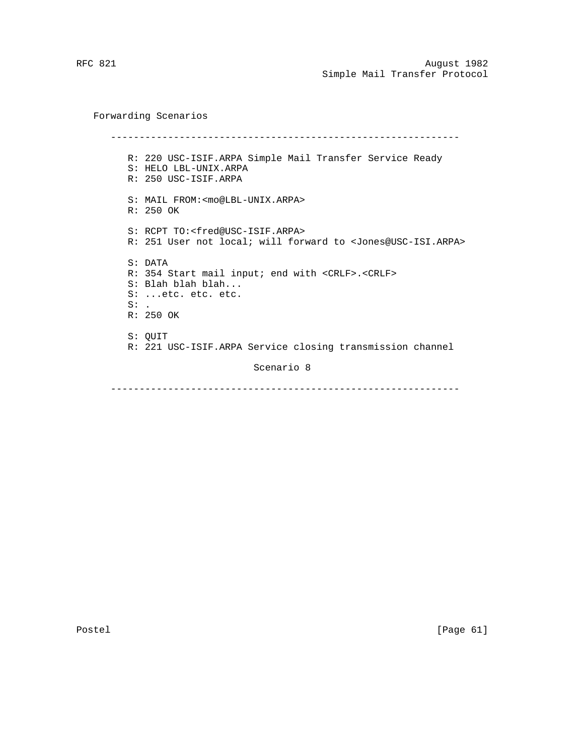## Forwarding Scenarios

```
      -------------------------------------------------------------

         R: 220 USC-ISIF.ARPA Simple Mail Transfer Service Ready
         S: HELO LBL-UNIX.ARPA
         R: 250 USC-ISIF.ARPA

         S: MAIL FROM:<mo@LBL-UNIX.ARPA>
         R: 250 OK

         S: RCPT TO:<fred@USC-ISIF.ARPA>
         R: 251 User not local; will forward to <Jones@USC-ISI.ARPA>

         S: DATA
         R: 354 Start mail input; end with <CRLF>.<CRLF>
         S: Blah blah blah...
         S: ...etc. etc. etc.
         S: .
         R: 250 OK

         S: QUIT
         R: 221 USC-ISIF.ARPA Service closing transmission channel

                              Scenario 8

      -------------------------------------------------------------
```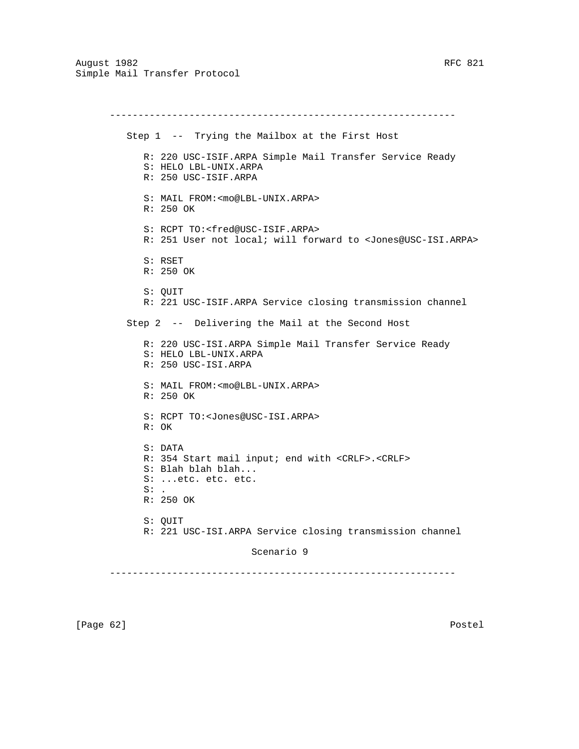```
-------------------------------------------------------------

   Step 1  --  Trying the Mailbox at the First Host

      R: 220 USC-ISIF.ARPA Simple Mail Transfer Service Ready
      S: HELO LBL-UNIX.ARPA
      R: 250 USC-ISIF.ARPA

      S: MAIL FROM:<mo@LBL-UNIX.ARPA>
      R: 250 OK

      S: RCPT TO:<fred@USC-ISIF.ARPA>
      R: 251 User not local; will forward to <Jones@USC-ISI.ARPA>

      S: RSET
      R: 250 OK

      S: QUIT
      R: 221 USC-ISIF.ARPA Service closing transmission channel

   Step 2  --  Delivering the Mail at the Second Host

      R: 220 USC-ISI.ARPA Simple Mail Transfer Service Ready
      S: HELO LBL-UNIX.ARPA
      R: 250 USC-ISI.ARPA

      S: MAIL FROM:<mo@LBL-UNIX.ARPA>
      R: 250 OK

      S: RCPT TO:<Jones@USC-ISI.ARPA>
      R: OK

      S: DATA
      R: 354 Start mail input; end with <CRLF>.<CRLF>
      S: Blah blah blah...
      S: ...etc. etc. etc.
      S: .
      R: 250 OK

      S: QUIT
      R: 221 USC-ISI.ARPA Service closing transmission channel

                         Scenario 9

-------------------------------------------------------------
```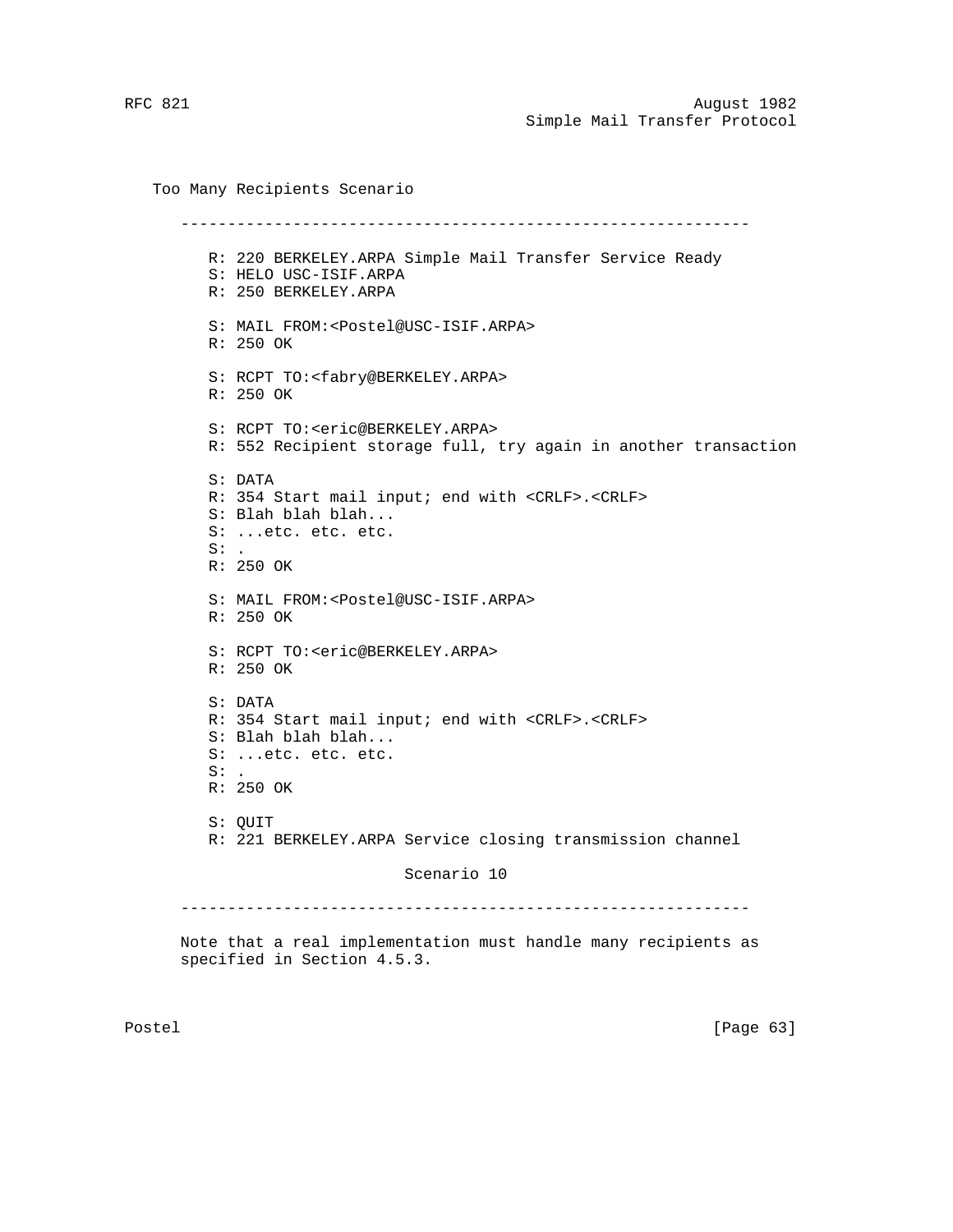Too Many Recipients Scenario

```
-------------------------------------------------------------

   R: 220 BERKELEY.ARPA Simple Mail Transfer Service Ready
   S: HELO USC-ISIF.ARPA
   R: 250 BERKELEY.ARPA

   S: MAIL FROM:<Postel@USC-ISIF.ARPA>
   R: 250 OK

   S: RCPT TO:<fabry@BERKELEY.ARPA>
   R: 250 OK

   S: RCPT TO:<eric@BERKELEY.ARPA>
   R: 552 Recipient storage full, try again in another transaction

   S: DATA
   R: 354 Start mail input; end with <CRLF>.<CRLF>
   S: Blah blah blah...
   S: ...etc. etc. etc.
   S: .
   R: 250 OK

   S: MAIL FROM:<Postel@USC-ISIF.ARPA>
   R: 250 OK

   S: RCPT TO:<eric@BERKELEY.ARPA>
   R: 250 OK

   S: DATA
   R: 354 Start mail input; end with <CRLF>.<CRLF>
   S: Blah blah blah...
   S: ...etc. etc. etc.
   S: .
   R: 250 OK

   S: QUIT
   R: 221 BERKELEY.ARPA Service closing transmission channel

                         Scenario 10

-------------------------------------------------------------
```

Note that a real implementation must handle many recipients as specified in Section 4.5.3.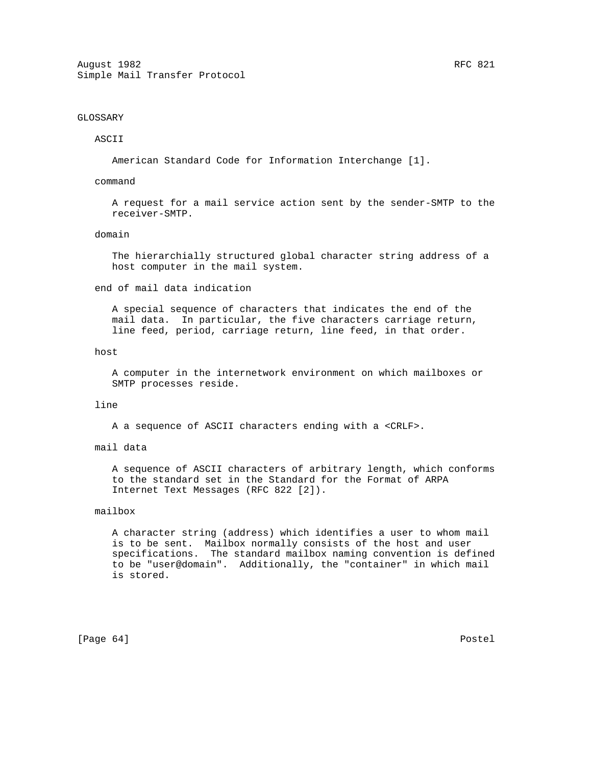# GLOSSARY

### ASCII

American Standard Code for Information Interchange [1].

### command

A request for a mail service action sent by the sender-SMTP to the receiver-SMTP.

### domain

The hierarchially structured global character string address of a host computer in the mail system.

### end of mail data indication

A special sequence of characters that indicates the end of the mail data. In particular, the five characters carriage return, line feed, period, carriage return, line feed, in that order.

### host

A computer in the internetwork environment on which mailboxes or SMTP processes reside.

### line

A a sequence of ASCII characters ending with a <CRLF>.

### mail data

A sequence of ASCII characters of arbitrary length, which conforms to the standard set in the Standard for the Format of ARPA Internet Text Messages (RFC 822 [2]).

### mailbox

A character string (address) which identifies a user to whom mail is to be sent. Mailbox normally consists of the host and user specifications. The standard mailbox naming convention is defined to be "user@domain". Additionally, the "container" in which mail is stored.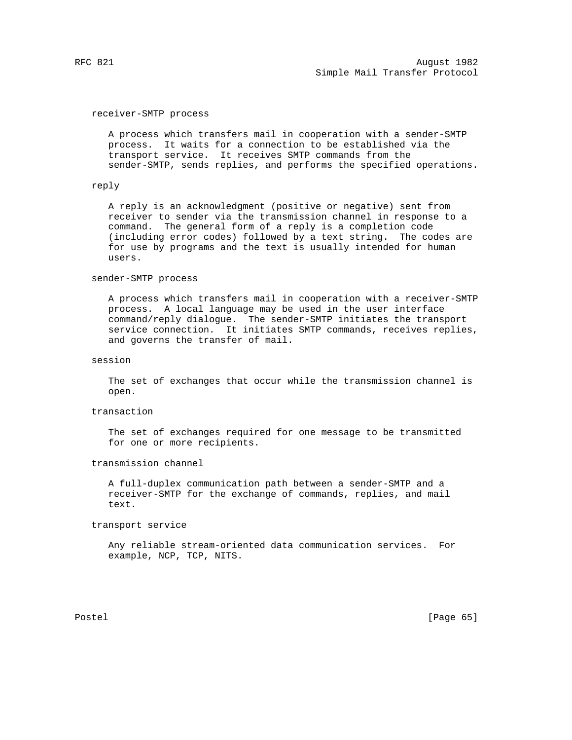receiver-SMTP process

A process which transfers mail in cooperation with a sender-SMTP process. It waits for a connection to be established via the transport service. It receives SMTP commands from the sender-SMTP, sends replies, and performs the specified operations.

reply

A reply is an acknowledgment (positive or negative) sent from receiver to sender via the transmission channel in response to a command. The general form of a reply is a completion code (including error codes) followed by a text string. The codes are for use by programs and the text is usually intended for human users.

sender-SMTP process

A process which transfers mail in cooperation with a receiver-SMTP process. A local language may be used in the user interface command/reply dialogue. The sender-SMTP initiates the transport service connection. It initiates SMTP commands, receives replies, and governs the transfer of mail.

session

The set of exchanges that occur while the transmission channel is open.

transaction

The set of exchanges required for one message to be transmitted for one or more recipients.

transmission channel

A full-duplex communication path between a sender-SMTP and a receiver-SMTP for the exchange of commands, replies, and mail text.

transport service

Any reliable stream-oriented data communication services. For example, NCP, TCP, NITS.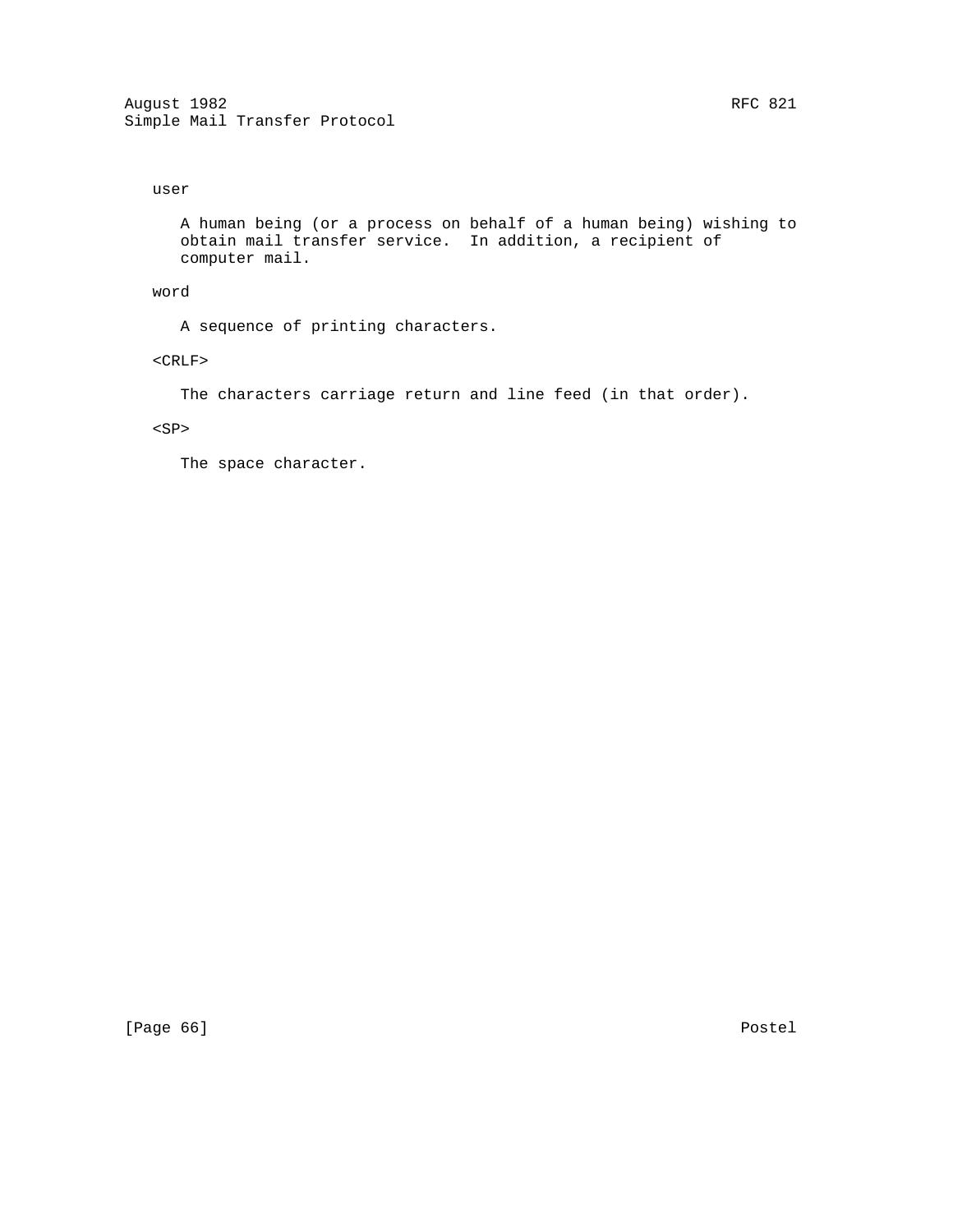user

A human being (or a process on behalf of a human being) wishing to obtain mail transfer service. In addition, a recipient of computer mail.

word

A sequence of printing characters.

<CRLF>

The characters carriage return and line feed (in that order).

<SP>

The space character.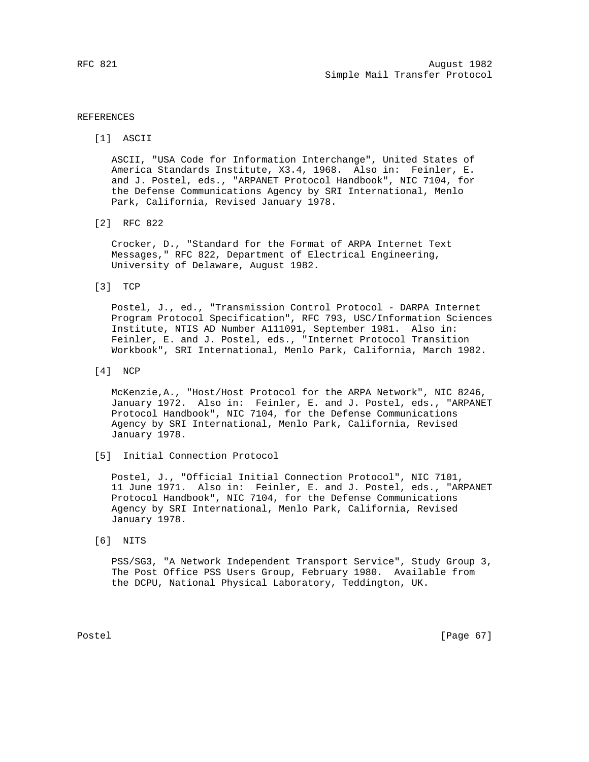## REFERENCES

[1] ASCII

ASCII, "USA Code for Information Interchange", United States of America Standards Institute, X3.4, 1968. Also in: Feinler, E. and J. Postel, eds., "ARPANET Protocol Handbook", NIC 7104, for the Defense Communications Agency by SRI International, Menlo Park, California, Revised January 1978.

[2] RFC 822

Crocker, D., "Standard for the Format of ARPA Internet Text Messages," RFC 822, Department of Electrical Engineering, University of Delaware, August 1982.

[3] TCP

Postel, J., ed., "Transmission Control Protocol - DARPA Internet Program Protocol Specification", RFC 793, USC/Information Sciences Institute, NTIS AD Number A111091, September 1981. Also in: Feinler, E. and J. Postel, eds., "Internet Protocol Transition Workbook", SRI International, Menlo Park, California, March 1982.

[4] NCP

McKenzie,A., "Host/Host Protocol for the ARPA Network", NIC 8246, January 1972. Also in: Feinler, E. and J. Postel, eds., "ARPANET Protocol Handbook", NIC 7104, for the Defense Communications Agency by SRI International, Menlo Park, California, Revised January 1978.

[5] Initial Connection Protocol

Postel, J., "Official Initial Connection Protocol", NIC 7101, 11 June 1971. Also in: Feinler, E. and J. Postel, eds., "ARPANET Protocol Handbook", NIC 7104, for the Defense Communications Agency by SRI International, Menlo Park, California, Revised January 1978.

[6] NITS

PSS/SG3, "A Network Independent Transport Service", Study Group 3, The Post Office PSS Users Group, February 1980. Available from the DCPU, National Physical Laboratory, Teddington, UK.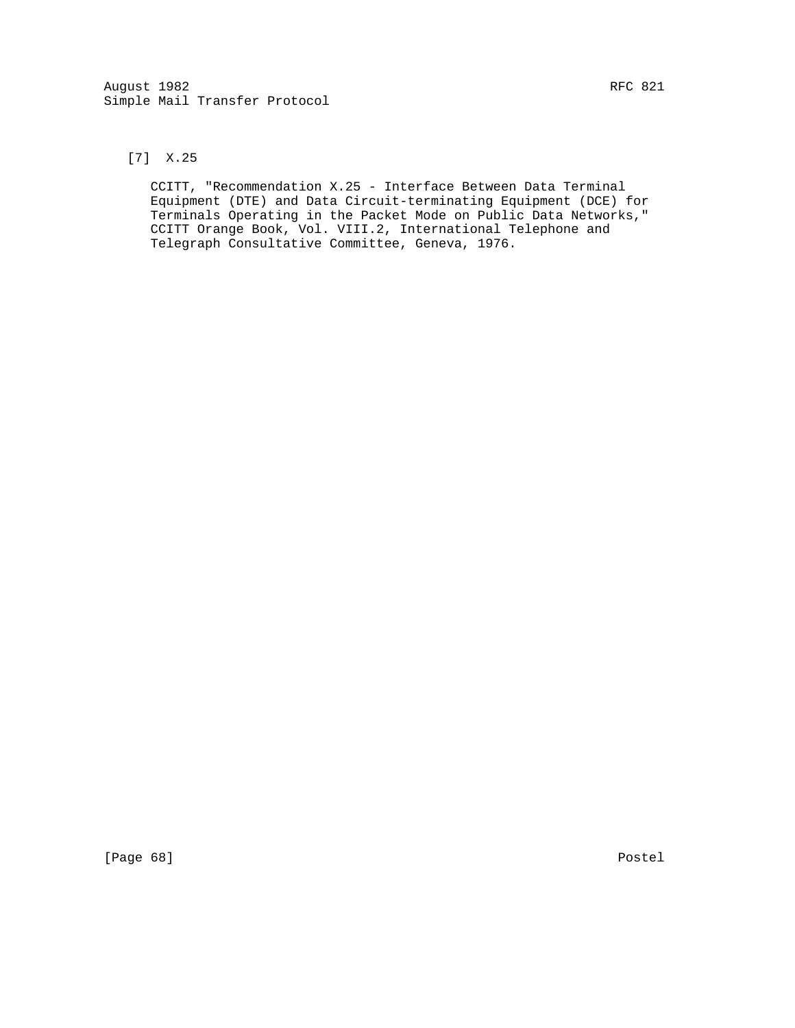[7] X.25

CCITT, "Recommendation X.25 - Interface Between Data Terminal Equipment (DTE) and Data Circuit-terminating Equipment (DCE) for Terminals Operating in the Packet Mode on Public Data Networks," CCITT Orange Book, Vol. VIII.2, International Telephone and Telegraph Consultative Committee, Geneva, 1976.